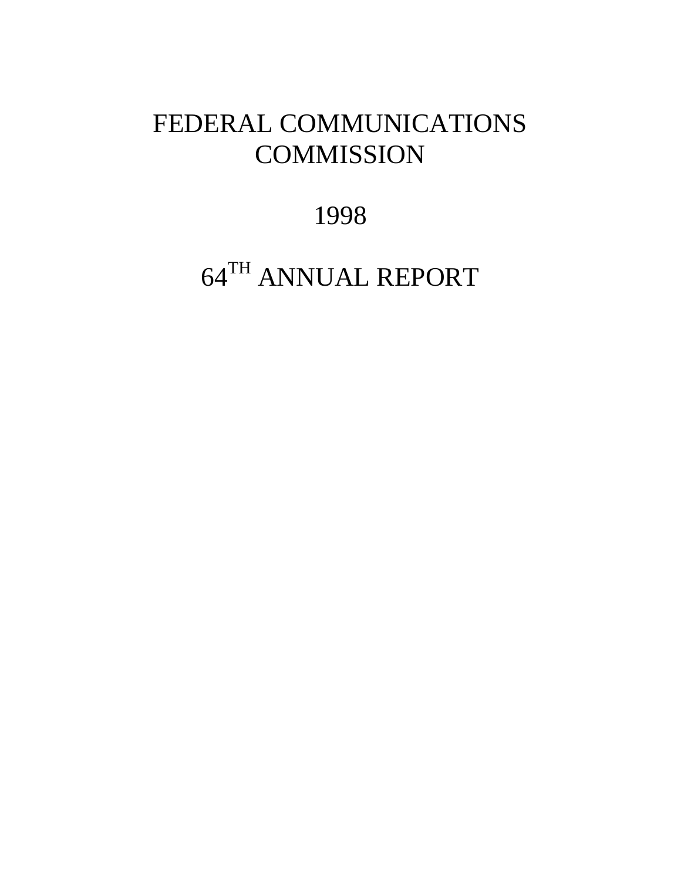# FEDERAL COMMUNICATIONS COMMISSION

## 1998

## 64TH ANNUAL REPORT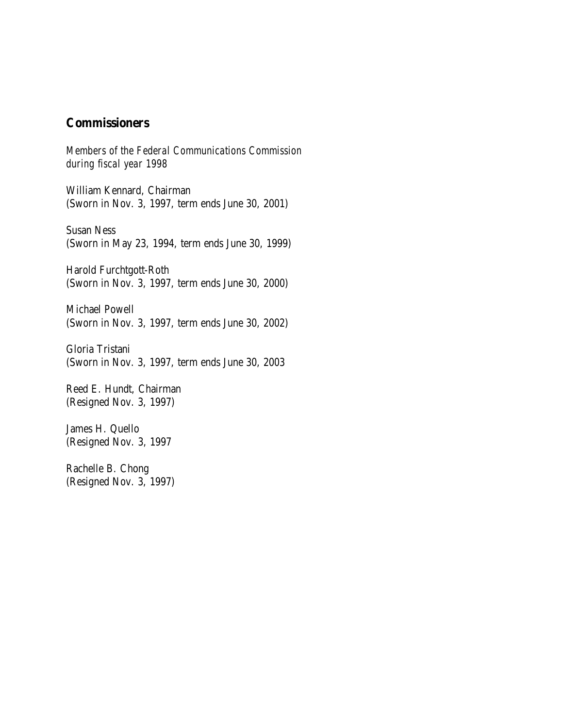## Commissioners

*Members of the Federal Communications Commission during fiscal year 1998*

William Kennard, Chairman
(Sworn in Nov. 3, 1997, term ends June 30, 2001)

Susan Ness
(Sworn in May 23, 1994, term ends June 30, 1999)

Harold Furchtgott-Roth
(Sworn in Nov. 3, 1997, term ends June 30, 2000)

Michael Powell
(Sworn in Nov. 3, 1997, term ends June 30, 2002)

Gloria Tristani
(Sworn in Nov. 3, 1997, term ends June 30, 2003

Reed E. Hundt, Chairman
(Resigned Nov. 3, 1997)

James H. Quello
(Resigned Nov. 3, 1997

Rachelle B. Chong
(Resigned Nov. 3, 1997)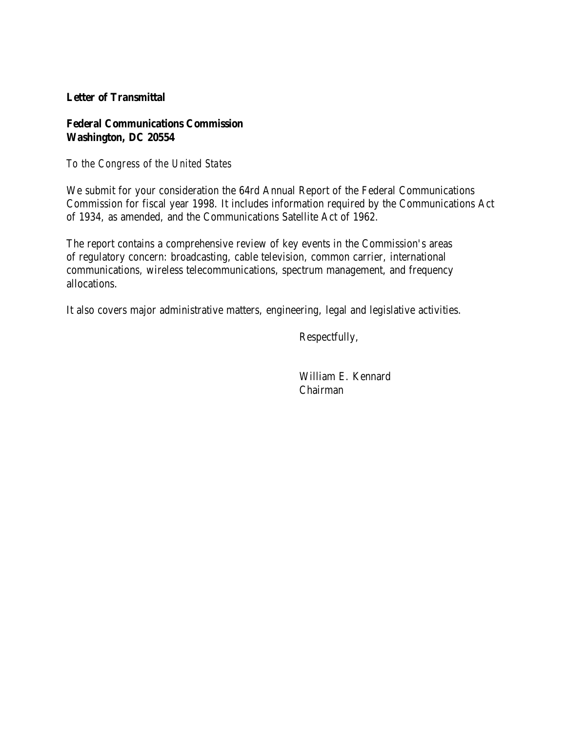**Letter of Transmittal**

**Federal Communications Commission**
**Washington, DC 20554**

*To the Congress of the United States*

We submit for your consideration the 64rd Annual Report of the Federal Communications Commission for fiscal year 1998. It includes information required by the Communications Act of 1934, as amended, and the Communications Satellite Act of 1962.

The report contains a comprehensive review of key events in the Commission's areas of regulatory concern: broadcasting, cable television, common carrier, international communications, wireless telecommunications, spectrum management, and frequency allocations.

It also covers major administrative matters, engineering, legal and legislative activities.

Respectfully,

William E. Kennard
Chairman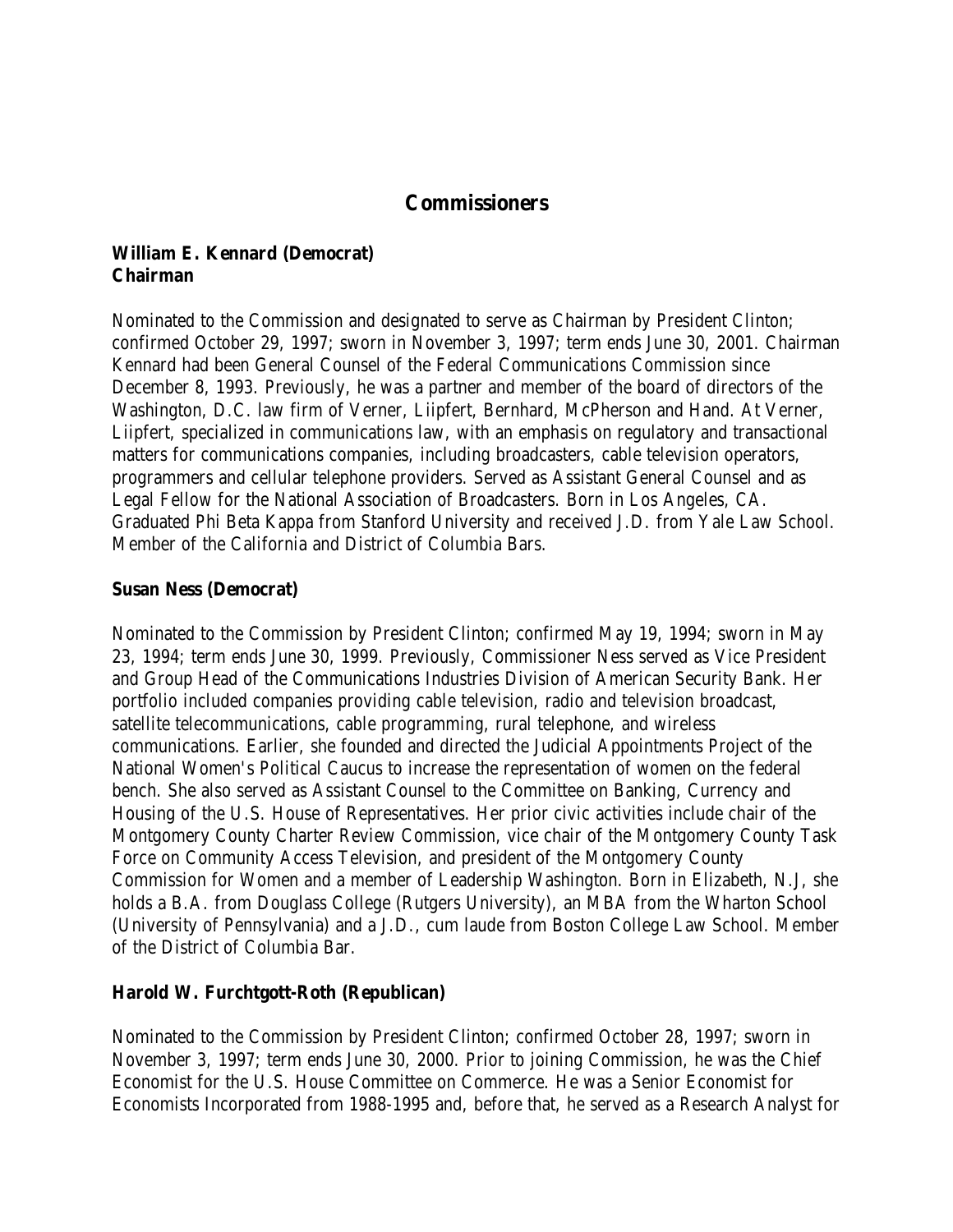# Commissioners

**William E. Kennard (Democrat)**
**Chairman**

Nominated to the Commission and designated to serve as Chairman by President Clinton; confirmed October 29, 1997; sworn in November 3, 1997; term ends June 30, 2001. Chairman Kennard had been General Counsel of the Federal Communications Commission since December 8, 1993. Previously, he was a partner and member of the board of directors of the Washington, D.C. law firm of Verner, Liipfert, Bernhard, McPherson and Hand. At Verner, Liipfert, specialized in communications law, with an emphasis on regulatory and transactional matters for communications companies, including broadcasters, cable television operators, programmers and cellular telephone providers. Served as Assistant General Counsel and as Legal Fellow for the National Association of Broadcasters. Born in Los Angeles, CA. Graduated Phi Beta Kappa from Stanford University and received J.D. from Yale Law School. Member of the California and District of Columbia Bars.

**Susan Ness (Democrat)**

Nominated to the Commission by President Clinton; confirmed May 19, 1994; sworn in May 23, 1994; term ends June 30, 1999. Previously, Commissioner Ness served as Vice President and Group Head of the Communications Industries Division of American Security Bank. Her portfolio included companies providing cable television, radio and television broadcast, satellite telecommunications, cable programming, rural telephone, and wireless communications. Earlier, she founded and directed the Judicial Appointments Project of the National Women's Political Caucus to increase the representation of women on the federal bench. She also served as Assistant Counsel to the Committee on Banking, Currency and Housing of the U.S. House of Representatives. Her prior civic activities include chair of the Montgomery County Charter Review Commission, vice chair of the Montgomery County Task Force on Community Access Television, and president of the Montgomery County Commission for Women and a member of Leadership Washington. Born in Elizabeth, N.J, she holds a B.A. from Douglass College (Rutgers University), an MBA from the Wharton School (University of Pennsylvania) and a J.D., cum laude from Boston College Law School. Member of the District of Columbia Bar.

**Harold W. Furchtgott-Roth (Republican)**

Nominated to the Commission by President Clinton; confirmed October 28, 1997; sworn in November 3, 1997; term ends June 30, 2000. Prior to joining Commission, he was the Chief Economist for the U.S. House Committee on Commerce. He was a Senior Economist for Economists Incorporated from 1988-1995 and, before that, he served as a Research Analyst for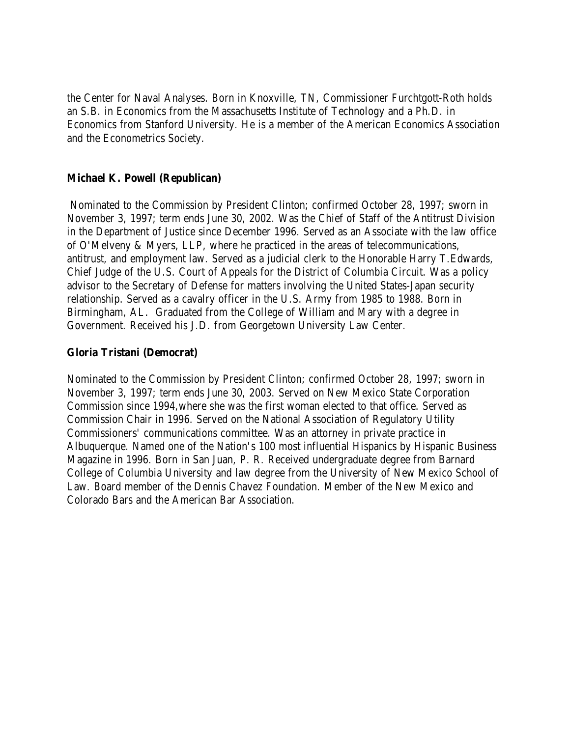the Center for Naval Analyses. Born in Knoxville, TN, Commissioner Furchtgott-Roth holds an S.B. in Economics from the Massachusetts Institute of Technology and a Ph.D. in Economics from Stanford University. He is a member of the American Economics Association and the Econometrics Society.

**Michael K. Powell (Republican)**

Nominated to the Commission by President Clinton; confirmed October 28, 1997; sworn in November 3, 1997; term ends June 30, 2002. Was the Chief of Staff of the Antitrust Division in the Department of Justice since December 1996. Served as an Associate with the law office of O'Melveny & Myers, LLP, where he practiced in the areas of telecommunications, antitrust, and employment law. Served as a judicial clerk to the Honorable Harry T.Edwards, Chief Judge of the U.S. Court of Appeals for the District of Columbia Circuit. Was a policy advisor to the Secretary of Defense for matters involving the United States-Japan security relationship. Served as a cavalry officer in the U.S. Army from 1985 to 1988. Born in Birmingham, AL. Graduated from the College of William and Mary with a degree in Government. Received his J.D. from Georgetown University Law Center.

**Gloria Tristani (Democrat)**

Nominated to the Commission by President Clinton; confirmed October 28, 1997; sworn in November 3, 1997; term ends June 30, 2003. Served on New Mexico State Corporation Commission since 1994,where she was the first woman elected to that office. Served as Commission Chair in 1996. Served on the National Association of Regulatory Utility Commissioners' communications committee. Was an attorney in private practice in Albuquerque. Named one of the Nation's 100 most influential Hispanics by Hispanic Business Magazine in 1996. Born in San Juan, P. R. Received undergraduate degree from Barnard College of Columbia University and law degree from the University of New Mexico School of Law. Board member of the Dennis Chavez Foundation. Member of the New Mexico and Colorado Bars and the American Bar Association.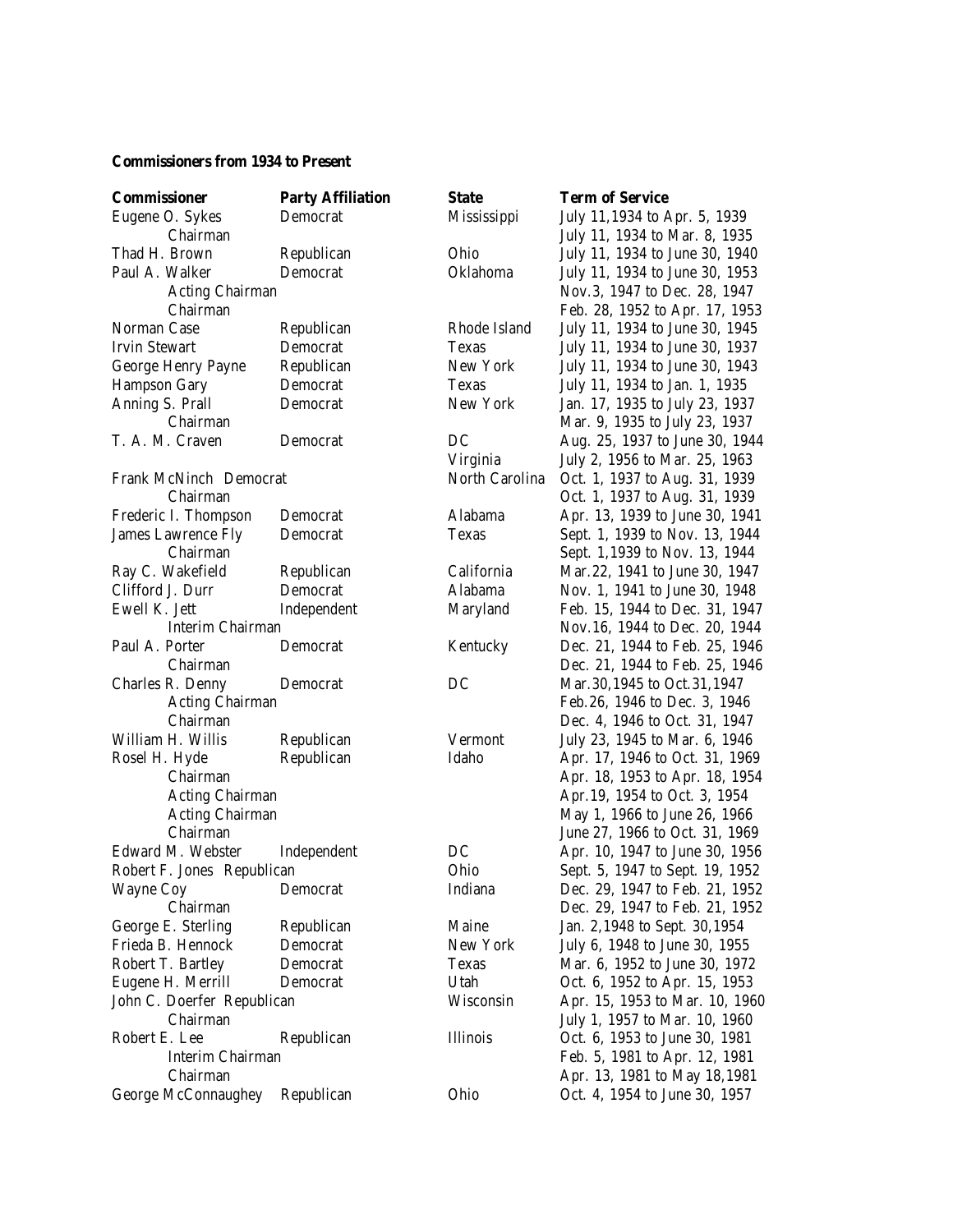**Commissioners from 1934 to Present**

| Commissioner | Party Affiliation | State | Term of Service |
|---|---|---|---|
| Eugene O. Sykes | Democrat | Mississippi | July 11,1934 to Apr. 5, 1939 |
| Chairman | | | July 11, 1934 to Mar. 8, 1935 |
| Thad H. Brown | Republican | Ohio | July 11, 1934 to June 30, 1940 |
| Paul A. Walker | Democrat | Oklahoma | July 11, 1934 to June 30, 1953 |
| Acting Chairman | | | Nov.3, 1947 to Dec. 28, 1947 |
| Chairman | | | Feb. 28, 1952 to Apr. 17, 1953 |
| Norman Case | Republican | Rhode Island | July 11, 1934 to June 30, 1945 |
| Irvin Stewart | Democrat | Texas | July 11, 1934 to June 30, 1937 |
| George Henry Payne | Republican | New York | July 11, 1934 to June 30, 1943 |
| Hampson Gary | Democrat | Texas | July 11, 1934 to Jan. 1, 1935 |
| Anning S. Prall | Democrat | New York | Jan. 17, 1935 to July 23, 1937 |
| Chairman | | | Mar. 9, 1935 to July 23, 1937 |
| T. A. M. Craven | Democrat | DC | Aug. 25, 1937 to June 30, 1944 |
| | | Virginia | July 2, 1956 to Mar. 25, 1963 |
| Frank McNinch | Democrat | North Carolina | Oct. 1, 1937 to Aug. 31, 1939 |
| Chairman | | | Oct. 1, 1937 to Aug. 31, 1939 |
| Frederic I. Thompson | Democrat | Alabama | Apr. 13, 1939 to June 30, 1941 |
| James Lawrence Fly | Democrat | Texas | Sept. 1, 1939 to Nov. 13, 1944 |
| Chairman | | | Sept. 1,1939 to Nov. 13, 1944 |
| Ray C. Wakefield | Republican | California | Mar.22, 1941 to June 30, 1947 |
| Clifford J. Durr | Democrat | Alabama | Nov. 1, 1941 to June 30, 1948 |
| Ewell K. Jett | Independent | Maryland | Feb. 15, 1944 to Dec. 31, 1947 |
| Interim Chairman | | | Nov.16, 1944 to Dec. 20, 1944 |
| Paul A. Porter | Democrat | Kentucky | Dec. 21, 1944 to Feb. 25, 1946 |
| Chairman | | | Dec. 21, 1944 to Feb. 25, 1946 |
| Charles R. Denny | Democrat | DC | Mar.30,1945 to Oct.31,1947 |
| Acting Chairman | | | Feb.26, 1946 to Dec. 3, 1946 |
| Chairman | | | Dec. 4, 1946 to Oct. 31, 1947 |
| William H. Willis | Republican | Vermont | July 23, 1945 to Mar. 6, 1946 |
| Rosel H. Hyde | Republican | Idaho | Apr. 17, 1946 to Oct. 31, 1969 |
| Chairman | | | Apr. 18, 1953 to Apr. 18, 1954 |
| Acting Chairman | | | Apr.19, 1954 to Oct. 3, 1954 |
| Acting Chairman | | | May 1, 1966 to June 26, 1966 |
| Chairman | | | June 27, 1966 to Oct. 31, 1969 |
| Edward M. Webster | Independent | DC | Apr. 10, 1947 to June 30, 1956 |
| Robert F. Jones | Republican | Ohio | Sept. 5, 1947 to Sept. 19, 1952 |
| Wayne Coy | Democrat | Indiana | Dec. 29, 1947 to Feb. 21, 1952 |
| Chairman | | | Dec. 29, 1947 to Feb. 21, 1952 |
| George E. Sterling | Republican | Maine | Jan. 2,1948 to Sept. 30,1954 |
| Frieda B. Hennock | Democrat | New York | July 6, 1948 to June 30, 1955 |
| Robert T. Bartley | Democrat | Texas | Mar. 6, 1952 to June 30, 1972 |
| Eugene H. Merrill | Democrat | Utah | Oct. 6, 1952 to Apr. 15, 1953 |
| John C. Doerfer | Republican | Wisconsin | Apr. 15, 1953 to Mar. 10, 1960 |
| Chairman | | | July 1, 1957 to Mar. 10, 1960 |
| Robert E. Lee | Republican | Illinois | Oct. 6, 1953 to June 30, 1981 |
| Interim Chairman | | | Feb. 5, 1981 to Apr. 12, 1981 |
| Chairman | | | Apr. 13, 1981 to May 18,1981 |
| George McConnaughey | Republican | Ohio | Oct. 4, 1954 to June 30, 1957 |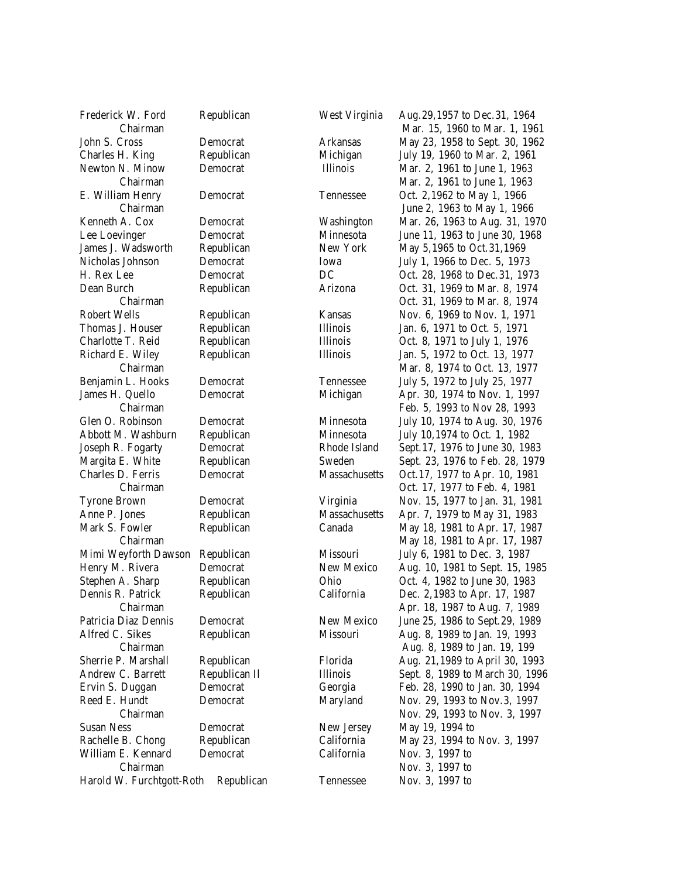| | | | |
|---|---|---|---|
| Frederick W. Ford | Republican | West Virginia | Aug.29,1957 to Dec.31, 1964 |
| Chairman | | | Mar. 15, 1960 to Mar. 1, 1961 |
| John S. Cross | Democrat | Arkansas | May 23, 1958 to Sept. 30, 1962 |
| Charles H. King | Republican | Michigan | July 19, 1960 to Mar. 2, 1961 |
| Newton N. Minow | Democrat | Illinois | Mar. 2, 1961 to June 1, 1963 |
| Chairman | | | Mar. 2, 1961 to June 1, 1963 |
| E. William Henry | Democrat | Tennessee | Oct. 2,1962 to May 1, 1966 |
| Chairman | | | June 2, 1963 to May 1, 1966 |
| Kenneth A. Cox | Democrat | Washington | Mar. 26, 1963 to Aug. 31, 1970 |
| Lee Loevinger | Democrat | Minnesota | June 11, 1963 to June 30, 1968 |
| James J. Wadsworth | Republican | New York | May 5,1965 to Oct.31,1969 |
| Nicholas Johnson | Democrat | Iowa | July 1, 1966 to Dec. 5, 1973 |
| H. Rex Lee | Democrat | DC | Oct. 28, 1968 to Dec.31, 1973 |
| Dean Burch | Republican | Arizona | Oct. 31, 1969 to Mar. 8, 1974 |
| Chairman | | | Oct. 31, 1969 to Mar. 8, 1974 |
| Robert Wells | Republican | Kansas | Nov. 6, 1969 to Nov. 1, 1971 |
| Thomas J. Houser | Republican | Illinois | Jan. 6, 1971 to Oct. 5, 1971 |
| Charlotte T. Reid | Republican | Illinois | Oct. 8, 1971 to July 1, 1976 |
| Richard E. Wiley | Republican | Illinois | Jan. 5, 1972 to Oct. 13, 1977 |
| Chairman | | | Mar. 8, 1974 to Oct. 13, 1977 |
| Benjamin L. Hooks | Democrat | Tennessee | July 5, 1972 to July 25, 1977 |
| James H. Quello | Democrat | Michigan | Apr. 30, 1974 to Nov. 1, 1997 |
| Chairman | | | Feb. 5, 1993 to Nov 28, 1993 |
| Glen O. Robinson | Democrat | Minnesota | July 10, 1974 to Aug. 30, 1976 |
| Abbott M. Washburn | Republican | Minnesota | July 10,1974 to Oct. 1, 1982 |
| Joseph R. Fogarty | Democrat | Rhode Island | Sept.17, 1976 to June 30, 1983 |
| Margita E. White | Republican | Sweden | Sept. 23, 1976 to Feb. 28, 1979 |
| Charles D. Ferris | Democrat | Massachusetts | Oct.17, 1977 to Apr. 10, 1981 |
| Chairman | | | Oct. 17, 1977 to Feb. 4, 1981 |
| Tyrone Brown | Democrat | Virginia | Nov. 15, 1977 to Jan. 31, 1981 |
| Anne P. Jones | Republican | Massachusetts | Apr. 7, 1979 to May 31, 1983 |
| Mark S. Fowler | Republican | Canada | May 18, 1981 to Apr. 17, 1987 |
| Chairman | | | May 18, 1981 to Apr. 17, 1987 |
| Mimi Weyforth Dawson | Republican | Missouri | July 6, 1981 to Dec. 3, 1987 |
| Henry M. Rivera | Democrat | New Mexico | Aug. 10, 1981 to Sept. 15, 1985 |
| Stephen A. Sharp | Republican | Ohio | Oct. 4, 1982 to June 30, 1983 |
| Dennis R. Patrick | Republican | California | Dec. 2,1983 to Apr. 17, 1987 |
| Chairman | | | Apr. 18, 1987 to Aug. 7, 1989 |
| Patricia Diaz Dennis | Democrat | New Mexico | June 25, 1986 to Sept.29, 1989 |
| Alfred C. Sikes | Republican | Missouri | Aug. 8, 1989 to Jan. 19, 1993 |
| Chairman | | | Aug. 8, 1989 to Jan. 19, 199 |
| Sherrie P. Marshall | Republican | Florida | Aug. 21,1989 to April 30, 1993 |
| Andrew C. Barrett | Republican II | Illinois | Sept. 8, 1989 to March 30, 1996 |
| Ervin S. Duggan | Democrat | Georgia | Feb. 28, 1990 to Jan. 30, 1994 |
| Reed E. Hundt | Democrat | Maryland | Nov. 29, 1993 to Nov.3, 1997 |
| Chairman | | | Nov. 29, 1993 to Nov. 3, 1997 |
| Susan Ness | Democrat | New Jersey | May 19, 1994 to |
| Rachelle B. Chong | Republican | California | May 23, 1994 to Nov. 3, 1997 |
| William E. Kennard | Democrat | California | Nov. 3, 1997 to |
| Chairman | | | Nov. 3, 1997 to |
| Harold W. Furchtgott-Roth | Republican | Tennessee | Nov. 3, 1997 to |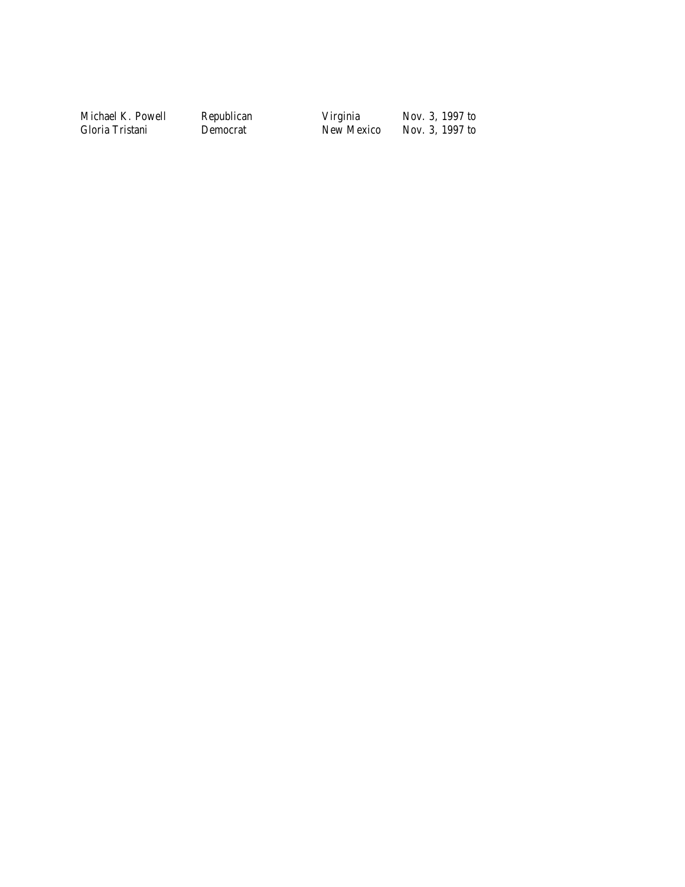| | | | |
|---|---|---|---|
| Michael K. Powell | Republican | Virginia | Nov. 3, 1997 to |
| Gloria Tristani | Democrat | New Mexico | Nov. 3, 1997 to |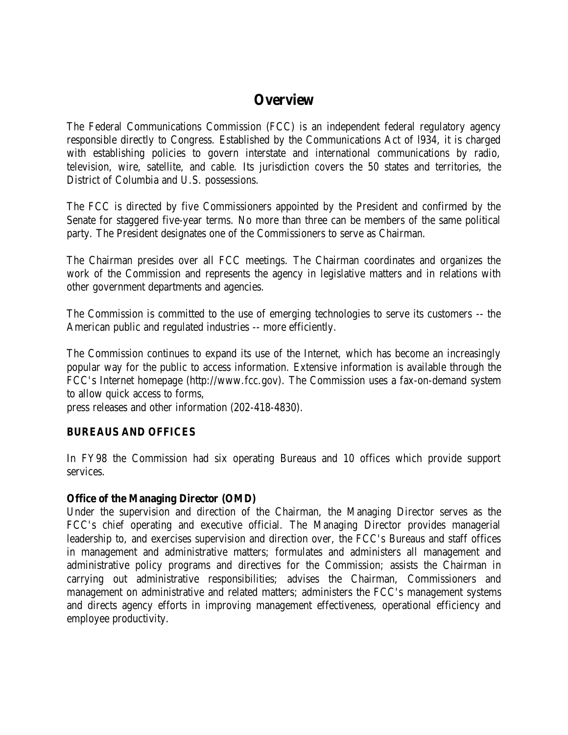# Overview

The Federal Communications Commission (FCC) is an independent federal regulatory agency responsible directly to Congress. Established by the Communications Act of l934, it is charged with establishing policies to govern interstate and international communications by radio, television, wire, satellite, and cable. Its jurisdiction covers the 50 states and territories, the District of Columbia and U.S. possessions.

The FCC is directed by five Commissioners appointed by the President and confirmed by the Senate for staggered five-year terms. No more than three can be members of the same political party. The President designates one of the Commissioners to serve as Chairman.

The Chairman presides over all FCC meetings. The Chairman coordinates and organizes the work of the Commission and represents the agency in legislative matters and in relations with other government departments and agencies.

The Commission is committed to the use of emerging technologies to serve its customers -- the American public and regulated industries -- more efficiently.

The Commission continues to expand its use of the Internet, which has become an increasingly popular way for the public to access information. Extensive information is available through the FCC's Internet homepage (http://www.fcc.gov). The Commission uses a fax-on-demand system to allow quick access to forms,
press releases and other information (202-418-4830).

## BUREAUS AND OFFICES

In FY98 the Commission had six operating Bureaus and 10 offices which provide support services.

**Office of the Managing Director (OMD)**
Under the supervision and direction of the Chairman, the Managing Director serves as the FCC's chief operating and executive official. The Managing Director provides managerial leadership to, and exercises supervision and direction over, the FCC's Bureaus and staff offices in management and administrative matters; formulates and administers all management and administrative policy programs and directives for the Commission; assists the Chairman in carrying out administrative responsibilities; advises the Chairman, Commissioners and management on administrative and related matters; administers the FCC's management systems and directs agency efforts in improving management effectiveness, operational efficiency and employee productivity.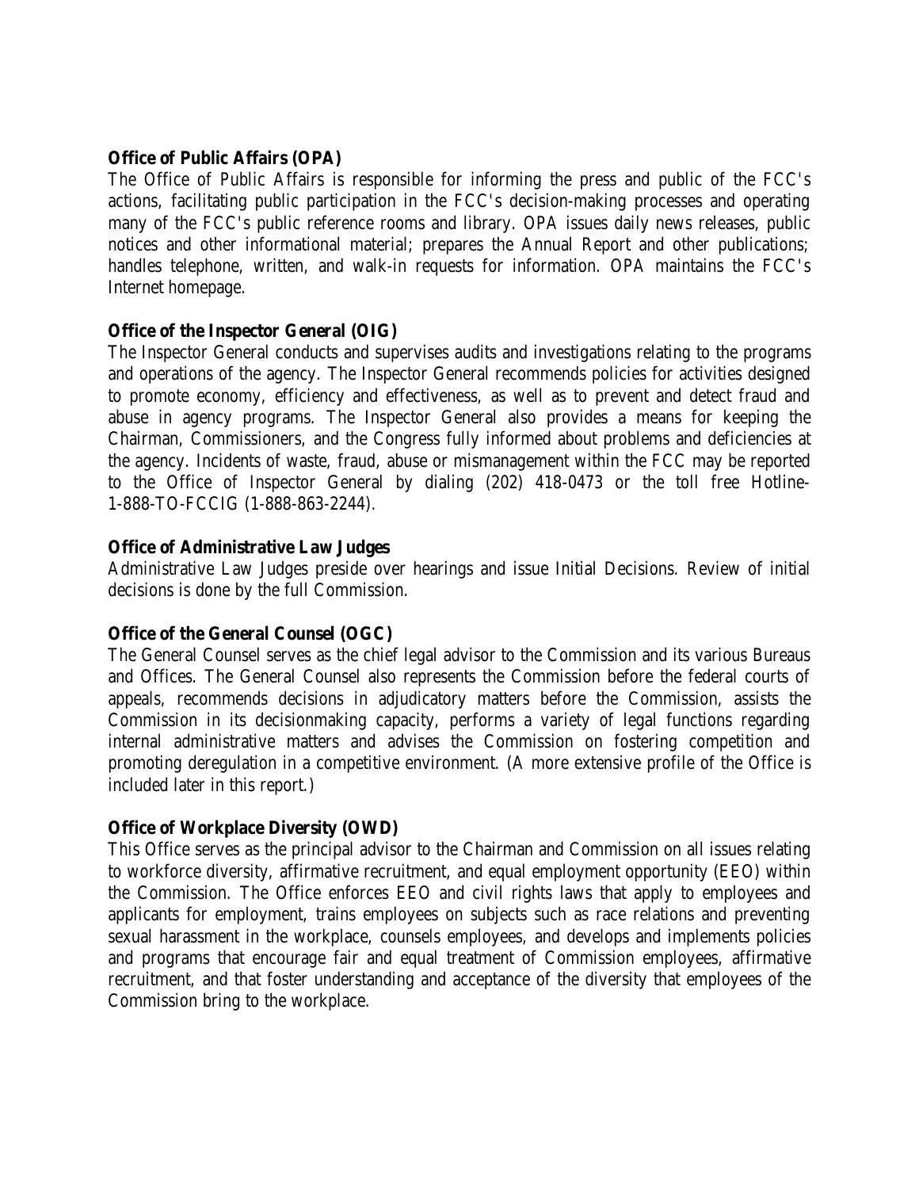**Office of Public Affairs (OPA)**

The Office of Public Affairs is responsible for informing the press and public of the FCC's actions, facilitating public participation in the FCC's decision-making processes and operating many of the FCC's public reference rooms and library. OPA issues daily news releases, public notices and other informational material; prepares the Annual Report and other publications; handles telephone, written, and walk-in requests for information. OPA maintains the FCC's Internet homepage.

**Office of the Inspector General (OIG)**

The Inspector General conducts and supervises audits and investigations relating to the programs and operations of the agency. The Inspector General recommends policies for activities designed to promote economy, efficiency and effectiveness, as well as to prevent and detect fraud and abuse in agency programs. The Inspector General also provides a means for keeping the Chairman, Commissioners, and the Congress fully informed about problems and deficiencies at the agency. Incidents of waste, fraud, abuse or mismanagement within the FCC may be reported to the Office of Inspector General by dialing (202) 418-0473 or the toll free Hotline- 1-888-TO-FCCIG (1-888-863-2244).

**Office of Administrative Law Judges**

Administrative Law Judges preside over hearings and issue Initial Decisions. Review of initial decisions is done by the full Commission.

**Office of the General Counsel (OGC)**

The General Counsel serves as the chief legal advisor to the Commission and its various Bureaus and Offices. The General Counsel also represents the Commission before the federal courts of appeals, recommends decisions in adjudicatory matters before the Commission, assists the Commission in its decisionmaking capacity, performs a variety of legal functions regarding internal administrative matters and advises the Commission on fostering competition and promoting deregulation in a competitive environment. (A more extensive profile of the Office is included later in this report.)

**Office of Workplace Diversity (OWD)**

This Office serves as the principal advisor to the Chairman and Commission on all issues relating to workforce diversity, affirmative recruitment, and equal employment opportunity (EEO) within the Commission. The Office enforces EEO and civil rights laws that apply to employees and applicants for employment, trains employees on subjects such as race relations and preventing sexual harassment in the workplace, counsels employees, and develops and implements policies and programs that encourage fair and equal treatment of Commission employees, affirmative recruitment, and that foster understanding and acceptance of the diversity that employees of the Commission bring to the workplace.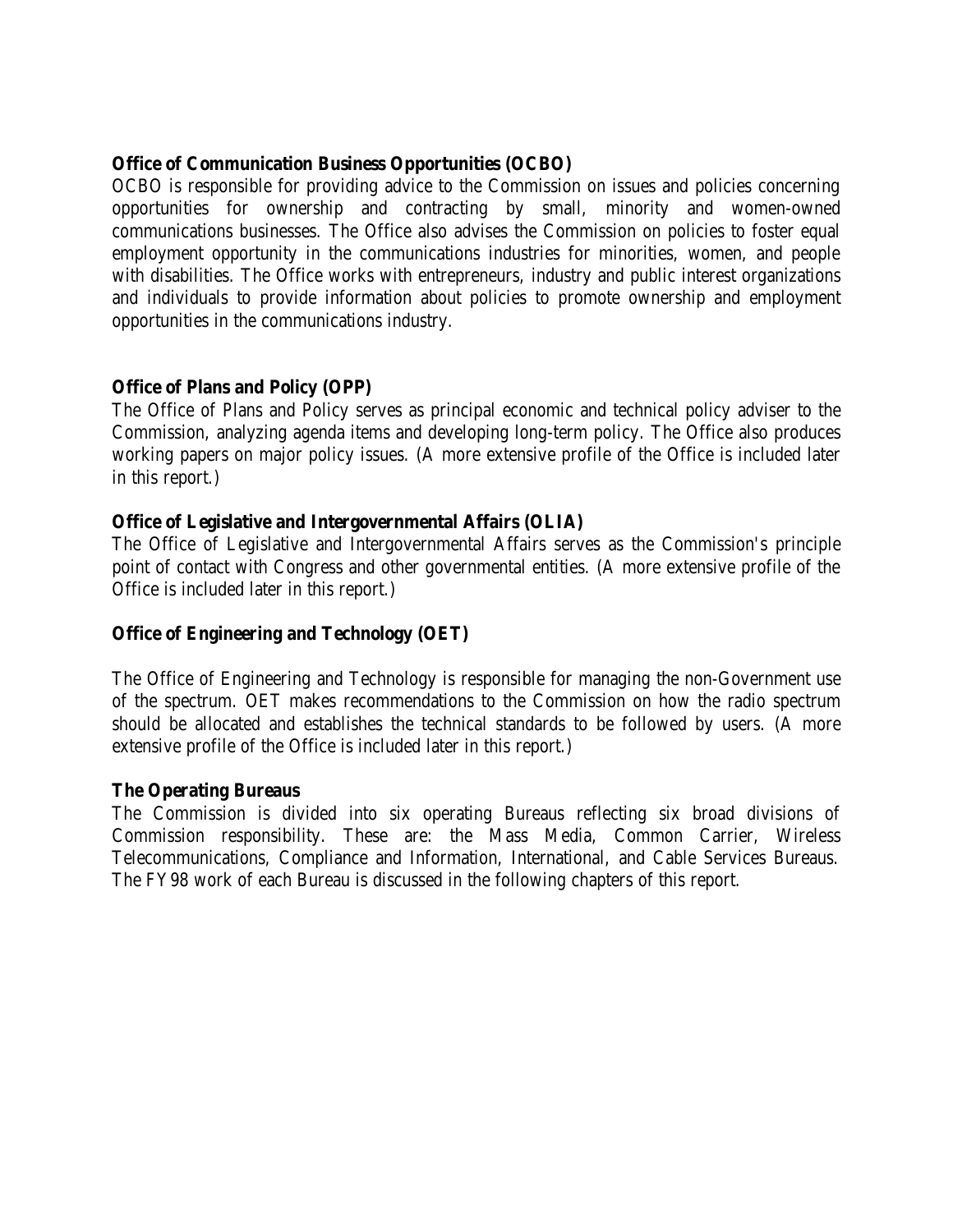### Office of Communication Business Opportunities (OCBO)

OCBO is responsible for providing advice to the Commission on issues and policies concerning opportunities for ownership and contracting by small, minority and women-owned communications businesses. The Office also advises the Commission on policies to foster equal employment opportunity in the communications industries for minorities, women, and people with disabilities. The Office works with entrepreneurs, industry and public interest organizations and individuals to provide information about policies to promote ownership and employment opportunities in the communications industry.

### Office of Plans and Policy (OPP)

The Office of Plans and Policy serves as principal economic and technical policy adviser to the Commission, analyzing agenda items and developing long-term policy. The Office also produces working papers on major policy issues. (A more extensive profile of the Office is included later in this report.)

### Office of Legislative and Intergovernmental Affairs (OLIA)

The Office of Legislative and Intergovernmental Affairs serves as the Commission's principle point of contact with Congress and other governmental entities. (A more extensive profile of the Office is included later in this report.)

### Office of Engineering and Technology (OET)

The Office of Engineering and Technology is responsible for managing the non-Government use of the spectrum. OET makes recommendations to the Commission on how the radio spectrum should be allocated and establishes the technical standards to be followed by users. (A more extensive profile of the Office is included later in this report.)

### The Operating Bureaus

The Commission is divided into six operating Bureaus reflecting six broad divisions of Commission responsibility. These are: the Mass Media, Common Carrier, Wireless Telecommunications, Compliance and Information, International, and Cable Services Bureaus. The FY98 work of each Bureau is discussed in the following chapters of this report.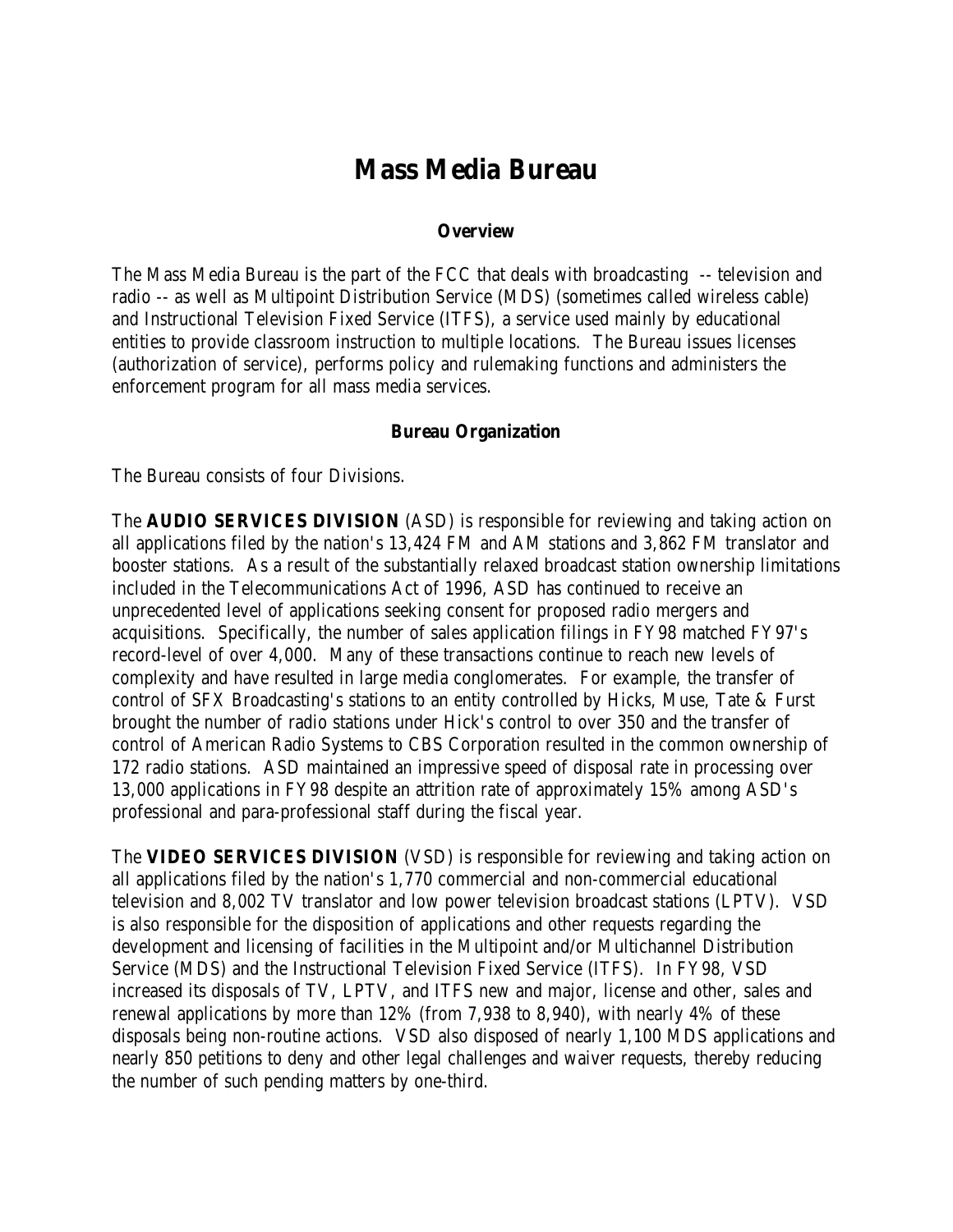# Mass Media Bureau

### Overview

The Mass Media Bureau is the part of the FCC that deals with broadcasting -- television and radio -- as well as Multipoint Distribution Service (MDS) (sometimes called wireless cable) and Instructional Television Fixed Service (ITFS), a service used mainly by educational entities to provide classroom instruction to multiple locations. The Bureau issues licenses (authorization of service), performs policy and rulemaking functions and administers the enforcement program for all mass media services.

### Bureau Organization

The Bureau consists of four Divisions.

The **AUDIO SERVICES DIVISION** (ASD) is responsible for reviewing and taking action on all applications filed by the nation's 13,424 FM and AM stations and 3,862 FM translator and booster stations. As a result of the substantially relaxed broadcast station ownership limitations included in the Telecommunications Act of 1996, ASD has continued to receive an unprecedented level of applications seeking consent for proposed radio mergers and acquisitions. Specifically, the number of sales application filings in FY98 matched FY97's record-level of over 4,000. Many of these transactions continue to reach new levels of complexity and have resulted in large media conglomerates. For example, the transfer of control of SFX Broadcasting's stations to an entity controlled by Hicks, Muse, Tate & Furst brought the number of radio stations under Hick's control to over 350 and the transfer of control of American Radio Systems to CBS Corporation resulted in the common ownership of 172 radio stations. ASD maintained an impressive speed of disposal rate in processing over 13,000 applications in FY98 despite an attrition rate of approximately 15% among ASD's professional and para-professional staff during the fiscal year.

The **VIDEO SERVICES DIVISION** (VSD) is responsible for reviewing and taking action on all applications filed by the nation's 1,770 commercial and non-commercial educational television and 8,002 TV translator and low power television broadcast stations (LPTV). VSD is also responsible for the disposition of applications and other requests regarding the development and licensing of facilities in the Multipoint and/or Multichannel Distribution Service (MDS) and the Instructional Television Fixed Service (ITFS). In FY98, VSD increased its disposals of TV, LPTV, and ITFS new and major, license and other, sales and renewal applications by more than 12% (from 7,938 to 8,940), with nearly 4% of these disposals being non-routine actions. VSD also disposed of nearly 1,100 MDS applications and nearly 850 petitions to deny and other legal challenges and waiver requests, thereby reducing the number of such pending matters by one-third.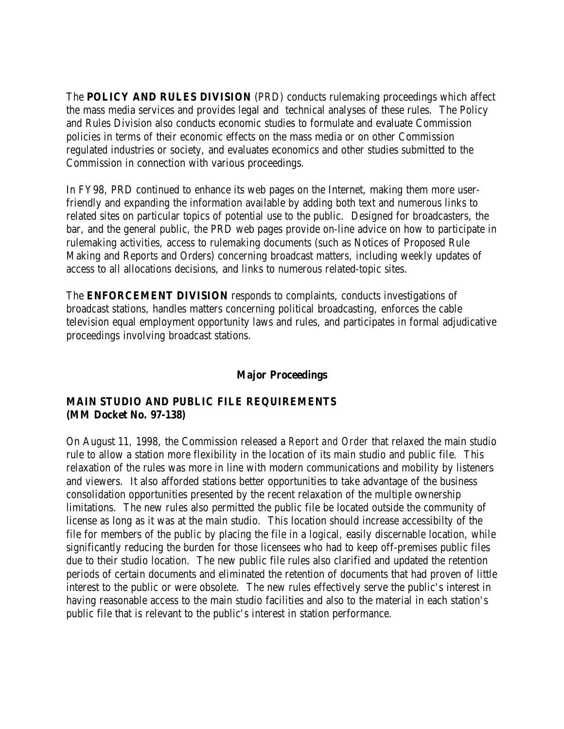The **POLICY AND RULES DIVISION** (PRD) conducts rulemaking proceedings which affect the mass media services and provides legal and technical analyses of these rules. The Policy and Rules Division also conducts economic studies to formulate and evaluate Commission policies in terms of their economic effects on the mass media or on other Commission regulated industries or society, and evaluates economics and other studies submitted to the Commission in connection with various proceedings.

In FY98, PRD continued to enhance its web pages on the Internet, making them more user-friendly and expanding the information available by adding both text and numerous links to related sites on particular topics of potential use to the public. Designed for broadcasters, the bar, and the general public, the PRD web pages provide on-line advice on how to participate in rulemaking activities, access to rulemaking documents (such as Notices of Proposed Rule Making and Reports and Orders) concerning broadcast matters, including weekly updates of access to all allocations decisions, and links to numerous related-topic sites.

The **ENFORCEMENT DIVISION** responds to complaints, conducts investigations of broadcast stations, handles matters concerning political broadcasting, enforces the cable television equal employment opportunity laws and rules, and participates in formal adjudicative proceedings involving broadcast stations.

## Major Proceedings

### MAIN STUDIO AND PUBLIC FILE REQUIREMENTS (MM Docket No. 97-138)

On August 11, 1998, the Commission released a *Report and Order* that relaxed the main studio rule to allow a station more flexibility in the location of its main studio and public file. This relaxation of the rules was more in line with modern communications and mobility by listeners and viewers. It also afforded stations better opportunities to take advantage of the business consolidation opportunities presented by the recent relaxation of the multiple ownership limitations. The new rules also permitted the public file be located outside the community of license as long as it was at the main studio. This location should increase accessibilty of the file for members of the public by placing the file in a logical, easily discernable location, while significantly reducing the burden for those licensees who had to keep off-premises public files due to their studio location. The new public file rules also clarified and updated the retention periods of certain documents and eliminated the retention of documents that had proven of little interest to the public or were obsolete. The new rules effectively serve the public's interest in having reasonable access to the main studio facilities and also to the material in each station's public file that is relevant to the public's interest in station performance.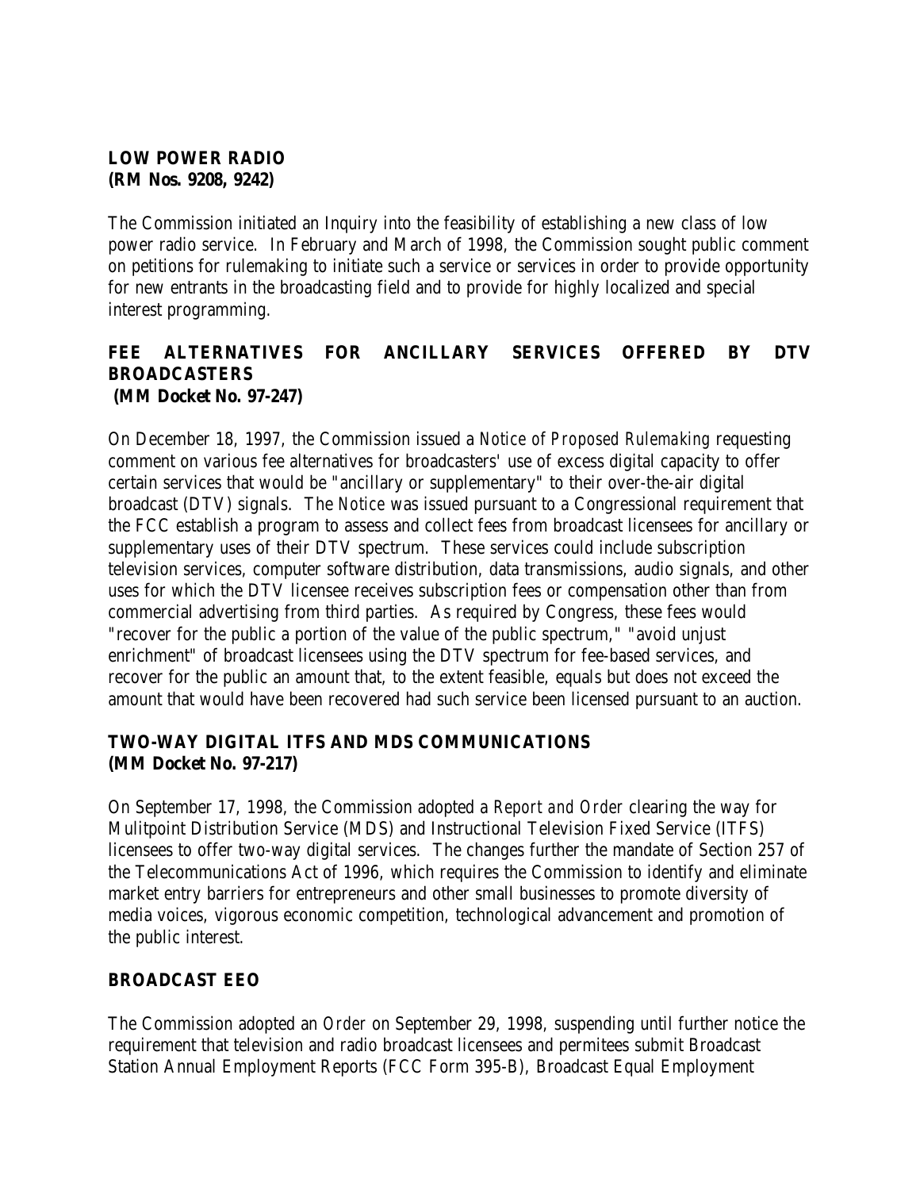**LOW POWER RADIO**
**(RM Nos. 9208, 9242)**

The Commission initiated an Inquiry into the feasibility of establishing a new class of low power radio service. In February and March of 1998, the Commission sought public comment on petitions for rulemaking to initiate such a service or services in order to provide opportunity for new entrants in the broadcasting field and to provide for highly localized and special interest programming.

**FEE ALTERNATIVES FOR ANCILLARY SERVICES OFFERED BY DTV BROADCASTERS**
**(MM Docket No. 97-247)**

On December 18, 1997, the Commission issued a *Notice of Proposed Rulemaking* requesting comment on various fee alternatives for broadcasters' use of excess digital capacity to offer certain services that would be "ancillary or supplementary" to their over-the-air digital broadcast (DTV) signals. The *Notice* was issued pursuant to a Congressional requirement that the FCC establish a program to assess and collect fees from broadcast licensees for ancillary or supplementary uses of their DTV spectrum. These services could include subscription television services, computer software distribution, data transmissions, audio signals, and other uses for which the DTV licensee receives subscription fees or compensation other than from commercial advertising from third parties. As required by Congress, these fees would "recover for the public a portion of the value of the public spectrum," "avoid unjust enrichment" of broadcast licensees using the DTV spectrum for fee-based services, and recover for the public an amount that, to the extent feasible, equals but does not exceed the amount that would have been recovered had such service been licensed pursuant to an auction.

**TWO-WAY DIGITAL ITFS AND MDS COMMUNICATIONS**
**(MM Docket No. 97-217)**

On September 17, 1998, the Commission adopted a *Report and Order* clearing the way for Mulitpoint Distribution Service (MDS) and Instructional Television Fixed Service (ITFS) licensees to offer two-way digital services. The changes further the mandate of Section 257 of the Telecommunications Act of 1996, which requires the Commission to identify and eliminate market entry barriers for entrepreneurs and other small businesses to promote diversity of media voices, vigorous economic competition, technological advancement and promotion of the public interest.

**BROADCAST EEO**

The Commission adopted an *Order* on September 29, 1998, suspending until further notice the requirement that television and radio broadcast licensees and permitees submit Broadcast Station Annual Employment Reports (FCC Form 395-B), Broadcast Equal Employment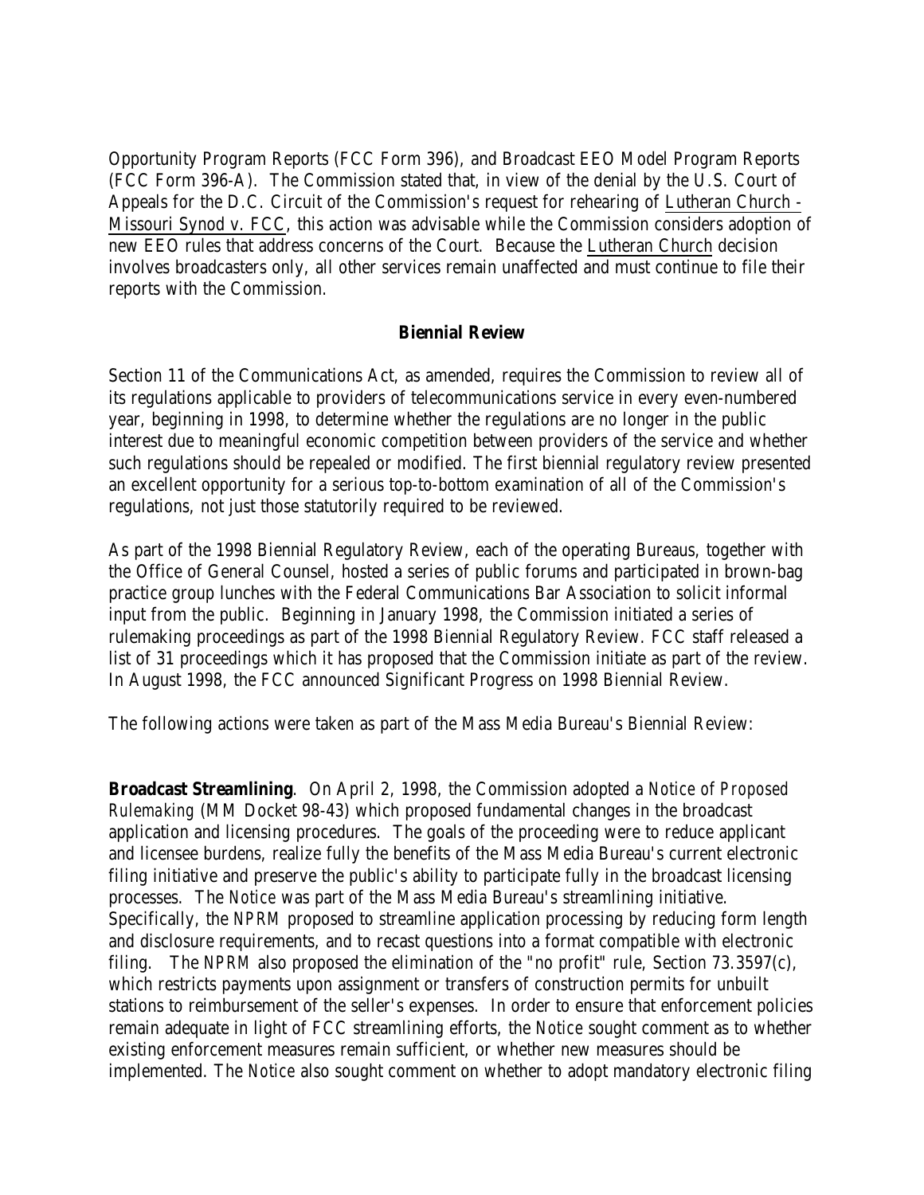Opportunity Program Reports (FCC Form 396), and Broadcast EEO Model Program Reports (FCC Form 396-A). The Commission stated that, in view of the denial by the U.S. Court of Appeals for the D.C. Circuit of the Commission's request for rehearing of Lutheran Church - Missouri Synod v. FCC, this action was advisable while the Commission considers adoption of new EEO rules that address concerns of the Court. Because the Lutheran Church decision involves broadcasters only, all other services remain unaffected and must continue to file their reports with the Commission.

### Biennial Review

Section 11 of the Communications Act, as amended, requires the Commission to review all of its regulations applicable to providers of telecommunications service in every even-numbered year, beginning in 1998, to determine whether the regulations are no longer in the public interest due to meaningful economic competition between providers of the service and whether such regulations should be repealed or modified. The first biennial regulatory review presented an excellent opportunity for a serious top-to-bottom examination of all of the Commission's regulations, not just those statutorily required to be reviewed.

As part of the 1998 Biennial Regulatory Review, each of the operating Bureaus, together with the Office of General Counsel, hosted a series of public forums and participated in brown-bag practice group lunches with the Federal Communications Bar Association to solicit informal input from the public. Beginning in January 1998, the Commission initiated a series of rulemaking proceedings as part of the 1998 Biennial Regulatory Review. FCC staff released a list of 31 proceedings which it has proposed that the Commission initiate as part of the review. In August 1998, the FCC announced Significant Progress on 1998 Biennial Review.

The following actions were taken as part of the Mass Media Bureau's Biennial Review:

**Broadcast Streamlining**. On April 2, 1998, the Commission adopted a *Notice of Proposed Rulemaking* (MM Docket 98-43) which proposed fundamental changes in the broadcast application and licensing procedures. The goals of the proceeding were to reduce applicant and licensee burdens, realize fully the benefits of the Mass Media Bureau's current electronic filing initiative and preserve the public's ability to participate fully in the broadcast licensing processes. The *Notice* was part of the Mass Media Bureau's streamlining initiative. Specifically, the *NPRM* proposed to streamline application processing by reducing form length and disclosure requirements, and to recast questions into a format compatible with electronic filing. The *NPRM* also proposed the elimination of the "no profit" rule, Section 73.3597(c), which restricts payments upon assignment or transfers of construction permits for unbuilt stations to reimbursement of the seller's expenses. In order to ensure that enforcement policies remain adequate in light of FCC streamlining efforts, the *Notice* sought comment as to whether existing enforcement measures remain sufficient, or whether new measures should be implemented. The *Notice* also sought comment on whether to adopt mandatory electronic filing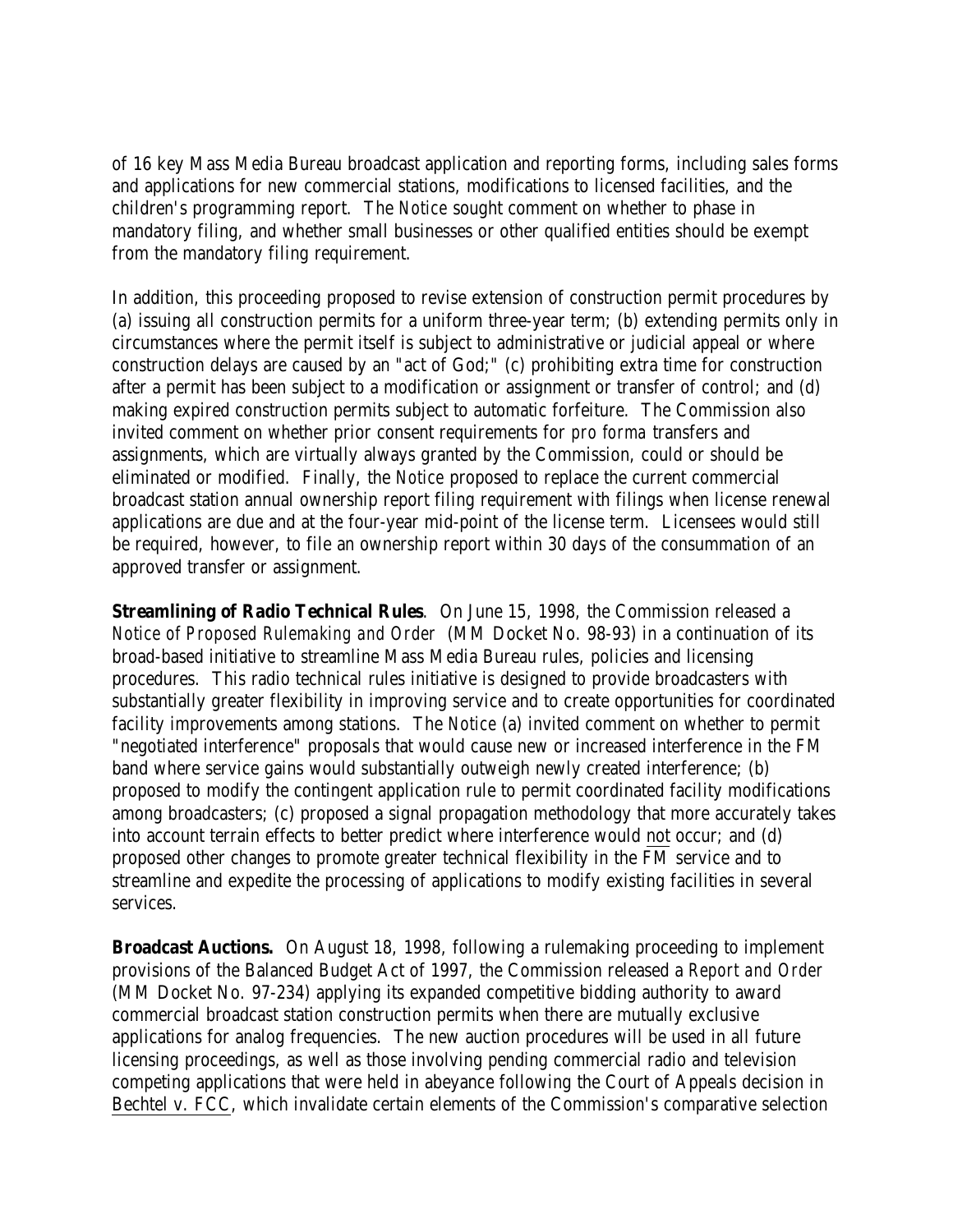of 16 key Mass Media Bureau broadcast application and reporting forms, including sales forms and applications for new commercial stations, modifications to licensed facilities, and the children's programming report. The *Notice* sought comment on whether to phase in mandatory filing, and whether small businesses or other qualified entities should be exempt from the mandatory filing requirement.

In addition, this proceeding proposed to revise extension of construction permit procedures by (a) issuing all construction permits for a uniform three-year term; (b) extending permits only in circumstances where the permit itself is subject to administrative or judicial appeal or where construction delays are caused by an "act of God;" (c) prohibiting extra time for construction after a permit has been subject to a modification or assignment or transfer of control; and (d) making expired construction permits subject to automatic forfeiture. The Commission also invited comment on whether prior consent requirements for *pro forma* transfers and assignments, which are virtually always granted by the Commission, could or should be eliminated or modified. Finally, the *Notice* proposed to replace the current commercial broadcast station annual ownership report filing requirement with filings when license renewal applications are due and at the four-year mid-point of the license term. Licensees would still be required, however, to file an ownership report within 30 days of the consummation of an approved transfer or assignment.

**Streamlining of Radio Technical Rules**. On June 15, 1998, the Commission released a *Notice of Proposed Rulemaking and Order* (MM Docket No. 98-93) in a continuation of its broad-based initiative to streamline Mass Media Bureau rules, policies and licensing procedures. This radio technical rules initiative is designed to provide broadcasters with substantially greater flexibility in improving service and to create opportunities for coordinated facility improvements among stations. The *Notice* (a) invited comment on whether to permit "negotiated interference" proposals that would cause new or increased interference in the FM band where service gains would substantially outweigh newly created interference; (b) proposed to modify the contingent application rule to permit coordinated facility modifications among broadcasters; (c) proposed a signal propagation methodology that more accurately takes into account terrain effects to better predict where interference would <u>not</u> occur; and (d) proposed other changes to promote greater technical flexibility in the FM service and to streamline and expedite the processing of applications to modify existing facilities in several services.

**Broadcast Auctions.** On August 18, 1998, following a rulemaking proceeding to implement provisions of the Balanced Budget Act of 1997, the Commission released a *Report and Order* (MM Docket No. 97-234) applying its expanded competitive bidding authority to award commercial broadcast station construction permits when there are mutually exclusive applications for analog frequencies. The new auction procedures will be used in all future licensing proceedings, as well as those involving pending commercial radio and television competing applications that were held in abeyance following the Court of Appeals decision in <u>Bechtel v. FCC</u>, which invalidate certain elements of the Commission's comparative selection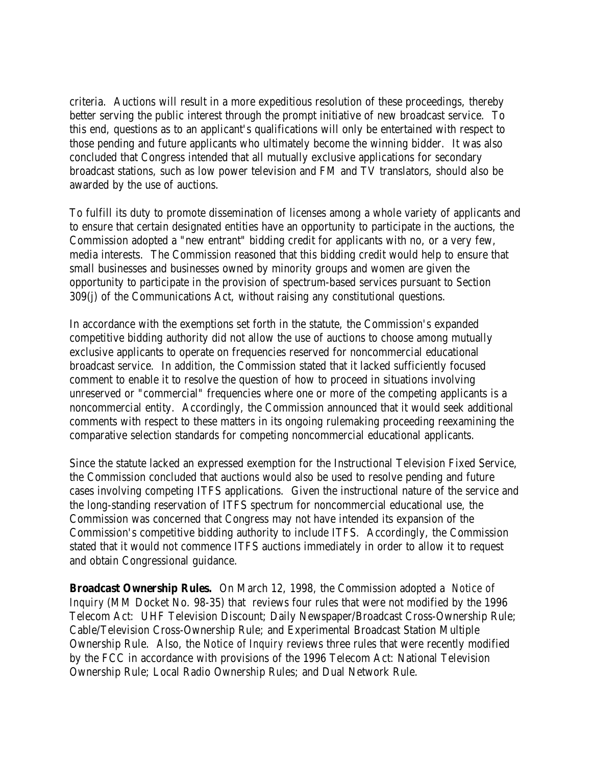criteria. Auctions will result in a more expeditious resolution of these proceedings, thereby better serving the public interest through the prompt initiative of new broadcast service. To this end, questions as to an applicant's qualifications will only be entertained with respect to those pending and future applicants who ultimately become the winning bidder. It was also concluded that Congress intended that all mutually exclusive applications for secondary broadcast stations, such as low power television and FM and TV translators, should also be awarded by the use of auctions.

To fulfill its duty to promote dissemination of licenses among a whole variety of applicants and to ensure that certain designated entities have an opportunity to participate in the auctions, the Commission adopted a "new entrant" bidding credit for applicants with no, or a very few, media interests. The Commission reasoned that this bidding credit would help to ensure that small businesses and businesses owned by minority groups and women are given the opportunity to participate in the provision of spectrum-based services pursuant to Section 309(j) of the Communications Act, without raising any constitutional questions.

In accordance with the exemptions set forth in the statute, the Commission's expanded competitive bidding authority did not allow the use of auctions to choose among mutually exclusive applicants to operate on frequencies reserved for noncommercial educational broadcast service. In addition, the Commission stated that it lacked sufficiently focused comment to enable it to resolve the question of how to proceed in situations involving unreserved or "commercial" frequencies where one or more of the competing applicants is a noncommercial entity. Accordingly, the Commission announced that it would seek additional comments with respect to these matters in its ongoing rulemaking proceeding reexamining the comparative selection standards for competing noncommercial educational applicants.

Since the statute lacked an expressed exemption for the Instructional Television Fixed Service, the Commission concluded that auctions would also be used to resolve pending and future cases involving competing ITFS applications. Given the instructional nature of the service and the long-standing reservation of ITFS spectrum for noncommercial educational use, the Commission was concerned that Congress may not have intended its expansion of the Commission's competitive bidding authority to include ITFS. Accordingly, the Commission stated that it would not commence ITFS auctions immediately in order to allow it to request and obtain Congressional guidance.

**Broadcast Ownership Rules.** On March 12, 1998, the Commission adopted a *Notice of Inquiry* (MM Docket No. 98-35) that reviews four rules that were not modified by the 1996 Telecom Act: UHF Television Discount; Daily Newspaper/Broadcast Cross-Ownership Rule; Cable/Television Cross-Ownership Rule; and Experimental Broadcast Station Multiple Ownership Rule. Also, the *Notice of Inquiry* reviews three rules that were recently modified by the FCC in accordance with provisions of the 1996 Telecom Act: National Television Ownership Rule; Local Radio Ownership Rules; and Dual Network Rule.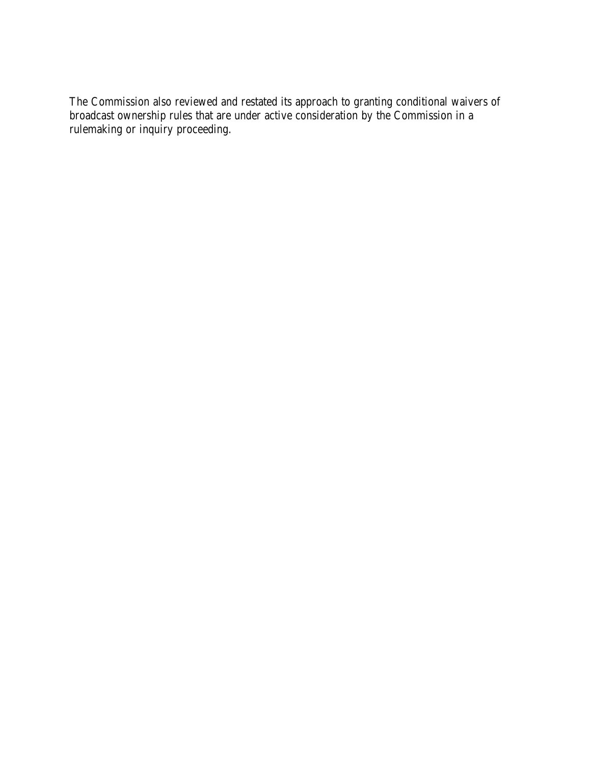The Commission also reviewed and restated its approach to granting conditional waivers of broadcast ownership rules that are under active consideration by the Commission in a rulemaking or inquiry proceeding.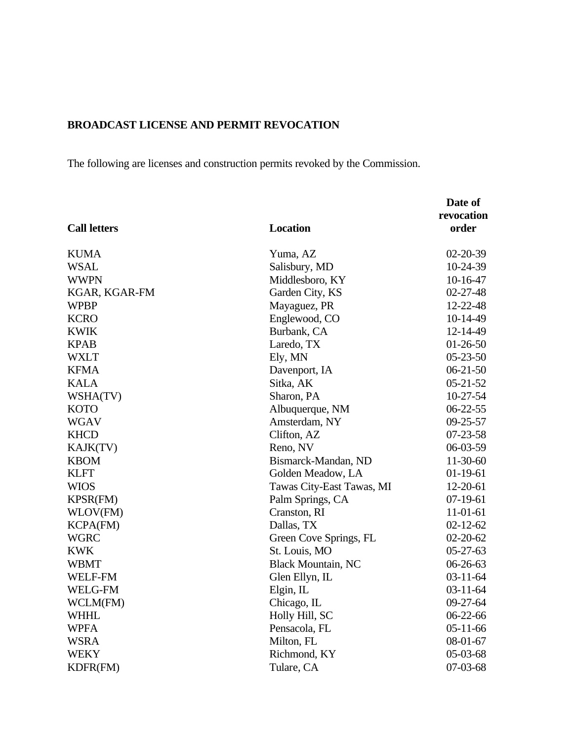**BROADCAST LICENSE AND PERMIT REVOCATION**

The following are licenses and construction permits revoked by the Commission.

| Call letters | Location | Date of revocation order |
|---|---|---|
| KUMA | Yuma, AZ | 02-20-39 |
| WSAL | Salisbury, MD | 10-24-39 |
| WWPN | Middlesboro, KY | 10-16-47 |
| KGAR, KGAR-FM | Garden City, KS | 02-27-48 |
| WPBP | Mayaguez, PR | 12-22-48 |
| KCRO | Englewood, CO | 10-14-49 |
| KWIK | Burbank, CA | 12-14-49 |
| KPAB | Laredo, TX | 01-26-50 |
| WXLT | Ely, MN | 05-23-50 |
| KFMA | Davenport, IA | 06-21-50 |
| KALA | Sitka, AK | 05-21-52 |
| WSHA(TV) | Sharon, PA | 10-27-54 |
| KOTO | Albuquerque, NM | 06-22-55 |
| WGAV | Amsterdam, NY | 09-25-57 |
| KHCD | Clifton, AZ | 07-23-58 |
| KAJK(TV) | Reno, NV | 06-03-59 |
| KBOM | Bismarck-Mandan, ND | 11-30-60 |
| KLFT | Golden Meadow, LA | 01-19-61 |
| WIOS | Tawas City-East Tawas, MI | 12-20-61 |
| KPSR(FM) | Palm Springs, CA | 07-19-61 |
| WLOV(FM) | Cranston, RI | 11-01-61 |
| KCPA(FM) | Dallas, TX | 02-12-62 |
| WGRC | Green Cove Springs, FL | 02-20-62 |
| KWK | St. Louis, MO | 05-27-63 |
| WBMT | Black Mountain, NC | 06-26-63 |
| WELF-FM | Glen Ellyn, IL | 03-11-64 |
| WELG-FM | Elgin, IL | 03-11-64 |
| WCLM(FM) | Chicago, IL | 09-27-64 |
| WHHL | Holly Hill, SC | 06-22-66 |
| WPFA | Pensacola, FL | 05-11-66 |
| WSRA | Milton, FL | 08-01-67 |
| WEKY | Richmond, KY | 05-03-68 |
| KDFR(FM) | Tulare, CA | 07-03-68 |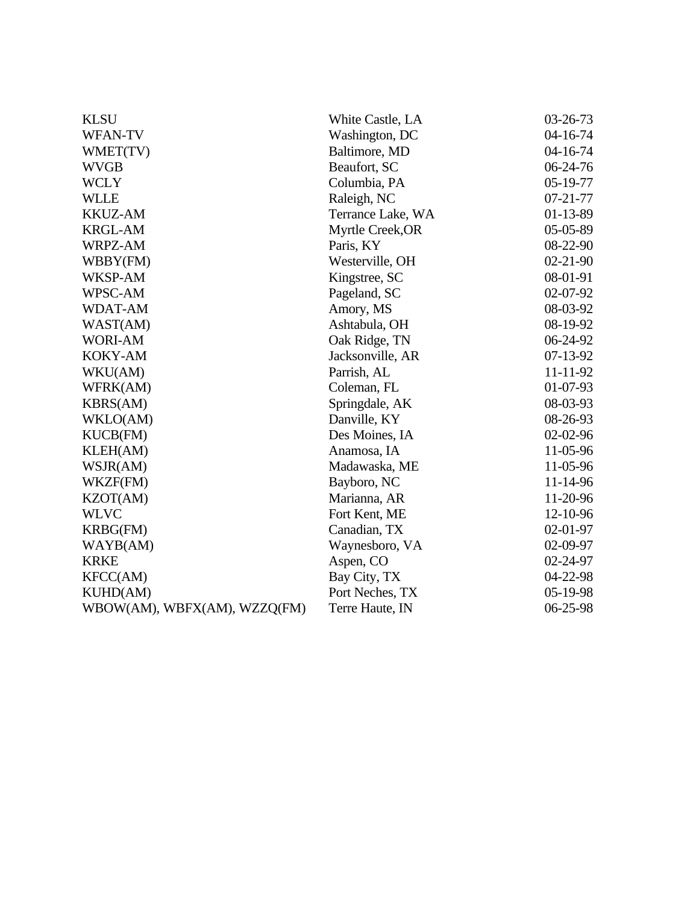| | | |
|---|---|---|
| KLSU | White Castle, LA | 03-26-73 |
| WFAN-TV | Washington, DC | 04-16-74 |
| WMET(TV) | Baltimore, MD | 04-16-74 |
| WVGB | Beaufort, SC | 06-24-76 |
| WCLY | Columbia, PA | 05-19-77 |
| WLLE | Raleigh, NC | 07-21-77 |
| KKUZ-AM | Terrance Lake, WA | 01-13-89 |
| KRGL-AM | Myrtle Creek,OR | 05-05-89 |
| WRPZ-AM | Paris, KY | 08-22-90 |
| WBBY(FM) | Westerville, OH | 02-21-90 |
| WKSP-AM | Kingstree, SC | 08-01-91 |
| WPSC-AM | Pageland, SC | 02-07-92 |
| WDAT-AM | Amory, MS | 08-03-92 |
| WAST(AM) | Ashtabula, OH | 08-19-92 |
| WORI-AM | Oak Ridge, TN | 06-24-92 |
| KOKY-AM | Jacksonville, AR | 07-13-92 |
| WKU(AM) | Parrish, AL | 11-11-92 |
| WFRK(AM) | Coleman, FL | 01-07-93 |
| KBRS(AM) | Springdale, AK | 08-03-93 |
| WKLO(AM) | Danville, KY | 08-26-93 |
| KUCB(FM) | Des Moines, IA | 02-02-96 |
| KLEH(AM) | Anamosa, IA | 11-05-96 |
| WSJR(AM) | Madawaska, ME | 11-05-96 |
| WKZF(FM) | Bayboro, NC | 11-14-96 |
| KZOT(AM) | Marianna, AR | 11-20-96 |
| WLVC | Fort Kent, ME | 12-10-96 |
| KRBG(FM) | Canadian, TX | 02-01-97 |
| WAYB(AM) | Waynesboro, VA | 02-09-97 |
| KRKE | Aspen, CO | 02-24-97 |
| KFCC(AM) | Bay City, TX | 04-22-98 |
| KUHD(AM) | Port Neches, TX | 05-19-98 |
| WBOW(AM), WBFX(AM), WZZQ(FM) | Terre Haute, IN | 06-25-98 |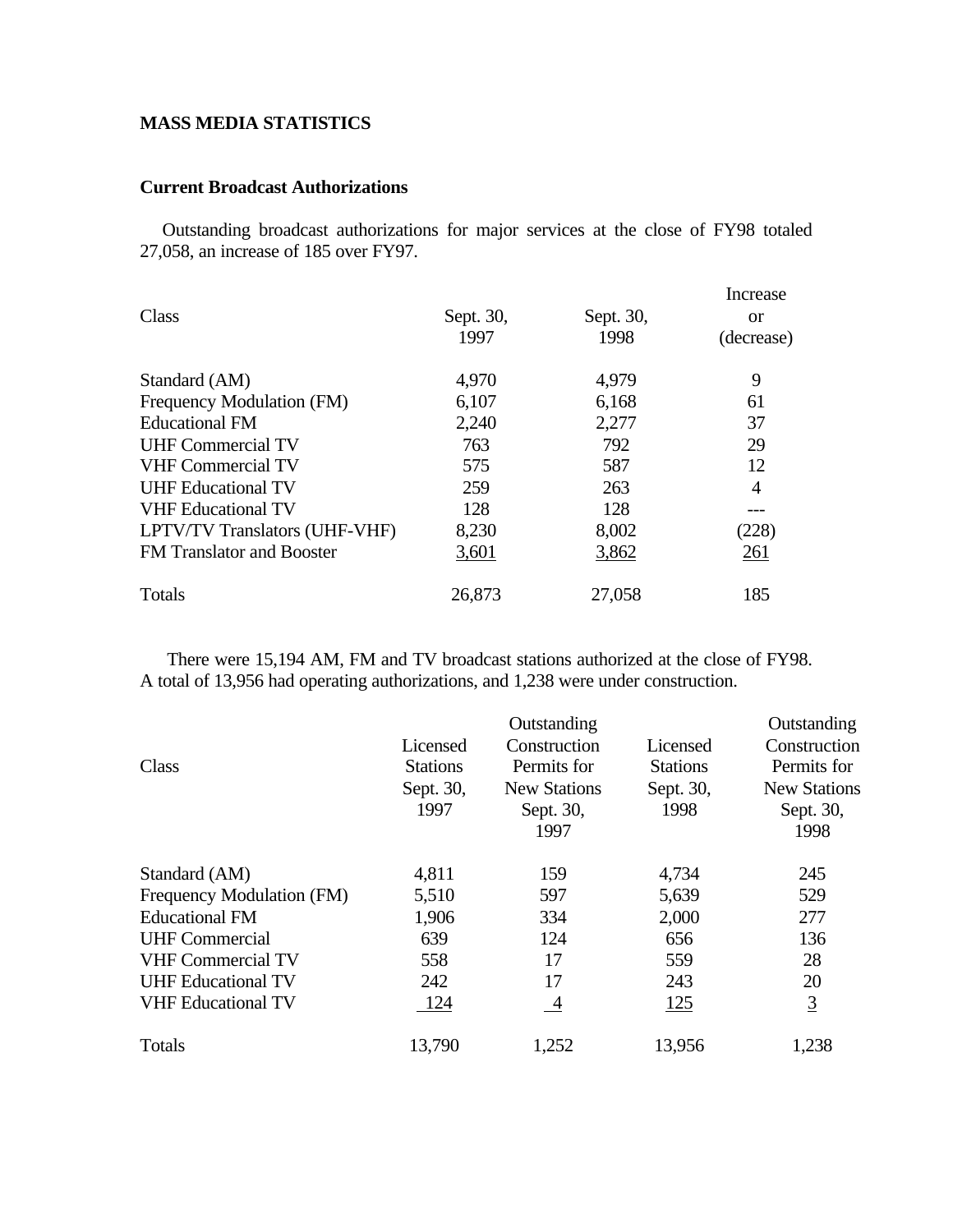## MASS MEDIA STATISTICS

### Current Broadcast Authorizations

Outstanding broadcast authorizations for major services at the close of FY98 totaled 27,058, an increase of 185 over FY97.

| Class | Sept. 30, 1997 | Sept. 30, 1998 | Increase or (decrease) |
|---|---|---|---|
| Standard (AM) | 4,970 | 4,979 | 9 |
| Frequency Modulation (FM) | 6,107 | 6,168 | 61 |
| Educational FM | 2,240 | 2,277 | 37 |
| UHF Commercial TV | 763 | 792 | 29 |
| VHF Commercial TV | 575 | 587 | 12 |
| UHF Educational TV | 259 | 263 | 4 |
| VHF Educational TV | 128 | 128 | --- |
| LPTV/TV Translators (UHF-VHF) | 8,230 | 8,002 | (228) |
| FM Translator and Booster | 3,601 | 3,862 | 261 |
| Totals | 26,873 | 27,058 | 185 |

There were 15,194 AM, FM and TV broadcast stations authorized at the close of FY98. A total of 13,956 had operating authorizations, and 1,238 were under construction.

| Class | Licensed Stations Sept. 30, 1997 | Outstanding Construction Permits for New Stations Sept. 30, 1997 | Licensed Stations Sept. 30, 1998 | Outstanding Construction Permits for New Stations Sept. 30, 1998 |
|---|---|---|---|---|
| Standard (AM) | 4,811 | 159 | 4,734 | 245 |
| Frequency Modulation (FM) | 5,510 | 597 | 5,639 | 529 |
| Educational FM | 1,906 | 334 | 2,000 | 277 |
| UHF Commercial | 639 | 124 | 656 | 136 |
| VHF Commercial TV | 558 | 17 | 559 | 28 |
| UHF Educational TV | 242 | 17 | 243 | 20 |
| VHF Educational TV | 124 | 4 | 125 | 3 |
| Totals | 13,790 | 1,252 | 13,956 | 1,238 |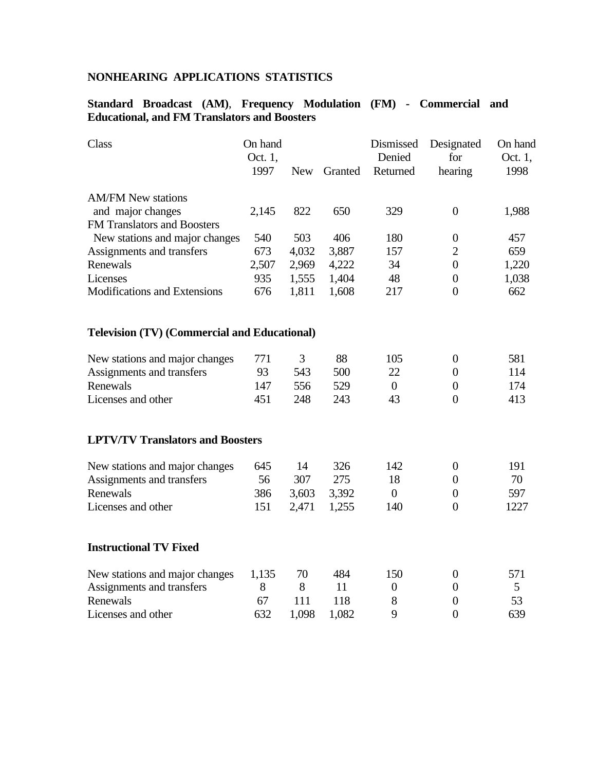## NONHEARING APPLICATIONS STATISTICS

### Standard Broadcast (AM), Frequency Modulation (FM) - Commercial and Educational, and FM Translators and Boosters

| Class | On hand Oct. 1, 1997 | New | Granted | Dismissed Denied Returned | Designated for hearing | On hand Oct. 1, 1998 |
|---|---|---|---|---|---|---|
| AM/FM New stations and major changes | 2,145 | 822 | 650 | 329 | 0 | 1,988 |
| FM Translators and Boosters | | | | | | |
| New stations and major changes | 540 | 503 | 406 | 180 | 0 | 457 |
| Assignments and transfers | 673 | 4,032 | 3,887 | 157 | 2 | 659 |
| Renewals | 2,507 | 2,969 | 4,222 | 34 | 0 | 1,220 |
| Licenses | 935 | 1,555 | 1,404 | 48 | 0 | 1,038 |
| Modifications and Extensions | 676 | 1,811 | 1,608 | 217 | 0 | 662 |

### Television (TV) (Commercial and Educational)

| Class | On hand Oct. 1, 1997 | New | Granted | Dismissed Denied Returned | Designated for hearing | On hand Oct. 1, 1998 |
|---|---|---|---|---|---|---|
| New stations and major changes | 771 | 3 | 88 | 105 | 0 | 581 |
| Assignments and transfers | 93 | 543 | 500 | 22 | 0 | 114 |
| Renewals | 147 | 556 | 529 | 0 | 0 | 174 |
| Licenses and other | 451 | 248 | 243 | 43 | 0 | 413 |

### LPTV/TV Translators and Boosters

| Class | On hand Oct. 1, 1997 | New | Granted | Dismissed Denied Returned | Designated for hearing | On hand Oct. 1, 1998 |
|---|---|---|---|---|---|---|
| New stations and major changes | 645 | 14 | 326 | 142 | 0 | 191 |
| Assignments and transfers | 56 | 307 | 275 | 18 | 0 | 70 |
| Renewals | 386 | 3,603 | 3,392 | 0 | 0 | 597 |
| Licenses and other | 151 | 2,471 | 1,255 | 140 | 0 | 1227 |

### Instructional TV Fixed

| Class | On hand Oct. 1, 1997 | New | Granted | Dismissed Denied Returned | Designated for hearing | On hand Oct. 1, 1998 |
|---|---|---|---|---|---|---|
| New stations and major changes | 1,135 | 70 | 484 | 150 | 0 | 571 |
| Assignments and transfers | 8 | 8 | 11 | 0 | 0 | 5 |
| Renewals | 67 | 111 | 118 | 8 | 0 | 53 |
| Licenses and other | 632 | 1,098 | 1,082 | 9 | 0 | 639 |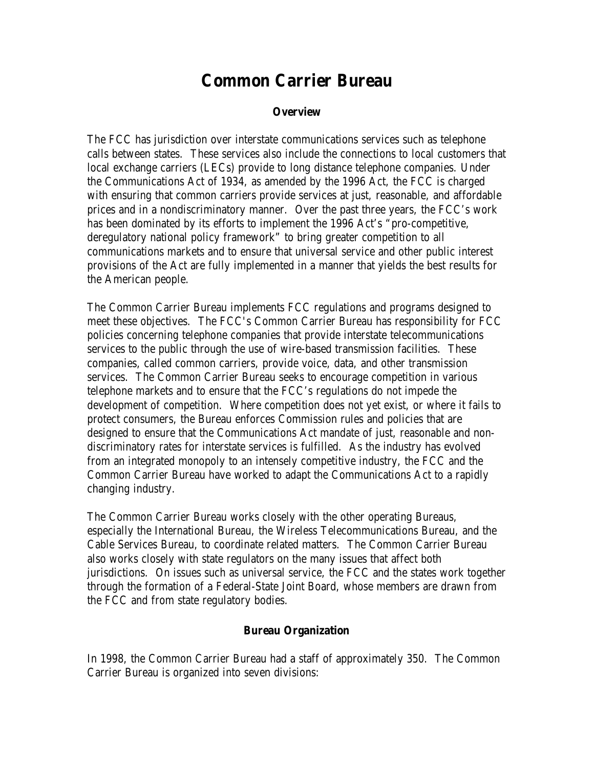# Common Carrier Bureau

### Overview

The FCC has jurisdiction over interstate communications services such as telephone calls between states. These services also include the connections to local customers that local exchange carriers (LECs) provide to long distance telephone companies. Under the Communications Act of 1934, as amended by the 1996 Act, the FCC is charged with ensuring that common carriers provide services at just, reasonable, and affordable prices and in a nondiscriminatory manner. Over the past three years, the FCC's work has been dominated by its efforts to implement the 1996 Act's "pro-competitive, deregulatory national policy framework" to bring greater competition to all communications markets and to ensure that universal service and other public interest provisions of the Act are fully implemented in a manner that yields the best results for the American people.

The Common Carrier Bureau implements FCC regulations and programs designed to meet these objectives. The FCC's Common Carrier Bureau has responsibility for FCC policies concerning telephone companies that provide interstate telecommunications services to the public through the use of wire-based transmission facilities. These companies, called common carriers, provide voice, data, and other transmission services. The Common Carrier Bureau seeks to encourage competition in various telephone markets and to ensure that the FCC's regulations do not impede the development of competition. Where competition does not yet exist, or where it fails to protect consumers, the Bureau enforces Commission rules and policies that are designed to ensure that the Communications Act mandate of just, reasonable and non-discriminatory rates for interstate services is fulfilled. As the industry has evolved from an integrated monopoly to an intensely competitive industry, the FCC and the Common Carrier Bureau have worked to adapt the Communications Act to a rapidly changing industry.

The Common Carrier Bureau works closely with the other operating Bureaus, especially the International Bureau, the Wireless Telecommunications Bureau, and the Cable Services Bureau, to coordinate related matters. The Common Carrier Bureau also works closely with state regulators on the many issues that affect both jurisdictions. On issues such as universal service, the FCC and the states work together through the formation of a Federal-State Joint Board, whose members are drawn from the FCC and from state regulatory bodies.

### Bureau Organization

In 1998, the Common Carrier Bureau had a staff of approximately 350. The Common Carrier Bureau is organized into seven divisions: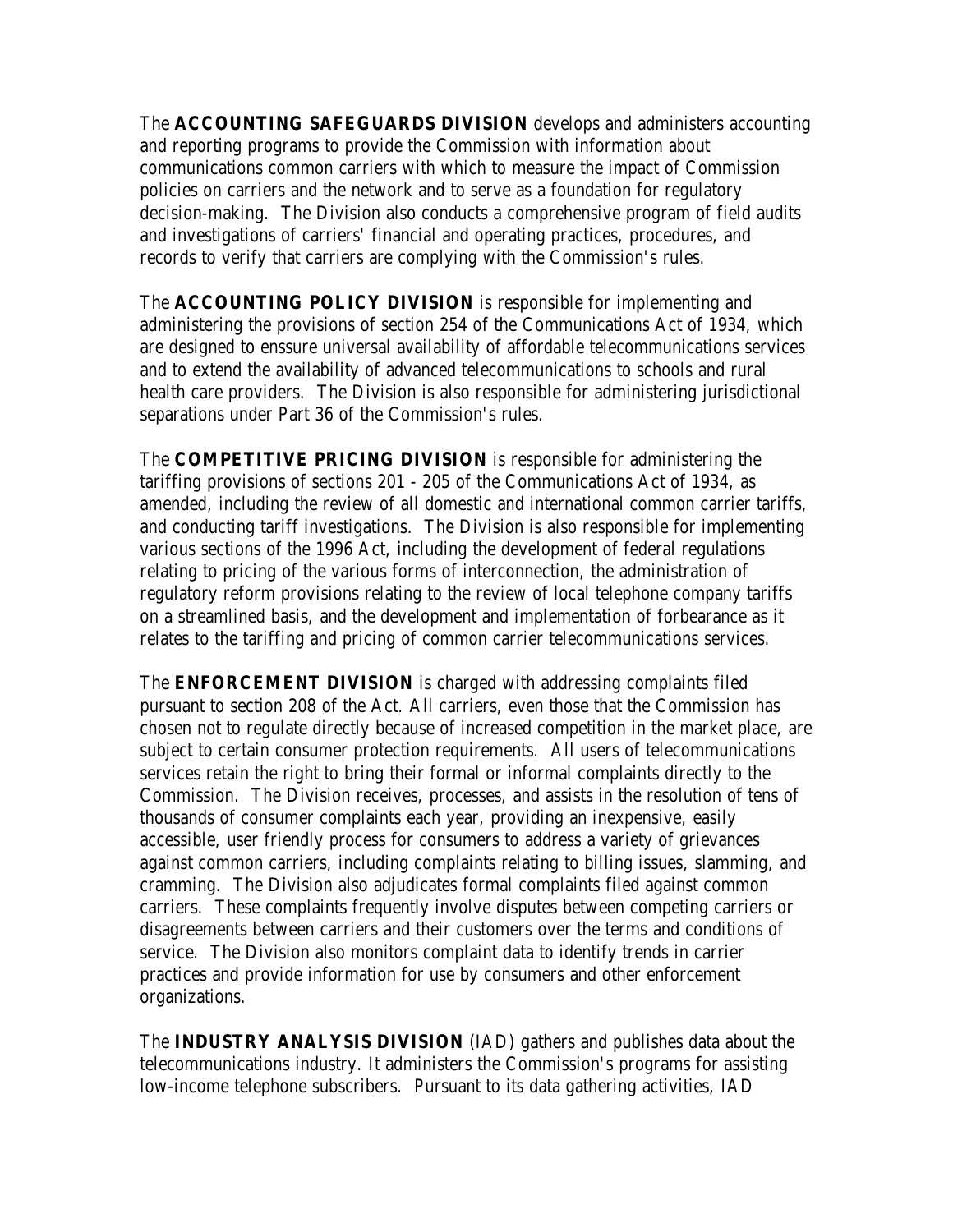The **ACCOUNTING SAFEGUARDS DIVISION** develops and administers accounting and reporting programs to provide the Commission with information about communications common carriers with which to measure the impact of Commission policies on carriers and the network and to serve as a foundation for regulatory decision-making. The Division also conducts a comprehensive program of field audits and investigations of carriers' financial and operating practices, procedures, and records to verify that carriers are complying with the Commission's rules.

The **ACCOUNTING POLICY DIVISION** is responsible for implementing and administering the provisions of section 254 of the Communications Act of 1934, which are designed to enssure universal availability of affordable telecommunications services and to extend the availability of advanced telecommunications to schools and rural health care providers. The Division is also responsible for administering jurisdictional separations under Part 36 of the Commission's rules.

The **COMPETITIVE PRICING DIVISION** is responsible for administering the tariffing provisions of sections 201 - 205 of the Communications Act of 1934, as amended, including the review of all domestic and international common carrier tariffs, and conducting tariff investigations. The Division is also responsible for implementing various sections of the 1996 Act, including the development of federal regulations relating to pricing of the various forms of interconnection, the administration of regulatory reform provisions relating to the review of local telephone company tariffs on a streamlined basis, and the development and implementation of forbearance as it relates to the tariffing and pricing of common carrier telecommunications services.

The **ENFORCEMENT DIVISION** is charged with addressing complaints filed pursuant to section 208 of the Act. All carriers, even those that the Commission has chosen not to regulate directly because of increased competition in the market place, are subject to certain consumer protection requirements. All users of telecommunications services retain the right to bring their formal or informal complaints directly to the Commission. The Division receives, processes, and assists in the resolution of tens of thousands of consumer complaints each year, providing an inexpensive, easily accessible, user friendly process for consumers to address a variety of grievances against common carriers, including complaints relating to billing issues, slamming, and cramming. The Division also adjudicates formal complaints filed against common carriers. These complaints frequently involve disputes between competing carriers or disagreements between carriers and their customers over the terms and conditions of service. The Division also monitors complaint data to identify trends in carrier practices and provide information for use by consumers and other enforcement organizations.

The **INDUSTRY ANALYSIS DIVISION** (IAD) gathers and publishes data about the telecommunications industry. It administers the Commission's programs for assisting low-income telephone subscribers. Pursuant to its data gathering activities, IAD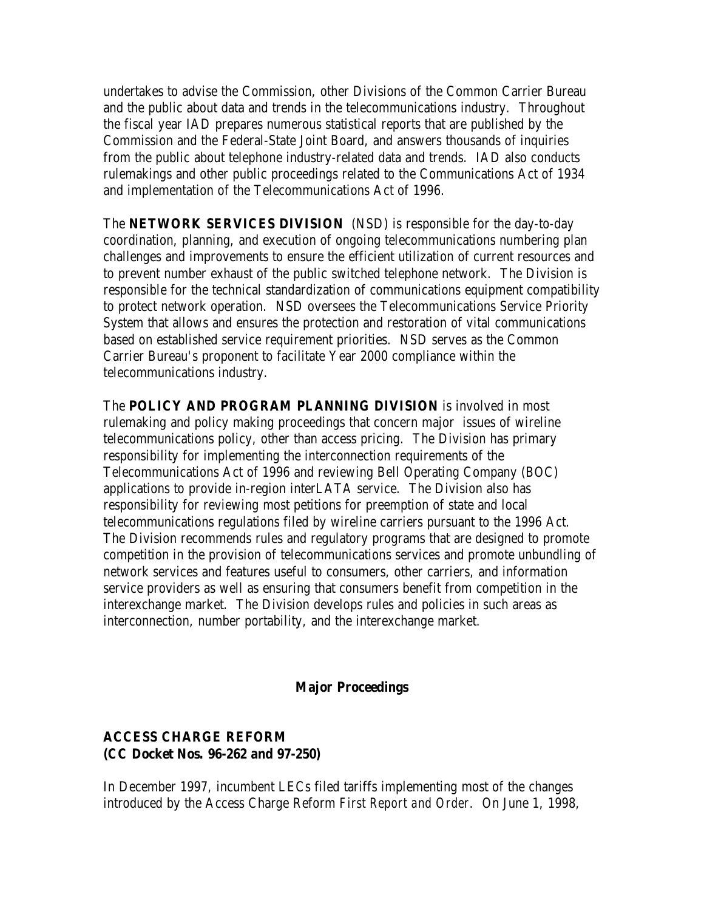undertakes to advise the Commission, other Divisions of the Common Carrier Bureau and the public about data and trends in the telecommunications industry. Throughout the fiscal year IAD prepares numerous statistical reports that are published by the Commission and the Federal-State Joint Board, and answers thousands of inquiries from the public about telephone industry-related data and trends. IAD also conducts rulemakings and other public proceedings related to the Communications Act of 1934 and implementation of the Telecommunications Act of 1996.

The **NETWORK SERVICES DIVISION** (NSD) is responsible for the day-to-day coordination, planning, and execution of ongoing telecommunications numbering plan challenges and improvements to ensure the efficient utilization of current resources and to prevent number exhaust of the public switched telephone network. The Division is responsible for the technical standardization of communications equipment compatibility to protect network operation. NSD oversees the Telecommunications Service Priority System that allows and ensures the protection and restoration of vital communications based on established service requirement priorities. NSD serves as the Common Carrier Bureau's proponent to facilitate Year 2000 compliance within the telecommunications industry.

The **POLICY AND PROGRAM PLANNING DIVISION** is involved in most rulemaking and policy making proceedings that concern major issues of wireline telecommunications policy, other than access pricing. The Division has primary responsibility for implementing the interconnection requirements of the Telecommunications Act of 1996 and reviewing Bell Operating Company (BOC) applications to provide in-region interLATA service. The Division also has responsibility for reviewing most petitions for preemption of state and local telecommunications regulations filed by wireline carriers pursuant to the 1996 Act. The Division recommends rules and regulatory programs that are designed to promote competition in the provision of telecommunications services and promote unbundling of network services and features useful to consumers, other carriers, and information service providers as well as ensuring that consumers benefit from competition in the interexchange market. The Division develops rules and policies in such areas as interconnection, number portability, and the interexchange market.

## Major Proceedings

### ACCESS CHARGE REFORM
### (CC Docket Nos. 96-262 and 97-250)

In December 1997, incumbent LECs filed tariffs implementing most of the changes introduced by the Access Charge Reform *First Report and Order*. On June 1, 1998,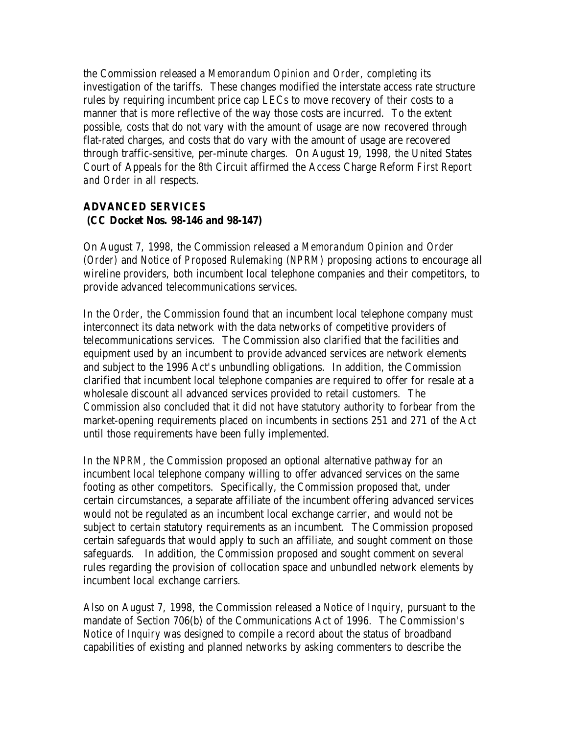the Commission released a *Memorandum Opinion and Order*, completing its investigation of the tariffs. These changes modified the interstate access rate structure rules by requiring incumbent price cap LECs to move recovery of their costs to a manner that is more reflective of the way those costs are incurred. To the extent possible, costs that do not vary with the amount of usage are now recovered through flat-rated charges, and costs that do vary with the amount of usage are recovered through traffic-sensitive, per-minute charges. On August 19, 1998, the United States Court of Appeals for the 8th Circuit affirmed the Access Charge Reform *First Report and Order* in all respects.

**ADVANCED SERVICES**
**(CC Docket Nos. 98-146 and 98-147)**

On August 7, 1998, the Commission released a *Memorandum Opinion and Order (Order)* and *Notice of Proposed Rulemaking (NPRM)* proposing actions to encourage all wireline providers, both incumbent local telephone companies and their competitors, to provide advanced telecommunications services.

In the *Order*, the Commission found that an incumbent local telephone company must interconnect its data network with the data networks of competitive providers of telecommunications services. The Commission also clarified that the facilities and equipment used by an incumbent to provide advanced services are network elements and subject to the 1996 Act's unbundling obligations. In addition, the Commission clarified that incumbent local telephone companies are required to offer for resale at a wholesale discount all advanced services provided to retail customers. The Commission also concluded that it did not have statutory authority to forbear from the market-opening requirements placed on incumbents in sections 251 and 271 of the Act until those requirements have been fully implemented.

In the *NPRM*, the Commission proposed an optional alternative pathway for an incumbent local telephone company willing to offer advanced services on the same footing as other competitors. Specifically, the Commission proposed that, under certain circumstances, a separate affiliate of the incumbent offering advanced services would not be regulated as an incumbent local exchange carrier, and would not be subject to certain statutory requirements as an incumbent. The Commission proposed certain safeguards that would apply to such an affiliate, and sought comment on those safeguards. In addition, the Commission proposed and sought comment on several rules regarding the provision of collocation space and unbundled network elements by incumbent local exchange carriers.

Also on August 7, 1998, the Commission released a *Notice of Inquiry*, pursuant to the mandate of Section 706(b) of the Communications Act of 1996. The Commission's *Notice of Inquiry* was designed to compile a record about the status of broadband capabilities of existing and planned networks by asking commenters to describe the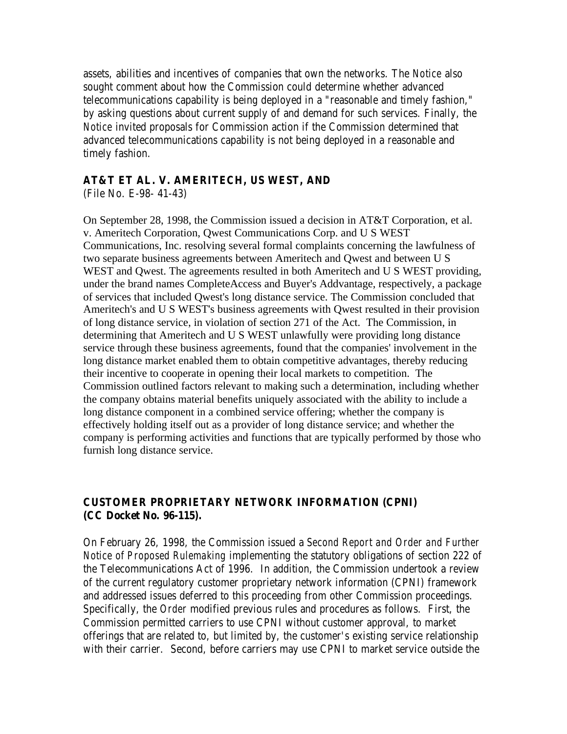assets, abilities and incentives of companies that own the networks. The *Notice* also sought comment about how the Commission could determine whether advanced telecommunications capability is being deployed in a "reasonable and timely fashion," by asking questions about current supply of and demand for such services. Finally, the *Notice* invited proposals for Commission action if the Commission determined that advanced telecommunications capability is not being deployed in a reasonable and timely fashion.

**AT&T ET AL. V. AMERITECH, US WEST, AND**
(File No. E-98- 41-43)

On September 28, 1998, the Commission issued a decision in AT&T Corporation, et al. v. Ameritech Corporation, Qwest Communications Corp. and U S WEST Communications, Inc. resolving several formal complaints concerning the lawfulness of two separate business agreements between Ameritech and Qwest and between U S WEST and Qwest. The agreements resulted in both Ameritech and U S WEST providing, under the brand names CompleteAccess and Buyer's Addvantage, respectively, a package of services that included Qwest's long distance service. The Commission concluded that Ameritech's and U S WEST's business agreements with Qwest resulted in their provision of long distance service, in violation of section 271 of the Act. The Commission, in determining that Ameritech and U S WEST unlawfully were providing long distance service through these business agreements, found that the companies' involvement in the long distance market enabled them to obtain competitive advantages, thereby reducing their incentive to cooperate in opening their local markets to competition. The Commission outlined factors relevant to making such a determination, including whether the company obtains material benefits uniquely associated with the ability to include a long distance component in a combined service offering; whether the company is effectively holding itself out as a provider of long distance service; and whether the company is performing activities and functions that are typically performed by those who furnish long distance service.

**CUSTOMER PROPRIETARY NETWORK INFORMATION (CPNI)**
**(CC Docket No. 96-115).**

On February 26, 1998, the Commission issued a *Second Report and Order and Further Notice of Proposed Rulemaking* implementing the statutory obligations of section 222 of the Telecommunications Act of 1996. In addition, the Commission undertook a review of the current regulatory customer proprietary network information (CPNI) framework and addressed issues deferred to this proceeding from other Commission proceedings. Specifically, the *Order* modified previous rules and procedures as follows. First, the Commission permitted carriers to use CPNI without customer approval, to market offerings that are related to, but limited by, the customer's existing service relationship with their carrier. Second, before carriers may use CPNI to market service outside the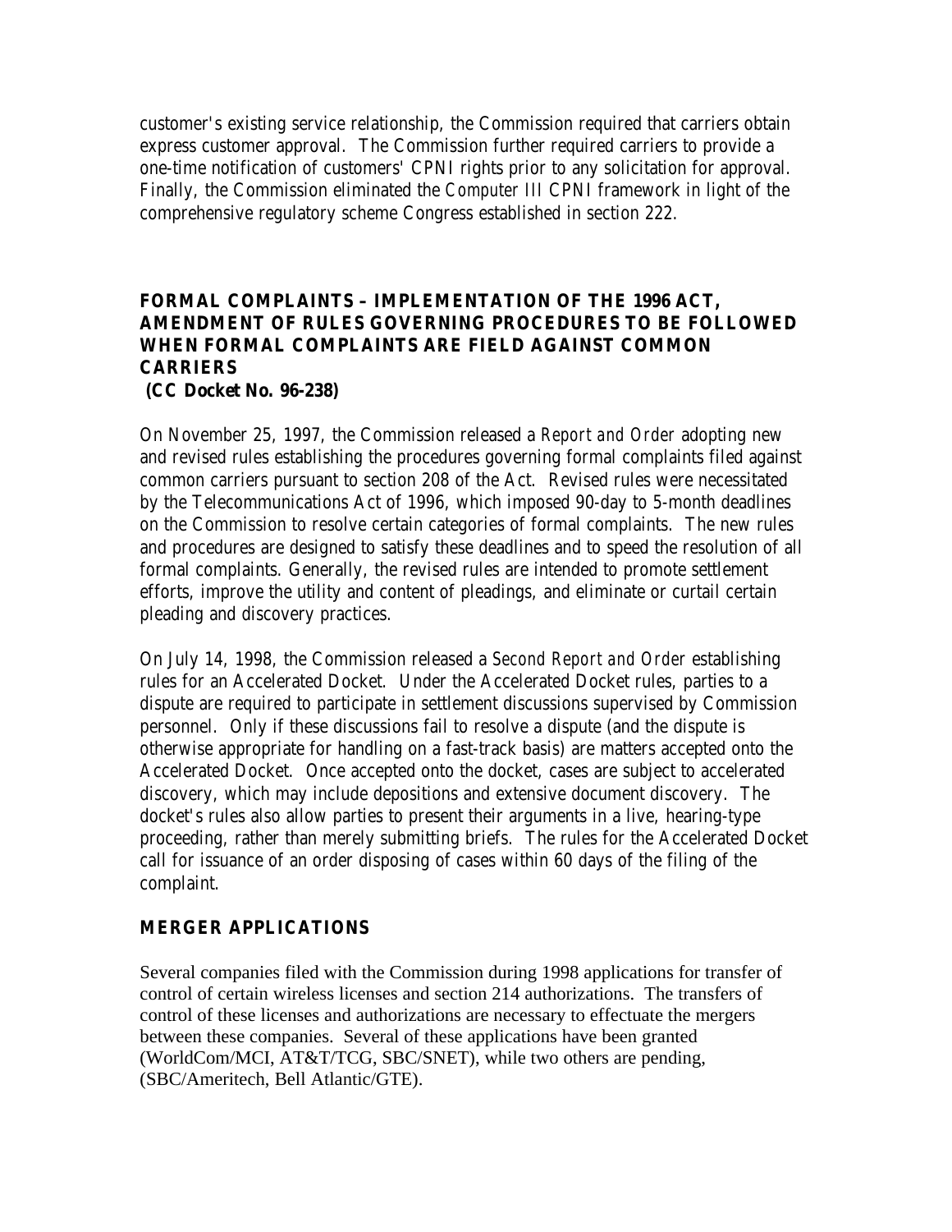customer's existing service relationship, the Commission required that carriers obtain express customer approval. The Commission further required carriers to provide a one-time notification of customers' CPNI rights prior to any solicitation for approval. Finally, the Commission eliminated the *Computer III* CPNI framework in light of the comprehensive regulatory scheme Congress established in section 222.

## FORMAL COMPLAINTS – IMPLEMENTATION OF THE 1996 ACT, AMENDMENT OF RULES GOVERNING PROCEDURES TO BE FOLLOWED WHEN FORMAL COMPLAINTS ARE FIELD AGAINST COMMON CARRIERS (CC Docket No. 96-238)

On November 25, 1997, the Commission released a *Report and Order* adopting new and revised rules establishing the procedures governing formal complaints filed against common carriers pursuant to section 208 of the Act. Revised rules were necessitated by the Telecommunications Act of 1996, which imposed 90-day to 5-month deadlines on the Commission to resolve certain categories of formal complaints. The new rules and procedures are designed to satisfy these deadlines and to speed the resolution of all formal complaints. Generally, the revised rules are intended to promote settlement efforts, improve the utility and content of pleadings, and eliminate or curtail certain pleading and discovery practices.

On July 14, 1998, the Commission released a *Second Report and Order* establishing rules for an Accelerated Docket. Under the Accelerated Docket rules, parties to a dispute are required to participate in settlement discussions supervised by Commission personnel. Only if these discussions fail to resolve a dispute (and the dispute is otherwise appropriate for handling on a fast-track basis) are matters accepted onto the Accelerated Docket. Once accepted onto the docket, cases are subject to accelerated discovery, which may include depositions and extensive document discovery. The docket's rules also allow parties to present their arguments in a live, hearing-type proceeding, rather than merely submitting briefs. The rules for the Accelerated Docket call for issuance of an order disposing of cases within 60 days of the filing of the complaint.

## MERGER APPLICATIONS

Several companies filed with the Commission during 1998 applications for transfer of control of certain wireless licenses and section 214 authorizations. The transfers of control of these licenses and authorizations are necessary to effectuate the mergers between these companies. Several of these applications have been granted (WorldCom/MCI, AT&T/TCG, SBC/SNET), while two others are pending, (SBC/Ameritech, Bell Atlantic/GTE).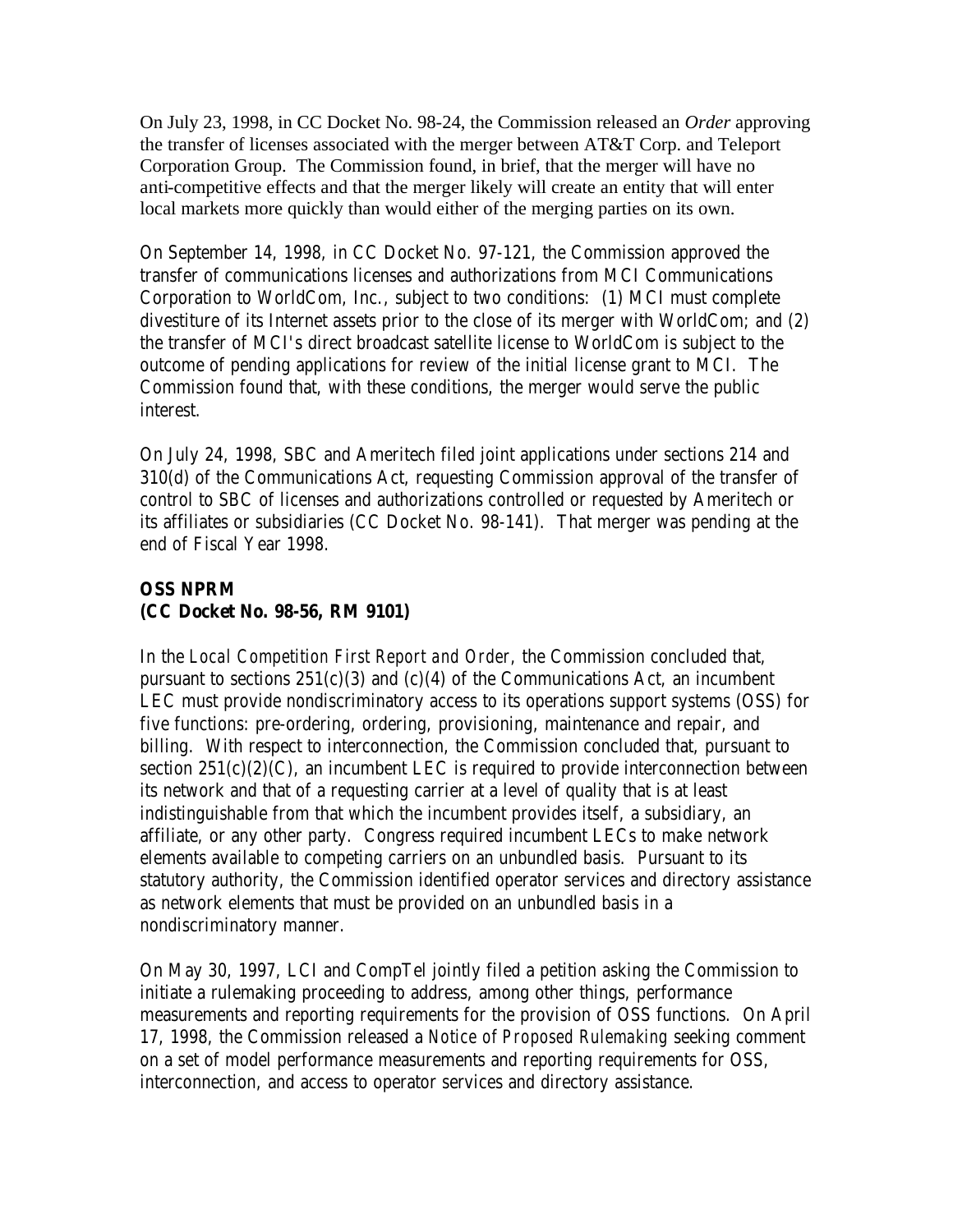On July 23, 1998, in CC Docket No. 98-24, the Commission released an *Order* approving the transfer of licenses associated with the merger between AT&T Corp. and Teleport Corporation Group. The Commission found, in brief, that the merger will have no anti-competitive effects and that the merger likely will create an entity that will enter local markets more quickly than would either of the merging parties on its own.

On September 14, 1998, in CC Docket No. 97-121, the Commission approved the transfer of communications licenses and authorizations from MCI Communications Corporation to WorldCom, Inc., subject to two conditions: (1) MCI must complete divestiture of its Internet assets prior to the close of its merger with WorldCom; and (2) the transfer of MCI's direct broadcast satellite license to WorldCom is subject to the outcome of pending applications for review of the initial license grant to MCI. The Commission found that, with these conditions, the merger would serve the public interest.

On July 24, 1998, SBC and Ameritech filed joint applications under sections 214 and 310(d) of the Communications Act, requesting Commission approval of the transfer of control to SBC of licenses and authorizations controlled or requested by Ameritech or its affiliates or subsidiaries (CC Docket No. 98-141). That merger was pending at the end of Fiscal Year 1998.

**OSS NPRM**
**(CC Docket No. 98-56, RM 9101)**

In the *Local Competition First Report and Order*, the Commission concluded that, pursuant to sections 251(c)(3) and (c)(4) of the Communications Act, an incumbent LEC must provide nondiscriminatory access to its operations support systems (OSS) for five functions: pre-ordering, ordering, provisioning, maintenance and repair, and billing. With respect to interconnection, the Commission concluded that, pursuant to section 251(c)(2)(C), an incumbent LEC is required to provide interconnection between its network and that of a requesting carrier at a level of quality that is at least indistinguishable from that which the incumbent provides itself, a subsidiary, an affiliate, or any other party. Congress required incumbent LECs to make network elements available to competing carriers on an unbundled basis. Pursuant to its statutory authority, the Commission identified operator services and directory assistance as network elements that must be provided on an unbundled basis in a nondiscriminatory manner.

On May 30, 1997, LCI and CompTel jointly filed a petition asking the Commission to initiate a rulemaking proceeding to address, among other things, performance measurements and reporting requirements for the provision of OSS functions. On April 17, 1998, the Commission released a *Notice of Proposed Rulemaking* seeking comment on a set of model performance measurements and reporting requirements for OSS, interconnection, and access to operator services and directory assistance.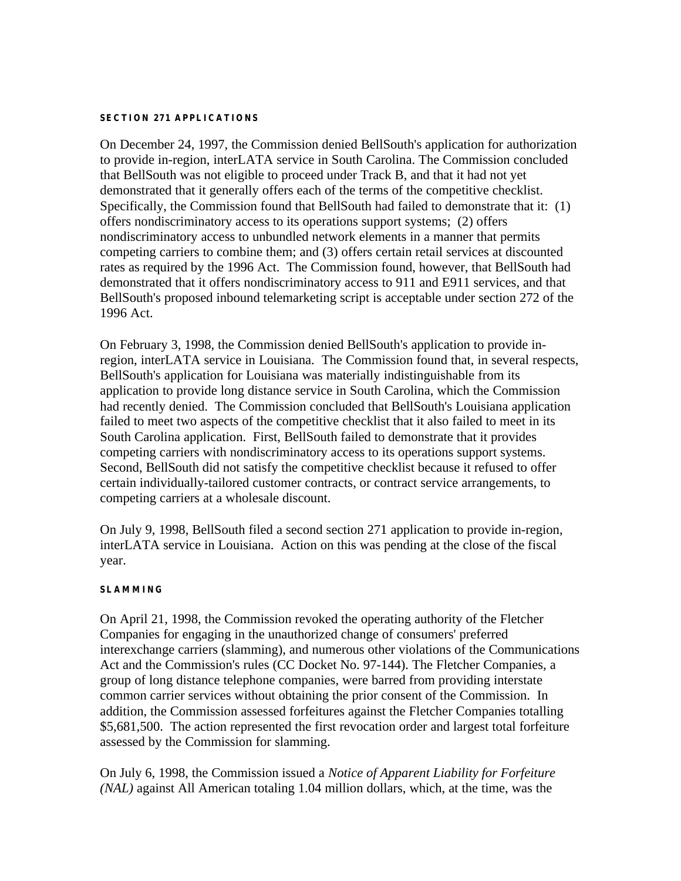### SECTION 271 APPLICATIONS

On December 24, 1997, the Commission denied BellSouth's application for authorization to provide in-region, interLATA service in South Carolina. The Commission concluded that BellSouth was not eligible to proceed under Track B, and that it had not yet demonstrated that it generally offers each of the terms of the competitive checklist. Specifically, the Commission found that BellSouth had failed to demonstrate that it: (1) offers nondiscriminatory access to its operations support systems; (2) offers nondiscriminatory access to unbundled network elements in a manner that permits competing carriers to combine them; and (3) offers certain retail services at discounted rates as required by the 1996 Act. The Commission found, however, that BellSouth had demonstrated that it offers nondiscriminatory access to 911 and E911 services, and that BellSouth's proposed inbound telemarketing script is acceptable under section 272 of the 1996 Act.

On February 3, 1998, the Commission denied BellSouth's application to provide in-region, interLATA service in Louisiana. The Commission found that, in several respects, BellSouth's application for Louisiana was materially indistinguishable from its application to provide long distance service in South Carolina, which the Commission had recently denied. The Commission concluded that BellSouth's Louisiana application failed to meet two aspects of the competitive checklist that it also failed to meet in its South Carolina application. First, BellSouth failed to demonstrate that it provides competing carriers with nondiscriminatory access to its operations support systems. Second, BellSouth did not satisfy the competitive checklist because it refused to offer certain individually-tailored customer contracts, or contract service arrangements, to competing carriers at a wholesale discount.

On July 9, 1998, BellSouth filed a second section 271 application to provide in-region, interLATA service in Louisiana. Action on this was pending at the close of the fiscal year.

### SLAMMING

On April 21, 1998, the Commission revoked the operating authority of the Fletcher Companies for engaging in the unauthorized change of consumers' preferred interexchange carriers (slamming), and numerous other violations of the Communications Act and the Commission's rules (CC Docket No. 97-144). The Fletcher Companies, a group of long distance telephone companies, were barred from providing interstate common carrier services without obtaining the prior consent of the Commission. In addition, the Commission assessed forfeitures against the Fletcher Companies totalling $5,681,500. The action represented the first revocation order and largest total forfeiture assessed by the Commission for slamming.

On July 6, 1998, the Commission issued a *Notice of Apparent Liability for Forfeiture (NAL)* against All American totaling 1.04 million dollars, which, at the time, was the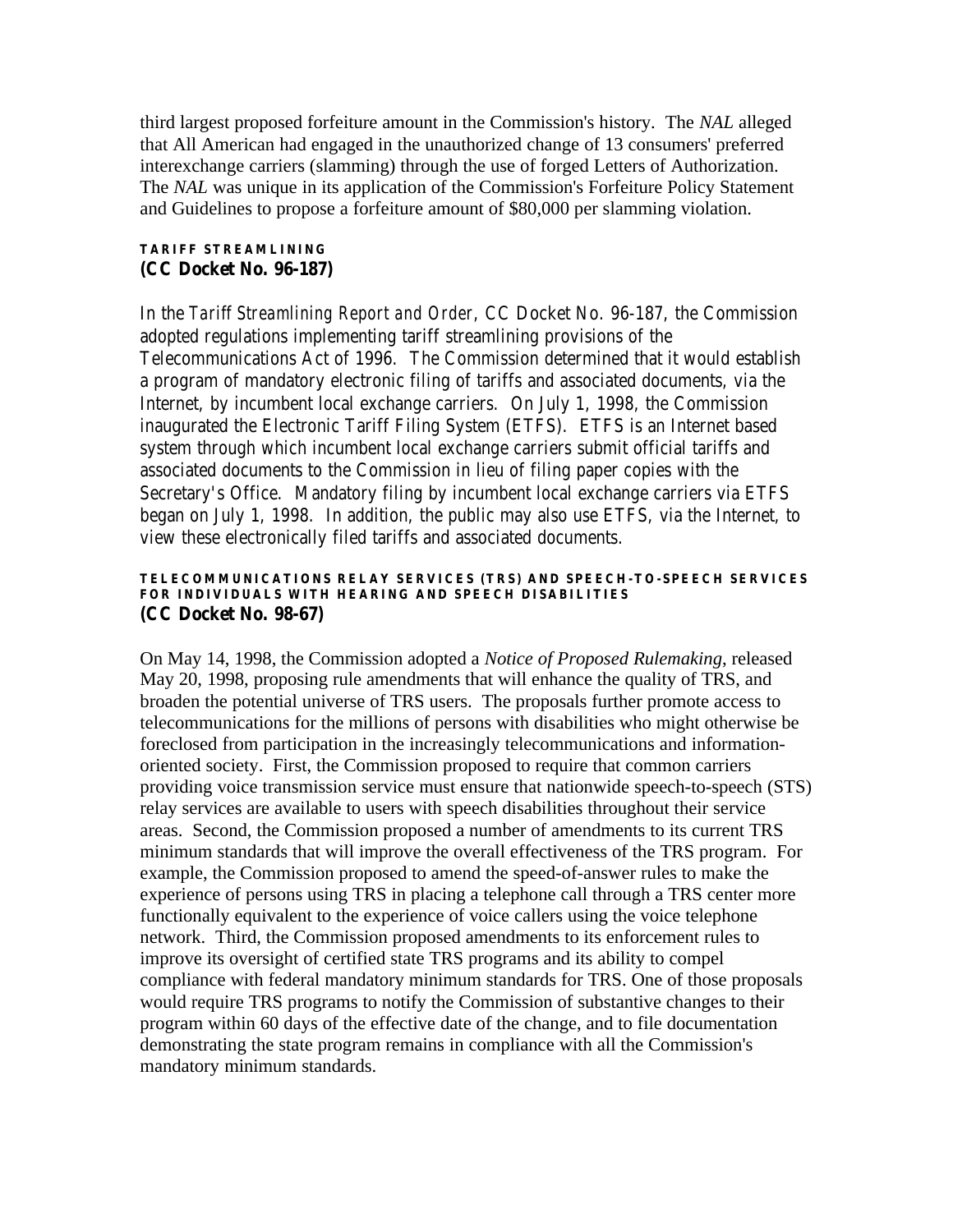third largest proposed forfeiture amount in the Commission's history. The *NAL* alleged that All American had engaged in the unauthorized change of 13 consumers' preferred interexchange carriers (slamming) through the use of forged Letters of Authorization. The *NAL* was unique in its application of the Commission's Forfeiture Policy Statement and Guidelines to propose a forfeiture amount of $80,000 per slamming violation.

### TARIFF STREAMLINING
**(CC Docket No. 96-187)**

In the *Tariff Streamlining Report and Order*, CC Docket No. 96-187, the Commission adopted regulations implementing tariff streamlining provisions of the Telecommunications Act of 1996. The Commission determined that it would establish a program of mandatory electronic filing of tariffs and associated documents, via the Internet, by incumbent local exchange carriers. On July 1, 1998, the Commission inaugurated the Electronic Tariff Filing System (ETFS). ETFS is an Internet based system through which incumbent local exchange carriers submit official tariffs and associated documents to the Commission in lieu of filing paper copies with the Secretary's Office. Mandatory filing by incumbent local exchange carriers via ETFS began on July 1, 1998. In addition, the public may also use ETFS, via the Internet, to view these electronically filed tariffs and associated documents.

### TELECOMMUNICATIONS RELAY SERVICES (TRS) AND SPEECH-TO-SPEECH SERVICES FOR INDIVIDUALS WITH HEARING AND SPEECH DISABILITIES
**(CC Docket No. 98-67)**

On May 14, 1998, the Commission adopted a *Notice of Proposed Rulemaking*, released May 20, 1998, proposing rule amendments that will enhance the quality of TRS, and broaden the potential universe of TRS users. The proposals further promote access to telecommunications for the millions of persons with disabilities who might otherwise be foreclosed from participation in the increasingly telecommunications and information-oriented society. First, the Commission proposed to require that common carriers providing voice transmission service must ensure that nationwide speech-to-speech (STS) relay services are available to users with speech disabilities throughout their service areas. Second, the Commission proposed a number of amendments to its current TRS minimum standards that will improve the overall effectiveness of the TRS program. For example, the Commission proposed to amend the speed-of-answer rules to make the experience of persons using TRS in placing a telephone call through a TRS center more functionally equivalent to the experience of voice callers using the voice telephone network. Third, the Commission proposed amendments to its enforcement rules to improve its oversight of certified state TRS programs and its ability to compel compliance with federal mandatory minimum standards for TRS. One of those proposals would require TRS programs to notify the Commission of substantive changes to their program within 60 days of the effective date of the change, and to file documentation demonstrating the state program remains in compliance with all the Commission's mandatory minimum standards.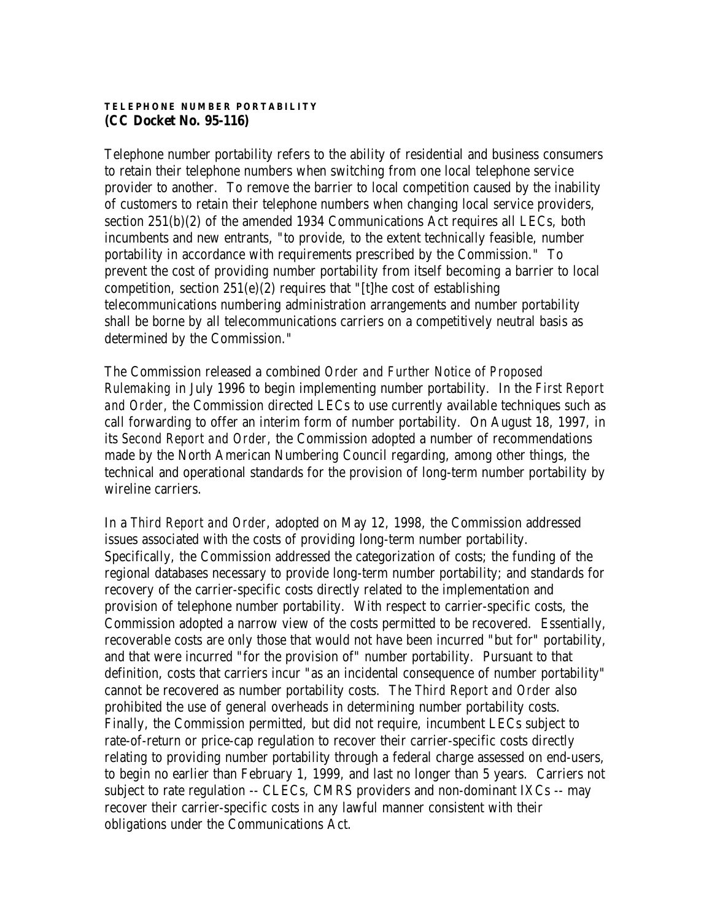**TELEPHONE NUMBER PORTABILITY**
**(CC Docket No. 95-116)**

Telephone number portability refers to the ability of residential and business consumers to retain their telephone numbers when switching from one local telephone service provider to another. To remove the barrier to local competition caused by the inability of customers to retain their telephone numbers when changing local service providers, section 251(b)(2) of the amended 1934 Communications Act requires all LECs, both incumbents and new entrants, "to provide, to the extent technically feasible, number portability in accordance with requirements prescribed by the Commission." To prevent the cost of providing number portability from itself becoming a barrier to local competition, section 251(e)(2) requires that "[t]he cost of establishing telecommunications numbering administration arrangements and number portability shall be borne by all telecommunications carriers on a competitively neutral basis as determined by the Commission."

The Commission released a combined *Order and Further Notice of Proposed Rulemaking* in July 1996 to begin implementing number portability. In the *First Report and Order*, the Commission directed LECs to use currently available techniques such as call forwarding to offer an interim form of number portability. On August 18, 1997, in its *Second Report and Order*, the Commission adopted a number of recommendations made by the North American Numbering Council regarding, among other things, the technical and operational standards for the provision of long-term number portability by wireline carriers.

In a *Third Report and Order*, adopted on May 12, 1998, the Commission addressed issues associated with the costs of providing long-term number portability. Specifically, the Commission addressed the categorization of costs; the funding of the regional databases necessary to provide long-term number portability; and standards for recovery of the carrier-specific costs directly related to the implementation and provision of telephone number portability. With respect to carrier-specific costs, the Commission adopted a narrow view of the costs permitted to be recovered. Essentially, recoverable costs are only those that would not have been incurred "but for" portability, and that were incurred "for the provision of" number portability. Pursuant to that definition, costs that carriers incur "as an incidental consequence of number portability" cannot be recovered as number portability costs. The *Third Report and Order* also prohibited the use of general overheads in determining number portability costs. Finally, the Commission permitted, but did not require, incumbent LECs subject to rate-of-return or price-cap regulation to recover their carrier-specific costs directly relating to providing number portability through a federal charge assessed on end-users, to begin no earlier than February 1, 1999, and last no longer than 5 years. Carriers not subject to rate regulation -- CLECs, CMRS providers and non-dominant IXCs -- may recover their carrier-specific costs in any lawful manner consistent with their obligations under the Communications Act.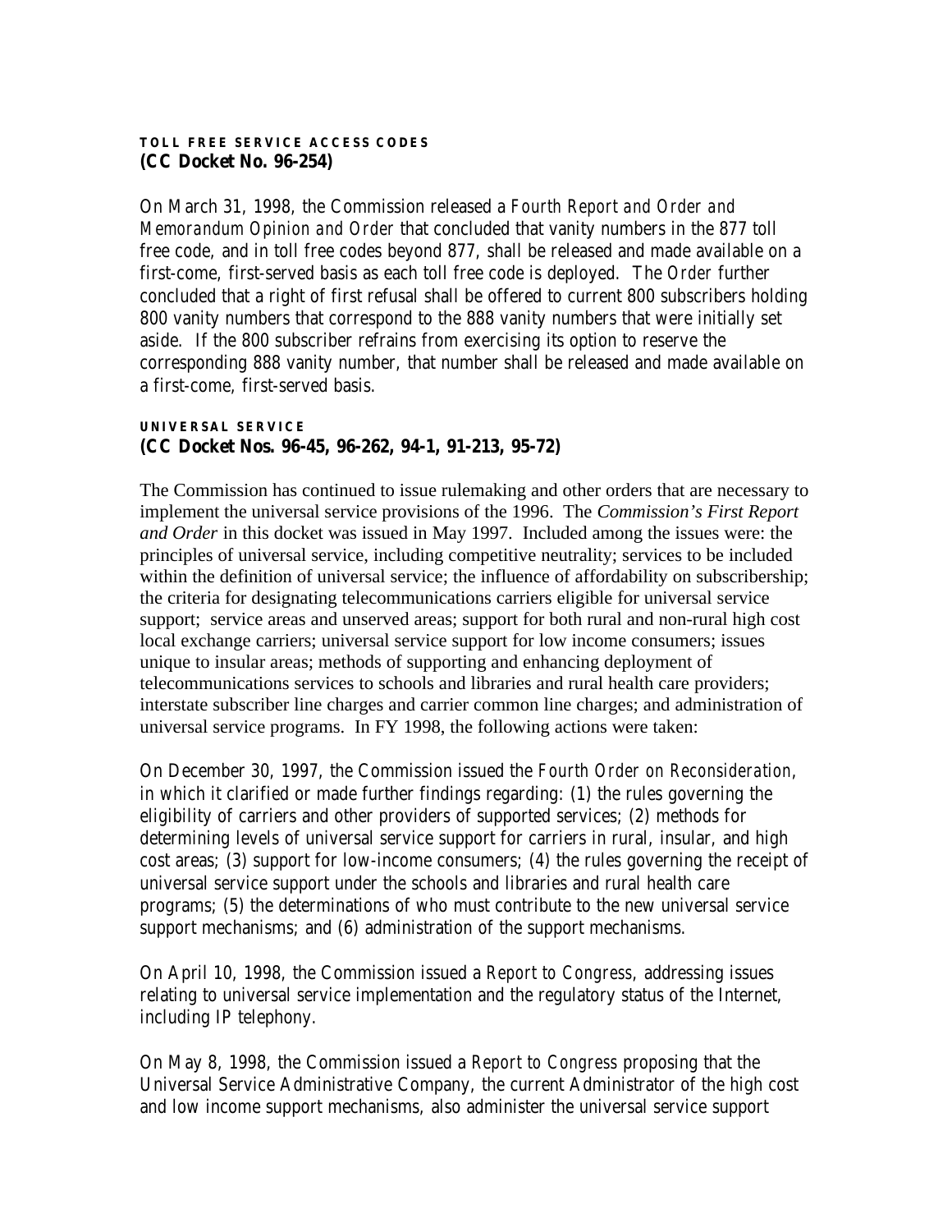### TOLL FREE SERVICE ACCESS CODES
**(CC Docket No. 96-254)**

On March 31, 1998, the Commission released a *Fourth Report and Order and Memorandum Opinion and Order* that concluded that vanity numbers in the 877 toll free code, and in toll free codes beyond 877, shall be released and made available on a first-come, first-served basis as each toll free code is deployed. The *Order* further concluded that a right of first refusal shall be offered to current 800 subscribers holding 800 vanity numbers that correspond to the 888 vanity numbers that were initially set aside. If the 800 subscriber refrains from exercising its option to reserve the corresponding 888 vanity number, that number shall be released and made available on a first-come, first-served basis.

### UNIVERSAL SERVICE
**(CC Docket Nos. 96-45, 96-262, 94-1, 91-213, 95-72)**

The Commission has continued to issue rulemaking and other orders that are necessary to implement the universal service provisions of the 1996. The *Commission's First Report and Order* in this docket was issued in May 1997. Included among the issues were: the principles of universal service, including competitive neutrality; services to be included within the definition of universal service; the influence of affordability on subscribership; the criteria for designating telecommunications carriers eligible for universal service support; service areas and unserved areas; support for both rural and non-rural high cost local exchange carriers; universal service support for low income consumers; issues unique to insular areas; methods of supporting and enhancing deployment of telecommunications services to schools and libraries and rural health care providers; interstate subscriber line charges and carrier common line charges; and administration of universal service programs. In FY 1998, the following actions were taken:

On December 30, 1997, the Commission issued the *Fourth Order on Reconsideration*, in which it clarified or made further findings regarding: (1) the rules governing the eligibility of carriers and other providers of supported services; (2) methods for determining levels of universal service support for carriers in rural, insular, and high cost areas; (3) support for low-income consumers; (4) the rules governing the receipt of universal service support under the schools and libraries and rural health care programs; (5) the determinations of who must contribute to the new universal service support mechanisms; and (6) administration of the support mechanisms.

On April 10, 1998, the Commission issued a *Report to Congress*, addressing issues relating to universal service implementation and the regulatory status of the Internet, including IP telephony.

On May 8, 1998, the Commission issued a *Report to Congress* proposing that the Universal Service Administrative Company, the current Administrator of the high cost and low income support mechanisms, also administer the universal service support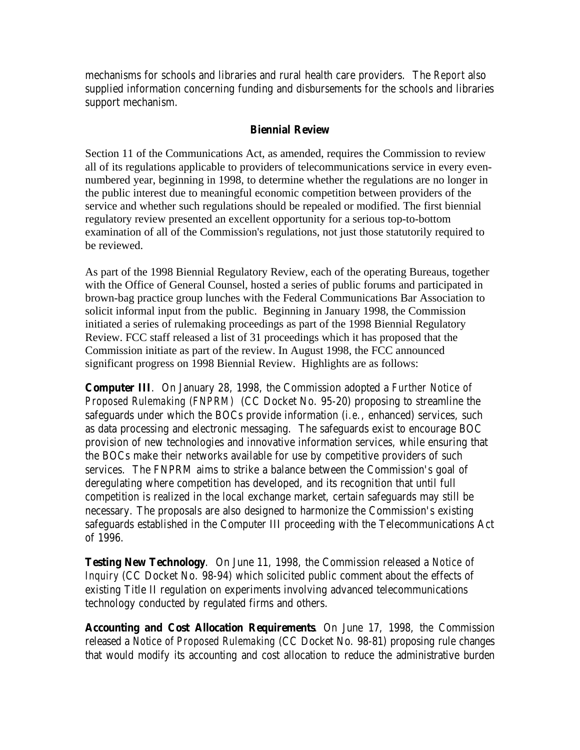mechanisms for schools and libraries and rural health care providers. The *Report* also supplied information concerning funding and disbursements for the schools and libraries support mechanism.

## Biennial Review

Section 11 of the Communications Act, as amended, requires the Commission to review all of its regulations applicable to providers of telecommunications service in every even-numbered year, beginning in 1998, to determine whether the regulations are no longer in the public interest due to meaningful economic competition between providers of the service and whether such regulations should be repealed or modified. The first biennial regulatory review presented an excellent opportunity for a serious top-to-bottom examination of all of the Commission's regulations, not just those statutorily required to be reviewed.

As part of the 1998 Biennial Regulatory Review, each of the operating Bureaus, together with the Office of General Counsel, hosted a series of public forums and participated in brown-bag practice group lunches with the Federal Communications Bar Association to solicit informal input from the public. Beginning in January 1998, the Commission initiated a series of rulemaking proceedings as part of the 1998 Biennial Regulatory Review. FCC staff released a list of 31 proceedings which it has proposed that the Commission initiate as part of the review. In August 1998, the FCC announced significant progress on 1998 Biennial Review. Highlights are as follows:

**Computer III**. On January 28, 1998, the Commission adopted a *Further Notice of Proposed Rulemaking (FNPRM)* (CC Docket No. 95-20) proposing to streamline the safeguards under which the BOCs provide information (*i.e.*, enhanced) services, such as data processing and electronic messaging. The safeguards exist to encourage BOC provision of new technologies and innovative information services, while ensuring that the BOCs make their networks available for use by competitive providers of such services. The FNPRM aims to strike a balance between the Commission's goal of deregulating where competition has developed, and its recognition that until full competition is realized in the local exchange market, certain safeguards may still be necessary. The proposals are also designed to harmonize the Commission's existing safeguards established in the Computer III proceeding with the Telecommunications Act of 1996.

**Testing New Technology**. On June 11, 1998, the Commission released a *Notice of Inquiry* (CC Docket No. 98-94) which solicited public comment about the effects of existing Title II regulation on experiments involving advanced telecommunications technology conducted by regulated firms and others.

**Accounting and Cost Allocation Requirements**. On June 17, 1998, the Commission released a *Notice of Proposed Rulemaking* (CC Docket No. 98-81) proposing rule changes that would modify its accounting and cost allocation to reduce the administrative burden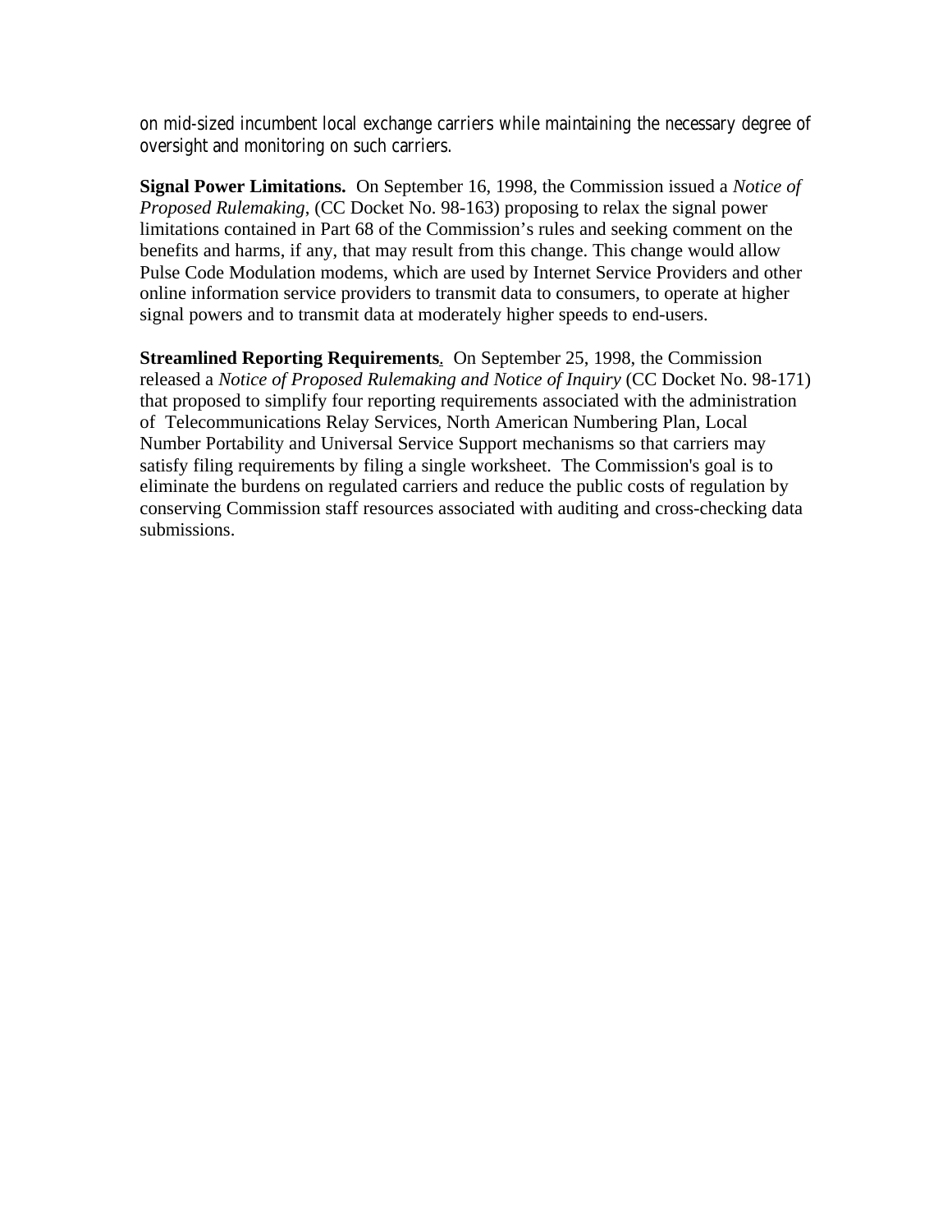on mid-sized incumbent local exchange carriers while maintaining the necessary degree of oversight and monitoring on such carriers.

**Signal Power Limitations.** On September 16, 1998, the Commission issued a *Notice of Proposed Rulemaking*, (CC Docket No. 98-163) proposing to relax the signal power limitations contained in Part 68 of the Commission's rules and seeking comment on the benefits and harms, if any, that may result from this change. This change would allow Pulse Code Modulation modems, which are used by Internet Service Providers and other online information service providers to transmit data to consumers, to operate at higher signal powers and to transmit data at moderately higher speeds to end-users.

**Streamlined Reporting Requirements**. On September 25, 1998, the Commission released a *Notice of Proposed Rulemaking and Notice of Inquiry* (CC Docket No. 98-171) that proposed to simplify four reporting requirements associated with the administration of Telecommunications Relay Services, North American Numbering Plan, Local Number Portability and Universal Service Support mechanisms so that carriers may satisfy filing requirements by filing a single worksheet. The Commission's goal is to eliminate the burdens on regulated carriers and reduce the public costs of regulation by conserving Commission staff resources associated with auditing and cross-checking data submissions.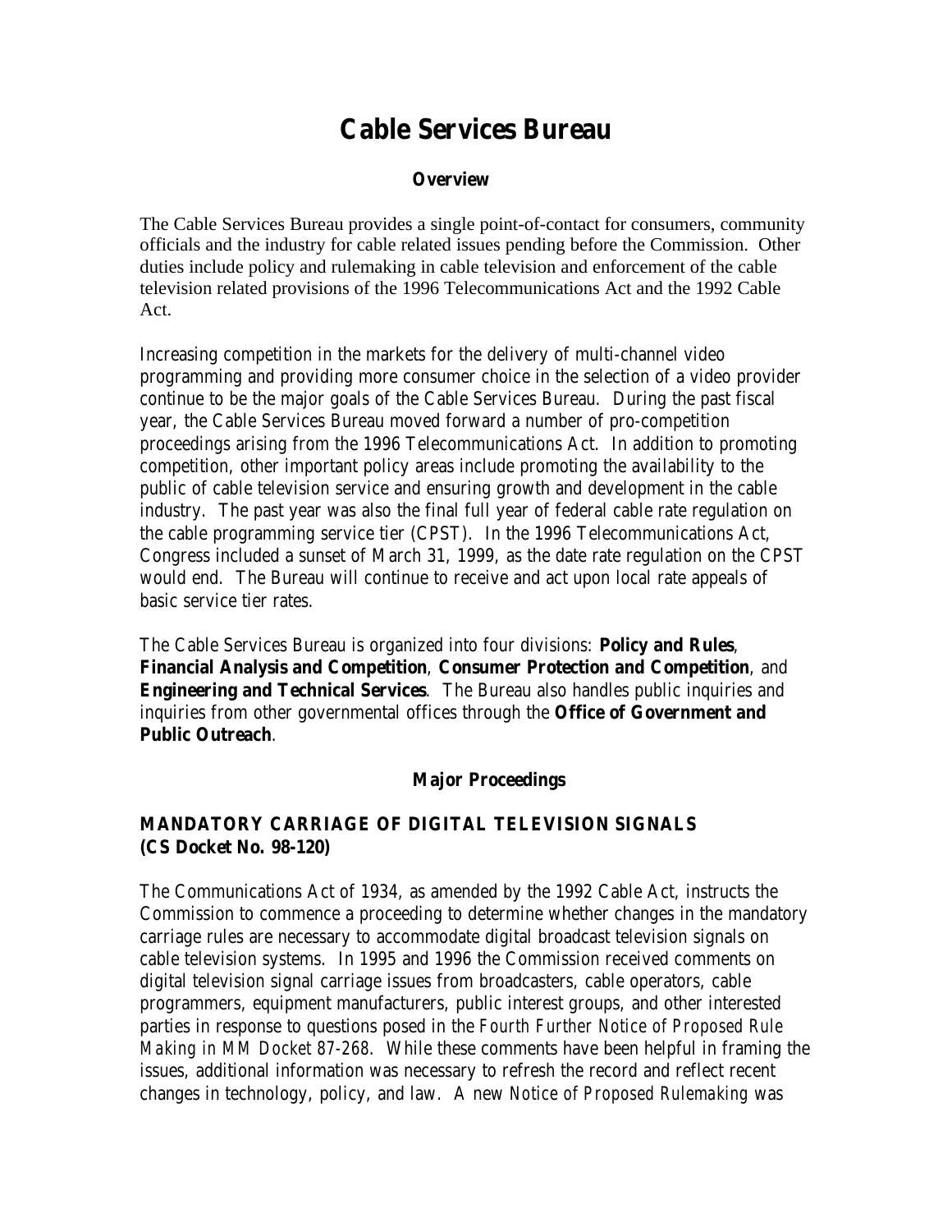# Cable Services Bureau

### Overview

The Cable Services Bureau provides a single point-of-contact for consumers, community officials and the industry for cable related issues pending before the Commission. Other duties include policy and rulemaking in cable television and enforcement of the cable television related provisions of the 1996 Telecommunications Act and the 1992 Cable Act.

Increasing competition in the markets for the delivery of multi-channel video programming and providing more consumer choice in the selection of a video provider continue to be the major goals of the Cable Services Bureau. During the past fiscal year, the Cable Services Bureau moved forward a number of pro-competition proceedings arising from the 1996 Telecommunications Act. In addition to promoting competition, other important policy areas include promoting the availability to the public of cable television service and ensuring growth and development in the cable industry. The past year was also the final full year of federal cable rate regulation on the cable programming service tier (CPST). In the 1996 Telecommunications Act, Congress included a sunset of March 31, 1999, as the date rate regulation on the CPST would end. The Bureau will continue to receive and act upon local rate appeals of basic service tier rates.

The Cable Services Bureau is organized into four divisions: **Policy and Rules**, **Financial Analysis and Competition**, **Consumer Protection and Competition**, and **Engineering and Technical Services**. The Bureau also handles public inquiries and inquiries from other governmental offices through the **Office of Government and Public Outreach**.

### Major Proceedings

#### MANDATORY CARRIAGE OF DIGITAL TELEVISION SIGNALS (CS Docket No. 98-120)

The Communications Act of 1934, as amended by the 1992 Cable Act, instructs the Commission to commence a proceeding to determine whether changes in the mandatory carriage rules are necessary to accommodate digital broadcast television signals on cable television systems. In 1995 and 1996 the Commission received comments on digital television signal carriage issues from broadcasters, cable operators, cable programmers, equipment manufacturers, public interest groups, and other interested parties in response to questions posed in the *Fourth Further Notice of Proposed Rule Making in MM Docket 87-268*. While these comments have been helpful in framing the issues, additional information was necessary to refresh the record and reflect recent changes in technology, policy, and law. A new *Notice of Proposed Rulemaking* was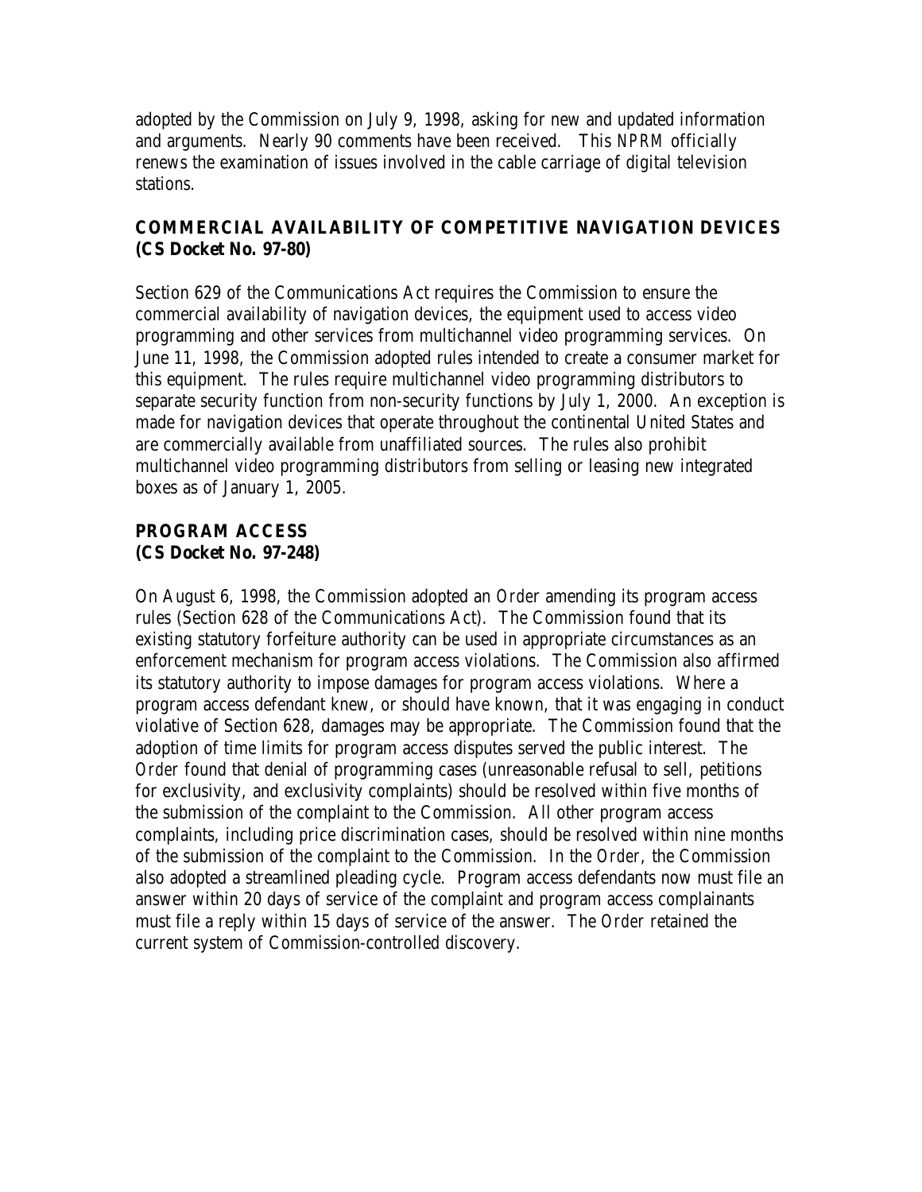adopted by the Commission on July 9, 1998, asking for new and updated information and arguments. Nearly 90 comments have been received. This *NPRM* officially renews the examination of issues involved in the cable carriage of digital television stations.

**COMMERCIAL AVAILABILITY OF COMPETITIVE NAVIGATION DEVICES**
**(CS Docket No. 97-80)**

Section 629 of the Communications Act requires the Commission to ensure the commercial availability of navigation devices, the equipment used to access video programming and other services from multichannel video programming services. On June 11, 1998, the Commission adopted rules intended to create a consumer market for this equipment. The rules require multichannel video programming distributors to separate security function from non-security functions by July 1, 2000. An exception is made for navigation devices that operate throughout the continental United States and are commercially available from unaffiliated sources. The rules also prohibit multichannel video programming distributors from selling or leasing new integrated boxes as of January 1, 2005.

**PROGRAM ACCESS**
**(CS Docket No. 97-248)**

On August 6, 1998, the Commission adopted an *Order* amending its program access rules (Section 628 of the Communications Act). The Commission found that its existing statutory forfeiture authority can be used in appropriate circumstances as an enforcement mechanism for program access violations. The Commission also affirmed its statutory authority to impose damages for program access violations. Where a program access defendant knew, or should have known, that it was engaging in conduct violative of Section 628, damages may be appropriate. The Commission found that the adoption of time limits for program access disputes served the public interest. The *Order* found that denial of programming cases (unreasonable refusal to sell, petitions for exclusivity, and exclusivity complaints) should be resolved within five months of the submission of the complaint to the Commission. All other program access complaints, including price discrimination cases, should be resolved within nine months of the submission of the complaint to the Commission. In the *Order*, the Commission also adopted a streamlined pleading cycle. Program access defendants now must file an answer within 20 days of service of the complaint and program access complainants must file a reply within 15 days of service of the answer. The *Order* retained the current system of Commission-controlled discovery.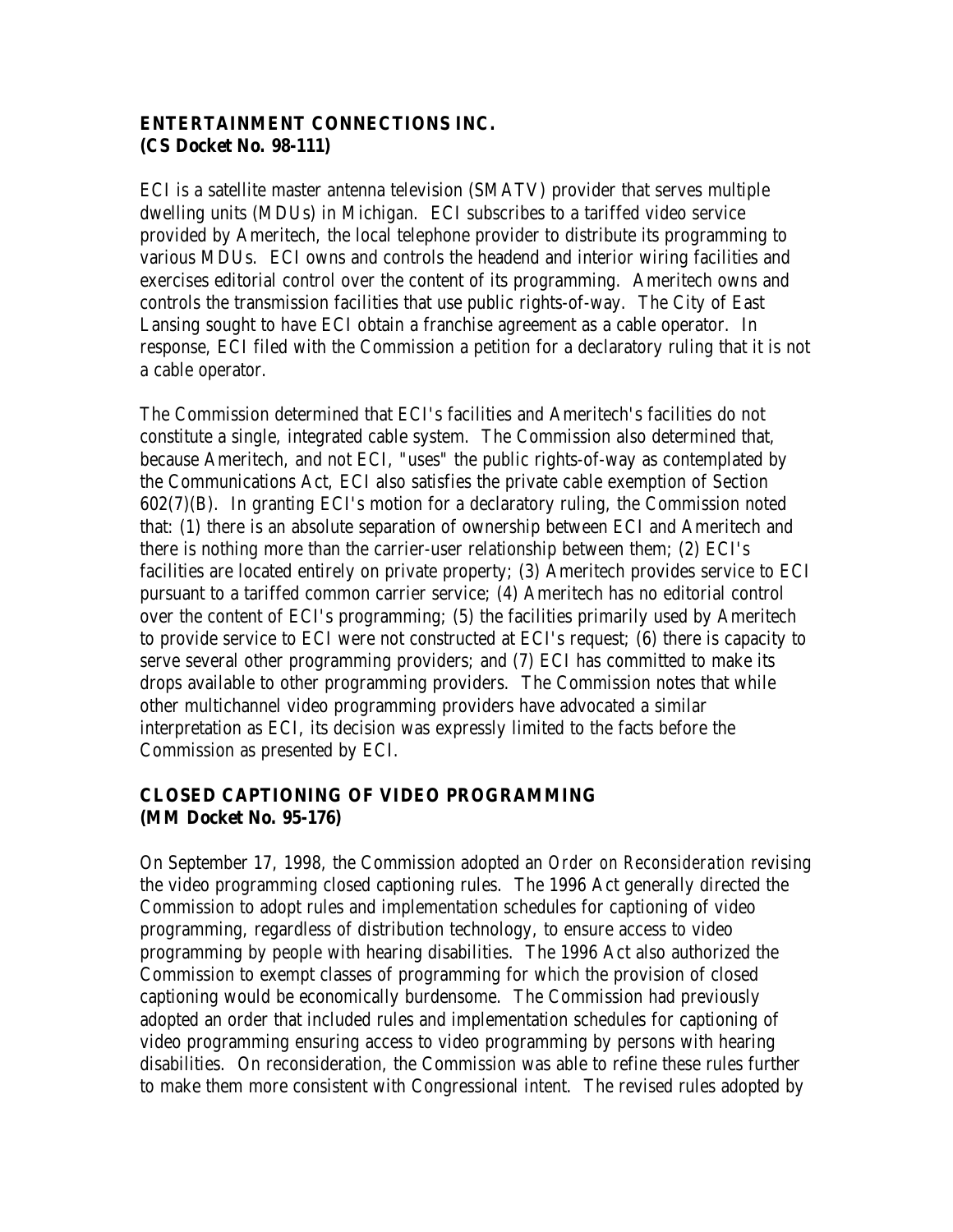**ENTERTAINMENT CONNECTIONS INC.**
**(CS Docket No. 98-111)**

ECI is a satellite master antenna television (SMATV) provider that serves multiple dwelling units (MDUs) in Michigan. ECI subscribes to a tariffed video service provided by Ameritech, the local telephone provider to distribute its programming to various MDUs. ECI owns and controls the headend and interior wiring facilities and exercises editorial control over the content of its programming. Ameritech owns and controls the transmission facilities that use public rights-of-way. The City of East Lansing sought to have ECI obtain a franchise agreement as a cable operator. In response, ECI filed with the Commission a petition for a declaratory ruling that it is not a cable operator.

The Commission determined that ECI's facilities and Ameritech's facilities do not constitute a single, integrated cable system. The Commission also determined that, because Ameritech, and not ECI, "uses" the public rights-of-way as contemplated by the Communications Act, ECI also satisfies the private cable exemption of Section 602(7)(B). In granting ECI's motion for a declaratory ruling, the Commission noted that: (1) there is an absolute separation of ownership between ECI and Ameritech and there is nothing more than the carrier-user relationship between them; (2) ECI's facilities are located entirely on private property; (3) Ameritech provides service to ECI pursuant to a tariffed common carrier service; (4) Ameritech has no editorial control over the content of ECI's programming; (5) the facilities primarily used by Ameritech to provide service to ECI were not constructed at ECI's request; (6) there is capacity to serve several other programming providers; and (7) ECI has committed to make its drops available to other programming providers. The Commission notes that while other multichannel video programming providers have advocated a similar interpretation as ECI, its decision was expressly limited to the facts before the Commission as presented by ECI.

**CLOSED CAPTIONING OF VIDEO PROGRAMMING**
**(MM Docket No. 95-176)**

On September 17, 1998, the Commission adopted an *Order on Reconsideration* revising the video programming closed captioning rules. The 1996 Act generally directed the Commission to adopt rules and implementation schedules for captioning of video programming, regardless of distribution technology, to ensure access to video programming by people with hearing disabilities. The 1996 Act also authorized the Commission to exempt classes of programming for which the provision of closed captioning would be economically burdensome. The Commission had previously adopted an order that included rules and implementation schedules for captioning of video programming ensuring access to video programming by persons with hearing disabilities. On reconsideration, the Commission was able to refine these rules further to make them more consistent with Congressional intent. The revised rules adopted by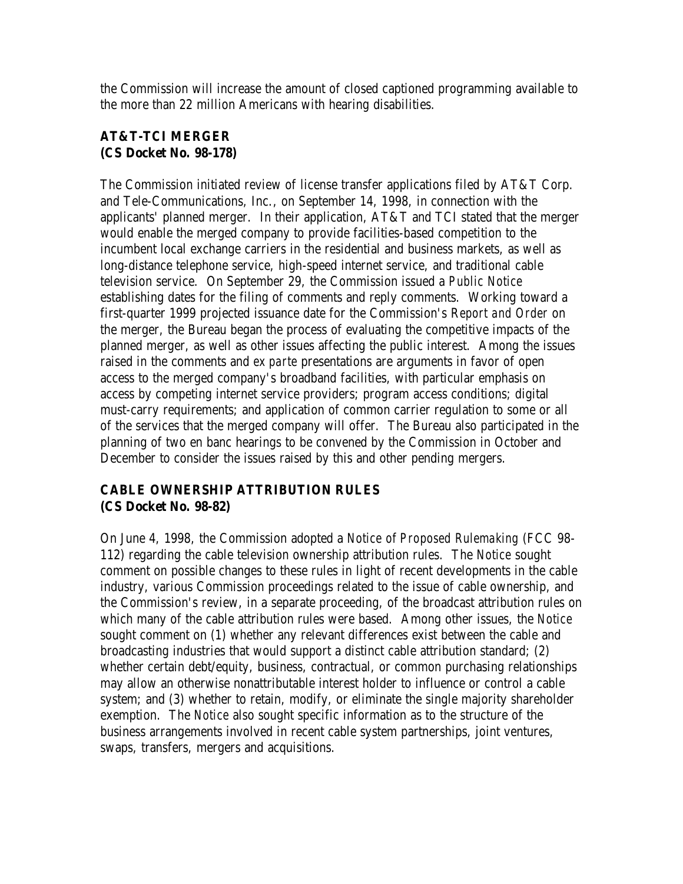the Commission will increase the amount of closed captioned programming available to the more than 22 million Americans with hearing disabilities.

**AT&T-TCI MERGER**
**(CS Docket No. 98-178)**

The Commission initiated review of license transfer applications filed by AT&T Corp. and Tele-Communications, Inc., on September 14, 1998, in connection with the applicants' planned merger. In their application, AT&T and TCI stated that the merger would enable the merged company to provide facilities-based competition to the incumbent local exchange carriers in the residential and business markets, as well as long-distance telephone service, high-speed internet service, and traditional cable television service. On September 29, the Commission issued a *Public Notice* establishing dates for the filing of comments and reply comments. Working toward a first-quarter 1999 projected issuance date for the Commission's *Report and Order* on the merger, the Bureau began the process of evaluating the competitive impacts of the planned merger, as well as other issues affecting the public interest. Among the issues raised in the comments and *ex parte* presentations are arguments in favor of open access to the merged company's broadband facilities, with particular emphasis on access by competing internet service providers; program access conditions; digital must-carry requirements; and application of common carrier regulation to some or all of the services that the merged company will offer. The Bureau also participated in the planning of two en banc hearings to be convened by the Commission in October and December to consider the issues raised by this and other pending mergers.

**CABLE OWNERSHIP ATTRIBUTION RULES**
**(CS Docket No. 98-82)**

On June 4, 1998, the Commission adopted a *Notice of Proposed Rulemaking* (FCC 98-112) regarding the cable television ownership attribution rules. The *Notice* sought comment on possible changes to these rules in light of recent developments in the cable industry, various Commission proceedings related to the issue of cable ownership, and the Commission's review, in a separate proceeding, of the broadcast attribution rules on which many of the cable attribution rules were based. Among other issues, the *Notice* sought comment on (1) whether any relevant differences exist between the cable and broadcasting industries that would support a distinct cable attribution standard; (2) whether certain debt/equity, business, contractual, or common purchasing relationships may allow an otherwise nonattributable interest holder to influence or control a cable system; and (3) whether to retain, modify, or eliminate the single majority shareholder exemption. The *Notice* also sought specific information as to the structure of the business arrangements involved in recent cable system partnerships, joint ventures, swaps, transfers, mergers and acquisitions.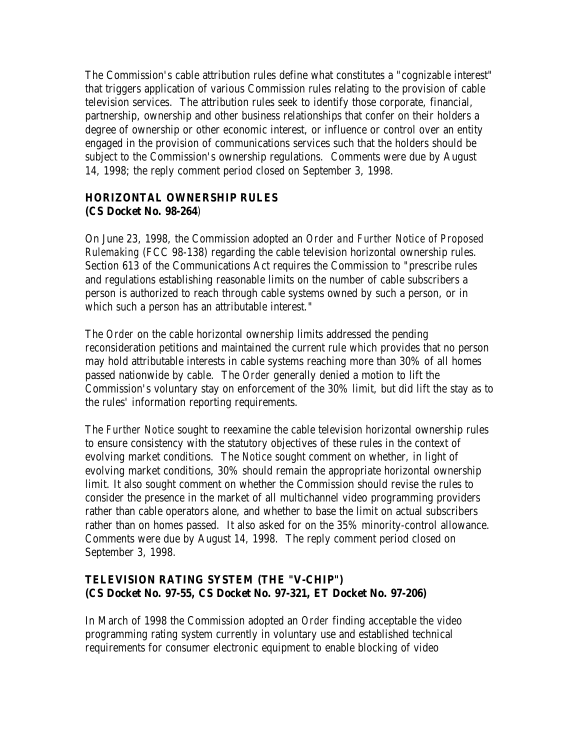The Commission's cable attribution rules define what constitutes a "cognizable interest" that triggers application of various Commission rules relating to the provision of cable television services. The attribution rules seek to identify those corporate, financial, partnership, ownership and other business relationships that confer on their holders a degree of ownership or other economic interest, or influence or control over an entity engaged in the provision of communications services such that the holders should be subject to the Commission's ownership regulations. Comments were due by August 14, 1998; the reply comment period closed on September 3, 1998.

### HORIZONTAL OWNERSHIP RULES
### (CS Docket No. 98-264)

On June 23, 1998, the Commission adopted an *Order and Further Notice of Proposed Rulemaking* (FCC 98-138) regarding the cable television horizontal ownership rules. Section 613 of the Communications Act requires the Commission to "prescribe rules and regulations establishing reasonable limits on the number of cable subscribers a person is authorized to reach through cable systems owned by such a person, or in which such a person has an attributable interest."

The *Order* on the cable horizontal ownership limits addressed the pending reconsideration petitions and maintained the current rule which provides that no person may hold attributable interests in cable systems reaching more than 30% of all homes passed nationwide by cable. The *Order* generally denied a motion to lift the Commission's voluntary stay on enforcement of the 30% limit, but did lift the stay as to the rules' information reporting requirements.

The *Further Notice* sought to reexamine the cable television horizontal ownership rules to ensure consistency with the statutory objectives of these rules in the context of evolving market conditions. The *Notice* sought comment on whether, in light of evolving market conditions, 30% should remain the appropriate horizontal ownership limit. It also sought comment on whether the Commission should revise the rules to consider the presence in the market of all multichannel video programming providers rather than cable operators alone, and whether to base the limit on actual subscribers rather than on homes passed. It also asked for on the 35% minority-control allowance. Comments were due by August 14, 1998. The reply comment period closed on September 3, 1998.

### TELEVISION RATING SYSTEM (THE "V-CHIP")
### (CS Docket No. 97-55, CS Docket No. 97-321, ET Docket No. 97-206)

In March of 1998 the Commission adopted an *Order* finding acceptable the video programming rating system currently in voluntary use and established technical requirements for consumer electronic equipment to enable blocking of video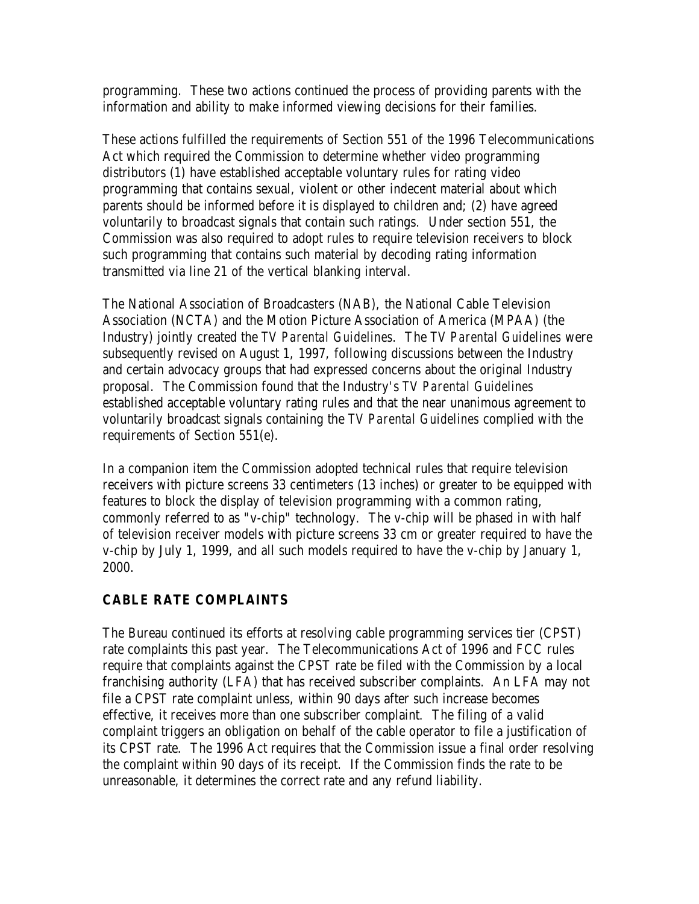programming. These two actions continued the process of providing parents with the information and ability to make informed viewing decisions for their families.

These actions fulfilled the requirements of Section 551 of the 1996 Telecommunications Act which required the Commission to determine whether video programming distributors (1) have established acceptable voluntary rules for rating video programming that contains sexual, violent or other indecent material about which parents should be informed before it is displayed to children and; (2) have agreed voluntarily to broadcast signals that contain such ratings. Under section 551, the Commission was also required to adopt rules to require television receivers to block such programming that contains such material by decoding rating information transmitted via line 21 of the vertical blanking interval.

The National Association of Broadcasters (NAB), the National Cable Television Association (NCTA) and the Motion Picture Association of America (MPAA) (the Industry) jointly created the *TV Parental Guidelines*. The *TV Parental Guidelines* were subsequently revised on August 1, 1997, following discussions between the Industry and certain advocacy groups that had expressed concerns about the original Industry proposal. The Commission found that the Industry's *TV Parental Guidelines* established acceptable voluntary rating rules and that the near unanimous agreement to voluntarily broadcast signals containing the *TV Parental Guidelines* complied with the requirements of Section 551(e).

In a companion item the Commission adopted technical rules that require television receivers with picture screens 33 centimeters (13 inches) or greater to be equipped with features to block the display of television programming with a common rating, commonly referred to as "v-chip" technology. The v-chip will be phased in with half of television receiver models with picture screens 33 cm or greater required to have the v-chip by July 1, 1999, and all such models required to have the v-chip by January 1, 2000.

## CABLE RATE COMPLAINTS

The Bureau continued its efforts at resolving cable programming services tier (CPST) rate complaints this past year. The Telecommunications Act of 1996 and FCC rules require that complaints against the CPST rate be filed with the Commission by a local franchising authority (LFA) that has received subscriber complaints. An LFA may not file a CPST rate complaint unless, within 90 days after such increase becomes effective, it receives more than one subscriber complaint. The filing of a valid complaint triggers an obligation on behalf of the cable operator to file a justification of its CPST rate. The 1996 Act requires that the Commission issue a final order resolving the complaint within 90 days of its receipt. If the Commission finds the rate to be unreasonable, it determines the correct rate and any refund liability.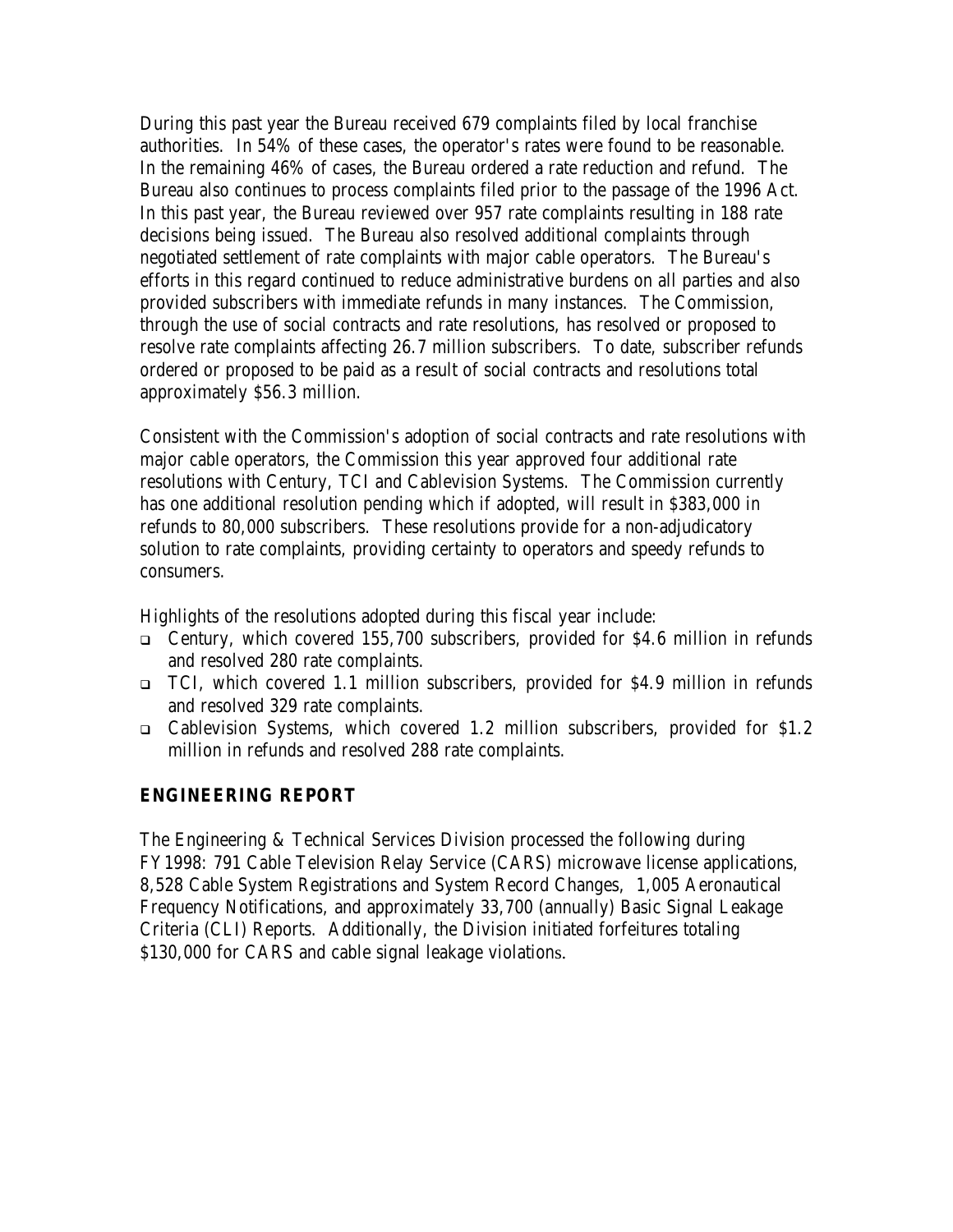During this past year the Bureau received 679 complaints filed by local franchise authorities. In 54% of these cases, the operator's rates were found to be reasonable. In the remaining 46% of cases, the Bureau ordered a rate reduction and refund. The Bureau also continues to process complaints filed prior to the passage of the 1996 Act. In this past year, the Bureau reviewed over 957 rate complaints resulting in 188 rate decisions being issued. The Bureau also resolved additional complaints through negotiated settlement of rate complaints with major cable operators. The Bureau's efforts in this regard continued to reduce administrative burdens on all parties and also provided subscribers with immediate refunds in many instances. The Commission, through the use of social contracts and rate resolutions, has resolved or proposed to resolve rate complaints affecting 26.7 million subscribers. To date, subscriber refunds ordered or proposed to be paid as a result of social contracts and resolutions total approximately $56.3 million.

Consistent with the Commission's adoption of social contracts and rate resolutions with major cable operators, the Commission this year approved four additional rate resolutions with Century, TCI and Cablevision Systems. The Commission currently has one additional resolution pending which if adopted, will result in $383,000 in refunds to 80,000 subscribers. These resolutions provide for a non-adjudicatory solution to rate complaints, providing certainty to operators and speedy refunds to consumers.

Highlights of the resolutions adopted during this fiscal year include:

- Century, which covered 155,700 subscribers, provided for $4.6 million in refunds and resolved 280 rate complaints.
- TCI, which covered 1.1 million subscribers, provided for $4.9 million in refunds and resolved 329 rate complaints.
- Cablevision Systems, which covered 1.2 million subscribers, provided for $1.2 million in refunds and resolved 288 rate complaints.

## ENGINEERING REPORT

The Engineering & Technical Services Division processed the following during FY1998: 791 Cable Television Relay Service (CARS) microwave license applications, 8,528 Cable System Registrations and System Record Changes, 1,005 Aeronautical Frequency Notifications, and approximately 33,700 (annually) Basic Signal Leakage Criteria (CLI) Reports. Additionally, the Division initiated forfeitures totaling $130,000 for CARS and cable signal leakage violations.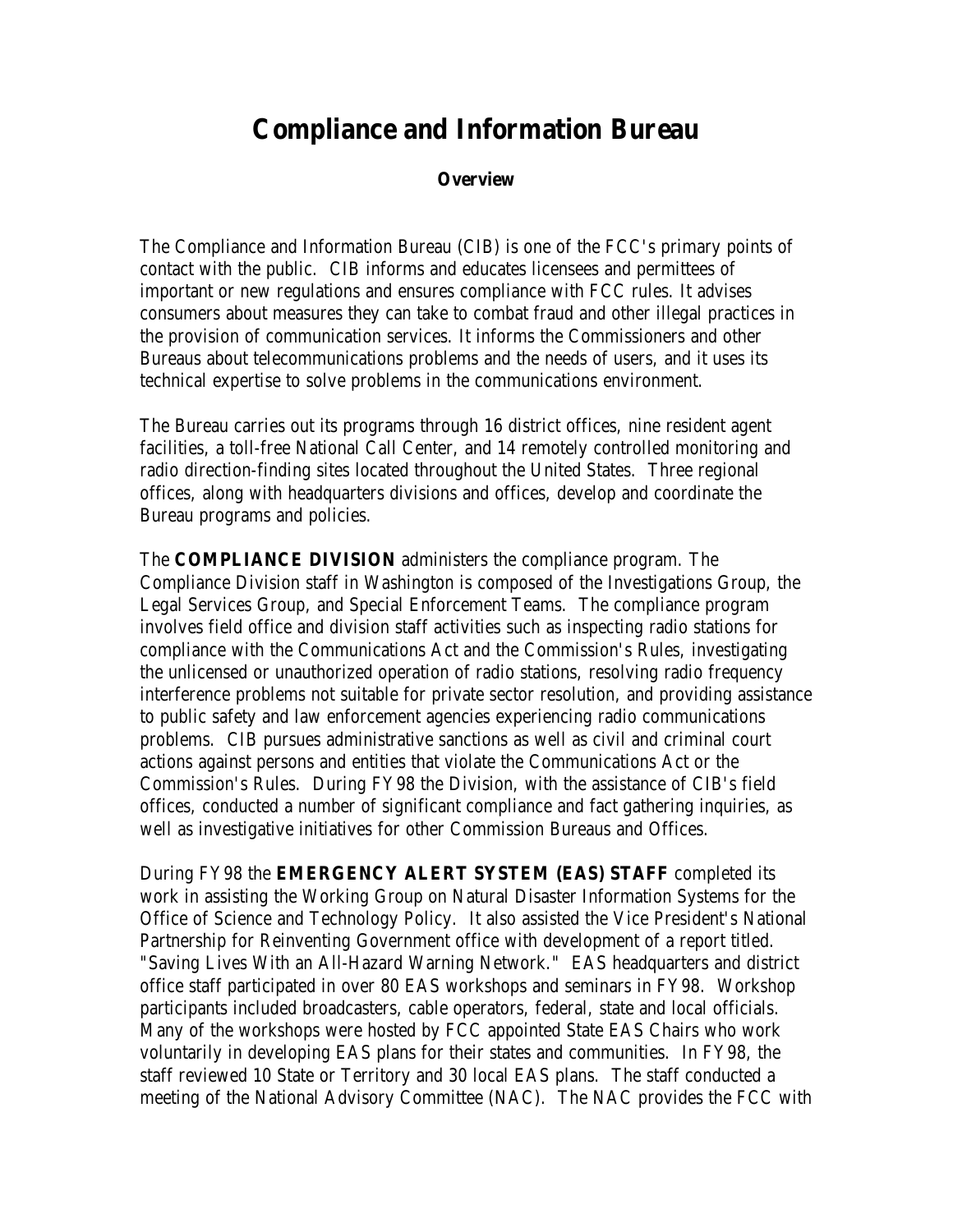# Compliance and Information Bureau

**Overview**

The Compliance and Information Bureau (CIB) is one of the FCC's primary points of contact with the public. CIB informs and educates licensees and permittees of important or new regulations and ensures compliance with FCC rules. It advises consumers about measures they can take to combat fraud and other illegal practices in the provision of communication services. It informs the Commissioners and other Bureaus about telecommunications problems and the needs of users, and it uses its technical expertise to solve problems in the communications environment.

The Bureau carries out its programs through 16 district offices, nine resident agent facilities, a toll-free National Call Center, and 14 remotely controlled monitoring and radio direction-finding sites located throughout the United States. Three regional offices, along with headquarters divisions and offices, develop and coordinate the Bureau programs and policies.

The **COMPLIANCE DIVISION** administers the compliance program. The Compliance Division staff in Washington is composed of the Investigations Group, the Legal Services Group, and Special Enforcement Teams. The compliance program involves field office and division staff activities such as inspecting radio stations for compliance with the Communications Act and the Commission's Rules, investigating the unlicensed or unauthorized operation of radio stations, resolving radio frequency interference problems not suitable for private sector resolution, and providing assistance to public safety and law enforcement agencies experiencing radio communications problems. CIB pursues administrative sanctions as well as civil and criminal court actions against persons and entities that violate the Communications Act or the Commission's Rules. During FY98 the Division, with the assistance of CIB's field offices, conducted a number of significant compliance and fact gathering inquiries, as well as investigative initiatives for other Commission Bureaus and Offices.

During FY98 the **EMERGENCY ALERT SYSTEM (EAS) STAFF** completed its work in assisting the Working Group on Natural Disaster Information Systems for the Office of Science and Technology Policy. It also assisted the Vice President's National Partnership for Reinventing Government office with development of a report titled. "Saving Lives With an All-Hazard Warning Network." EAS headquarters and district office staff participated in over 80 EAS workshops and seminars in FY98. Workshop participants included broadcasters, cable operators, federal, state and local officials. Many of the workshops were hosted by FCC appointed State EAS Chairs who work voluntarily in developing EAS plans for their states and communities. In FY98, the staff reviewed 10 State or Territory and 30 local EAS plans. The staff conducted a meeting of the National Advisory Committee (NAC). The NAC provides the FCC with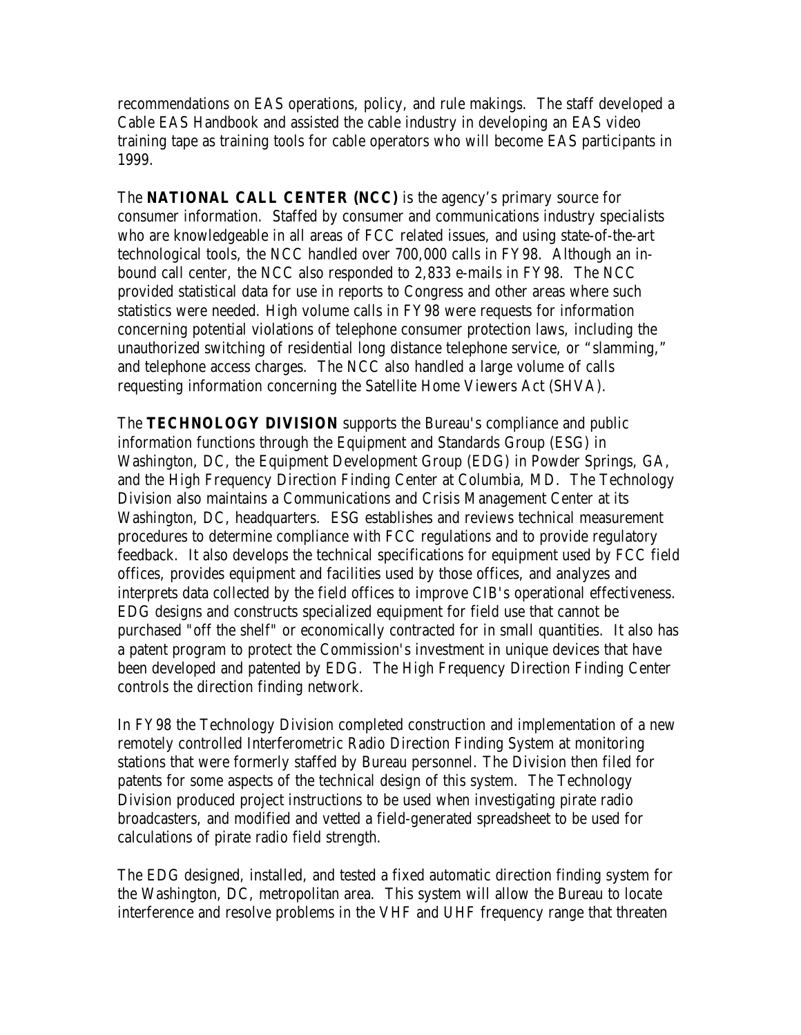recommendations on EAS operations, policy, and rule makings. The staff developed a Cable EAS Handbook and assisted the cable industry in developing an EAS video training tape as training tools for cable operators who will become EAS participants in 1999.

The **NATIONAL CALL CENTER (NCC)** is the agency's primary source for consumer information. Staffed by consumer and communications industry specialists who are knowledgeable in all areas of FCC related issues, and using state-of-the-art technological tools, the NCC handled over 700,000 calls in FY98. Although an in-bound call center, the NCC also responded to 2,833 e-mails in FY98. The NCC provided statistical data for use in reports to Congress and other areas where such statistics were needed. High volume calls in FY98 were requests for information concerning potential violations of telephone consumer protection laws, including the unauthorized switching of residential long distance telephone service, or "slamming," and telephone access charges. The NCC also handled a large volume of calls requesting information concerning the Satellite Home Viewers Act (SHVA).

The **TECHNOLOGY DIVISION** supports the Bureau's compliance and public information functions through the Equipment and Standards Group (ESG) in Washington, DC, the Equipment Development Group (EDG) in Powder Springs, GA, and the High Frequency Direction Finding Center at Columbia, MD. The Technology Division also maintains a Communications and Crisis Management Center at its Washington, DC, headquarters. ESG establishes and reviews technical measurement procedures to determine compliance with FCC regulations and to provide regulatory feedback. It also develops the technical specifications for equipment used by FCC field offices, provides equipment and facilities used by those offices, and analyzes and interprets data collected by the field offices to improve CIB's operational effectiveness. EDG designs and constructs specialized equipment for field use that cannot be purchased "off the shelf" or economically contracted for in small quantities. It also has a patent program to protect the Commission's investment in unique devices that have been developed and patented by EDG. The High Frequency Direction Finding Center controls the direction finding network.

In FY98 the Technology Division completed construction and implementation of a new remotely controlled Interferometric Radio Direction Finding System at monitoring stations that were formerly staffed by Bureau personnel. The Division then filed for patents for some aspects of the technical design of this system. The Technology Division produced project instructions to be used when investigating pirate radio broadcasters, and modified and vetted a field-generated spreadsheet to be used for calculations of pirate radio field strength.

The EDG designed, installed, and tested a fixed automatic direction finding system for the Washington, DC, metropolitan area. This system will allow the Bureau to locate interference and resolve problems in the VHF and UHF frequency range that threaten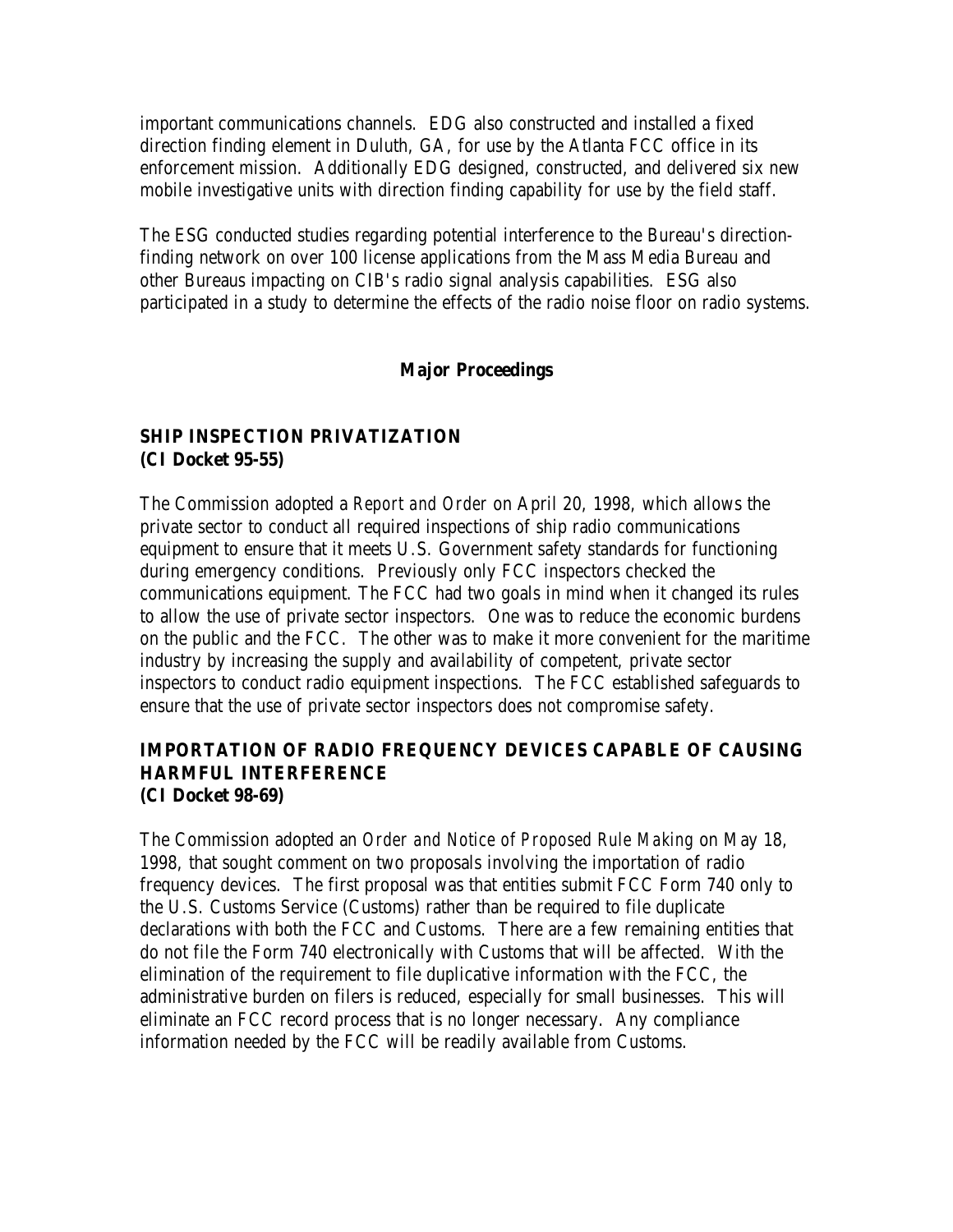important communications channels. EDG also constructed and installed a fixed direction finding element in Duluth, GA, for use by the Atlanta FCC office in its enforcement mission. Additionally EDG designed, constructed, and delivered six new mobile investigative units with direction finding capability for use by the field staff.

The ESG conducted studies regarding potential interference to the Bureau's direction-finding network on over 100 license applications from the Mass Media Bureau and other Bureaus impacting on CIB's radio signal analysis capabilities. ESG also participated in a study to determine the effects of the radio noise floor on radio systems.

## Major Proceedings

### SHIP INSPECTION PRIVATIZATION
**(CI Docket 95-55)**

The Commission adopted a *Report and Order* on April 20, 1998, which allows the private sector to conduct all required inspections of ship radio communications equipment to ensure that it meets U.S. Government safety standards for functioning during emergency conditions. Previously only FCC inspectors checked the communications equipment. The FCC had two goals in mind when it changed its rules to allow the use of private sector inspectors. One was to reduce the economic burdens on the public and the FCC. The other was to make it more convenient for the maritime industry by increasing the supply and availability of competent, private sector inspectors to conduct radio equipment inspections. The FCC established safeguards to ensure that the use of private sector inspectors does not compromise safety.

### IMPORTATION OF RADIO FREQUENCY DEVICES CAPABLE OF CAUSING HARMFUL INTERFERENCE
**(CI Docket 98-69)**

The Commission adopted an *Order and Notice of Proposed Rule Making* on May 18, 1998, that sought comment on two proposals involving the importation of radio frequency devices. The first proposal was that entities submit FCC Form 740 only to the U.S. Customs Service (Customs) rather than be required to file duplicate declarations with both the FCC and Customs. There are a few remaining entities that do not file the Form 740 electronically with Customs that will be affected. With the elimination of the requirement to file duplicative information with the FCC, the administrative burden on filers is reduced, especially for small businesses. This will eliminate an FCC record process that is no longer necessary. Any compliance information needed by the FCC will be readily available from Customs.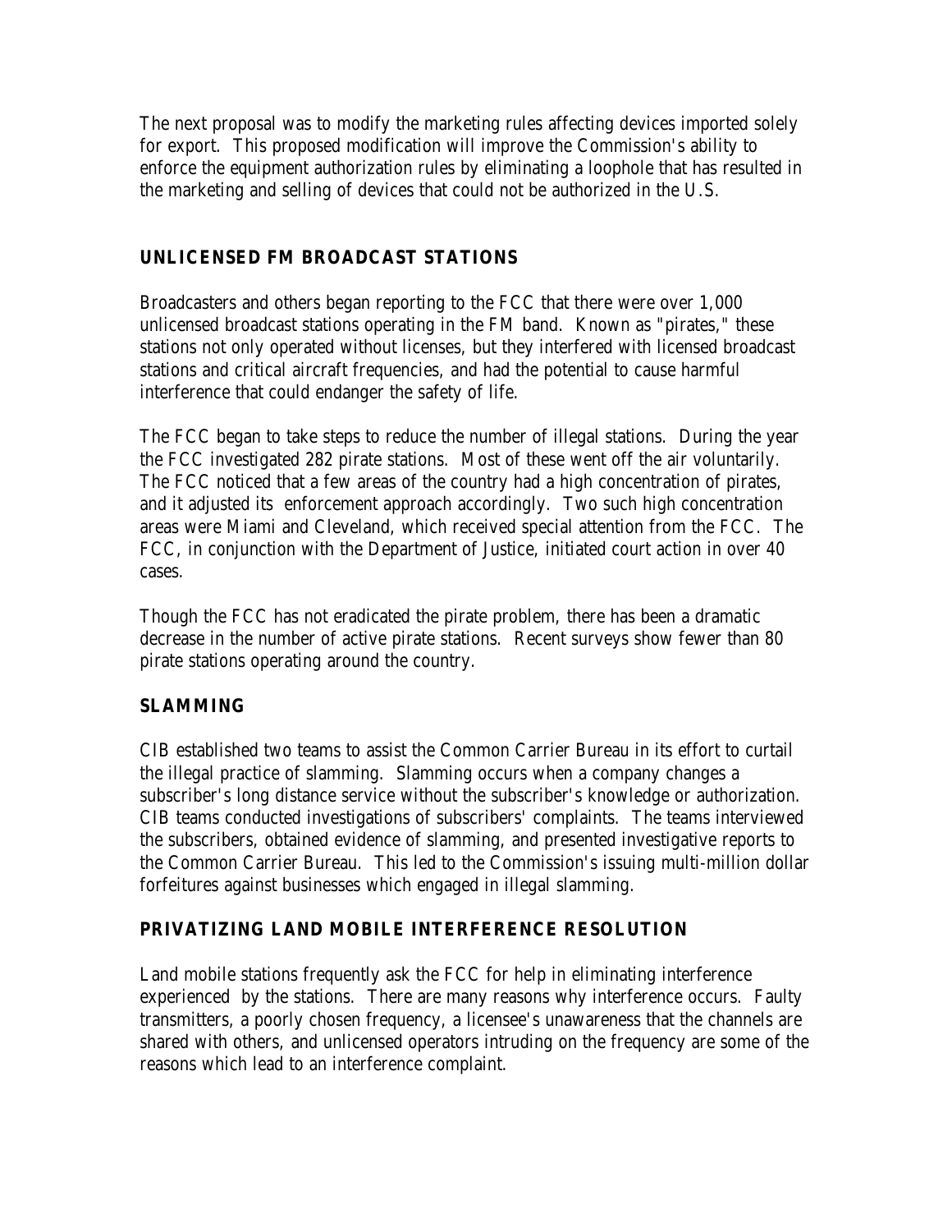The next proposal was to modify the marketing rules affecting devices imported solely for export. This proposed modification will improve the Commission's ability to enforce the equipment authorization rules by eliminating a loophole that has resulted in the marketing and selling of devices that could not be authorized in the U.S.

## UNLICENSED FM BROADCAST STATIONS

Broadcasters and others began reporting to the FCC that there were over 1,000 unlicensed broadcast stations operating in the FM band. Known as "pirates," these stations not only operated without licenses, but they interfered with licensed broadcast stations and critical aircraft frequencies, and had the potential to cause harmful interference that could endanger the safety of life.

The FCC began to take steps to reduce the number of illegal stations. During the year the FCC investigated 282 pirate stations. Most of these went off the air voluntarily. The FCC noticed that a few areas of the country had a high concentration of pirates, and it adjusted its enforcement approach accordingly. Two such high concentration areas were Miami and Cleveland, which received special attention from the FCC. The FCC, in conjunction with the Department of Justice, initiated court action in over 40 cases.

Though the FCC has not eradicated the pirate problem, there has been a dramatic decrease in the number of active pirate stations. Recent surveys show fewer than 80 pirate stations operating around the country.

## SLAMMING

CIB established two teams to assist the Common Carrier Bureau in its effort to curtail the illegal practice of slamming. Slamming occurs when a company changes a subscriber's long distance service without the subscriber's knowledge or authorization. CIB teams conducted investigations of subscribers' complaints. The teams interviewed the subscribers, obtained evidence of slamming, and presented investigative reports to the Common Carrier Bureau. This led to the Commission's issuing multi-million dollar forfeitures against businesses which engaged in illegal slamming.

## PRIVATIZING LAND MOBILE INTERFERENCE RESOLUTION

Land mobile stations frequently ask the FCC for help in eliminating interference experienced by the stations. There are many reasons why interference occurs. Faulty transmitters, a poorly chosen frequency, a licensee's unawareness that the channels are shared with others, and unlicensed operators intruding on the frequency are some of the reasons which lead to an interference complaint.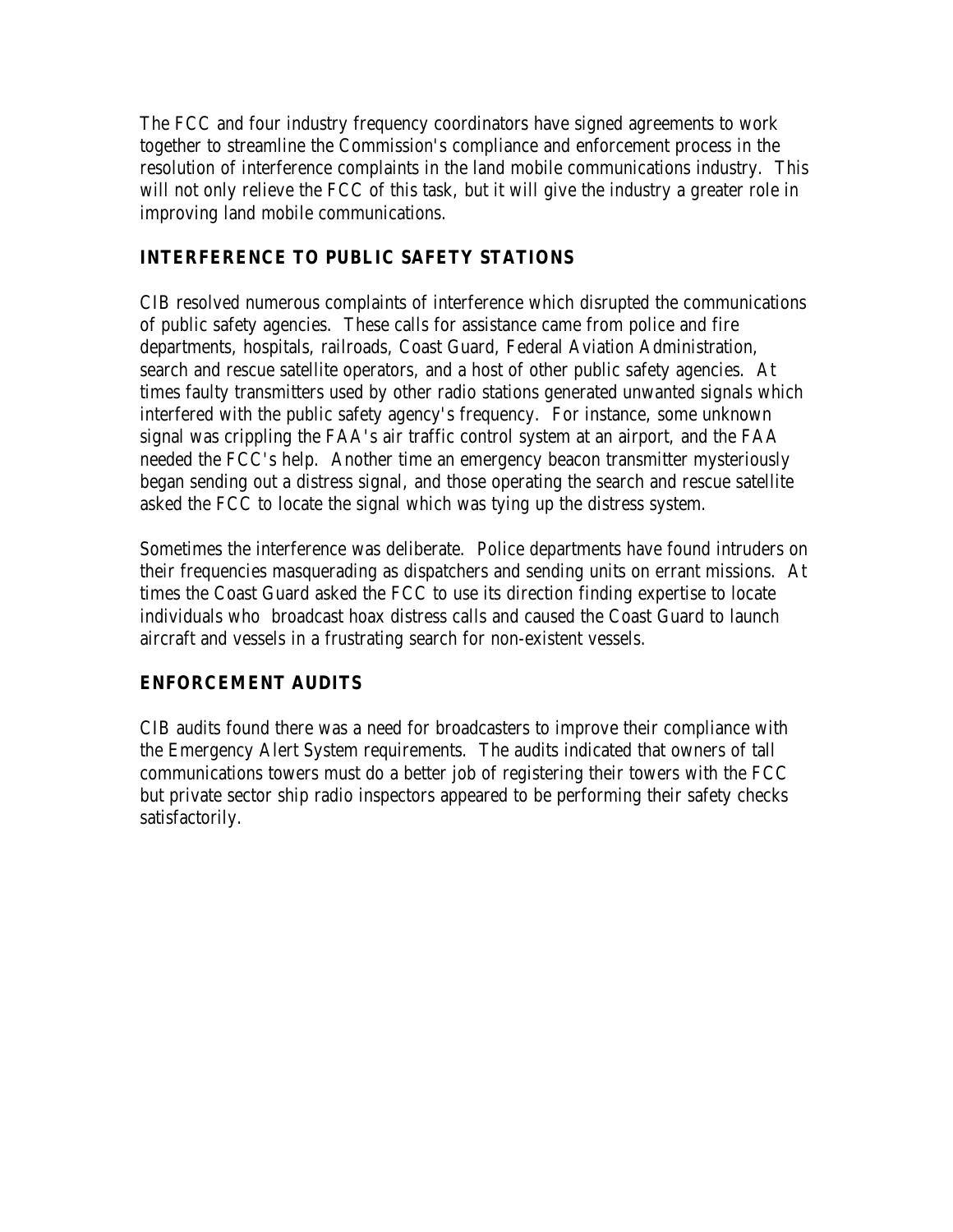The FCC and four industry frequency coordinators have signed agreements to work together to streamline the Commission's compliance and enforcement process in the resolution of interference complaints in the land mobile communications industry. This will not only relieve the FCC of this task, but it will give the industry a greater role in improving land mobile communications.

## INTERFERENCE TO PUBLIC SAFETY STATIONS

CIB resolved numerous complaints of interference which disrupted the communications of public safety agencies. These calls for assistance came from police and fire departments, hospitals, railroads, Coast Guard, Federal Aviation Administration, search and rescue satellite operators, and a host of other public safety agencies. At times faulty transmitters used by other radio stations generated unwanted signals which interfered with the public safety agency's frequency. For instance, some unknown signal was crippling the FAA's air traffic control system at an airport, and the FAA needed the FCC's help. Another time an emergency beacon transmitter mysteriously began sending out a distress signal, and those operating the search and rescue satellite asked the FCC to locate the signal which was tying up the distress system.

Sometimes the interference was deliberate. Police departments have found intruders on their frequencies masquerading as dispatchers and sending units on errant missions. At times the Coast Guard asked the FCC to use its direction finding expertise to locate individuals who broadcast hoax distress calls and caused the Coast Guard to launch aircraft and vessels in a frustrating search for non-existent vessels.

## ENFORCEMENT AUDITS

CIB audits found there was a need for broadcasters to improve their compliance with the Emergency Alert System requirements. The audits indicated that owners of tall communications towers must do a better job of registering their towers with the FCC but private sector ship radio inspectors appeared to be performing their safety checks satisfactorily.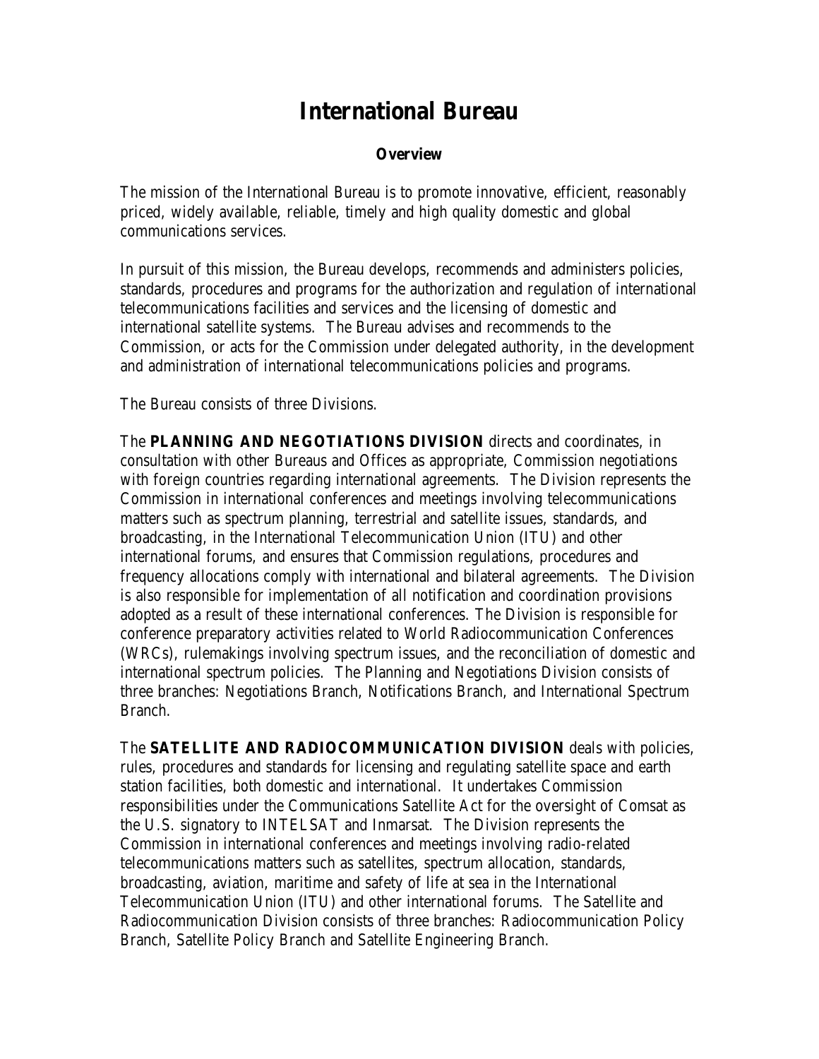# International Bureau

### Overview

The mission of the International Bureau is to promote innovative, efficient, reasonably priced, widely available, reliable, timely and high quality domestic and global communications services.

In pursuit of this mission, the Bureau develops, recommends and administers policies, standards, procedures and programs for the authorization and regulation of international telecommunications facilities and services and the licensing of domestic and international satellite systems. The Bureau advises and recommends to the Commission, or acts for the Commission under delegated authority, in the development and administration of international telecommunications policies and programs.

The Bureau consists of three Divisions.

The **PLANNING AND NEGOTIATIONS DIVISION** directs and coordinates, in consultation with other Bureaus and Offices as appropriate, Commission negotiations with foreign countries regarding international agreements. The Division represents the Commission in international conferences and meetings involving telecommunications matters such as spectrum planning, terrestrial and satellite issues, standards, and broadcasting, in the International Telecommunication Union (ITU) and other international forums, and ensures that Commission regulations, procedures and frequency allocations comply with international and bilateral agreements. The Division is also responsible for implementation of all notification and coordination provisions adopted as a result of these international conferences. The Division is responsible for conference preparatory activities related to World Radiocommunication Conferences (WRCs), rulemakings involving spectrum issues, and the reconciliation of domestic and international spectrum policies. The Planning and Negotiations Division consists of three branches: Negotiations Branch, Notifications Branch, and International Spectrum Branch.

The **SATELLITE AND RADIOCOMMUNICATION DIVISION** deals with policies, rules, procedures and standards for licensing and regulating satellite space and earth station facilities, both domestic and international. It undertakes Commission responsibilities under the Communications Satellite Act for the oversight of Comsat as the U.S. signatory to INTELSAT and Inmarsat. The Division represents the Commission in international conferences and meetings involving radio-related telecommunications matters such as satellites, spectrum allocation, standards, broadcasting, aviation, maritime and safety of life at sea in the International Telecommunication Union (ITU) and other international forums. The Satellite and Radiocommunication Division consists of three branches: Radiocommunication Policy Branch, Satellite Policy Branch and Satellite Engineering Branch.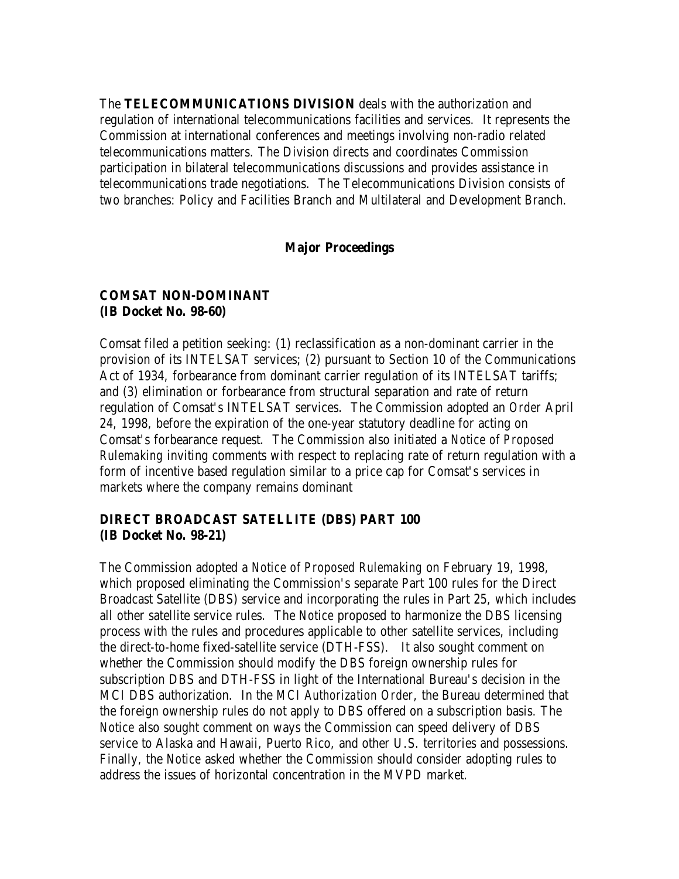The **TELECOMMUNICATIONS DIVISION** deals with the authorization and regulation of international telecommunications facilities and services. It represents the Commission at international conferences and meetings involving non-radio related telecommunications matters. The Division directs and coordinates Commission participation in bilateral telecommunications discussions and provides assistance in telecommunications trade negotiations. The Telecommunications Division consists of two branches: Policy and Facilities Branch and Multilateral and Development Branch.

## Major Proceedings

### COMSAT NON-DOMINANT (IB Docket No. 98-60)

Comsat filed a petition seeking: (1) reclassification as a non-dominant carrier in the provision of its INTELSAT services; (2) pursuant to Section 10 of the Communications Act of 1934, forbearance from dominant carrier regulation of its INTELSAT tariffs; and (3) elimination or forbearance from structural separation and rate of return regulation of Comsat's INTELSAT services. The Commission adopted an *Order* April 24, 1998, before the expiration of the one-year statutory deadline for acting on Comsat's forbearance request. The Commission also initiated a *Notice of Proposed Rulemaking* inviting comments with respect to replacing rate of return regulation with a form of incentive based regulation similar to a price cap for Comsat's services in markets where the company remains dominant

### DIRECT BROADCAST SATELLITE (DBS) PART 100 (IB Docket No. 98-21)

The Commission adopted a *Notice of Proposed Rulemaking* on February 19, 1998, which proposed eliminating the Commission's separate Part 100 rules for the Direct Broadcast Satellite (DBS) service and incorporating the rules in Part 25, which includes all other satellite service rules. The *Notice* proposed to harmonize the DBS licensing process with the rules and procedures applicable to other satellite services, including the direct-to-home fixed-satellite service (DTH-FSS). It also sought comment on whether the Commission should modify the DBS foreign ownership rules for subscription DBS and DTH-FSS in light of the International Bureau's decision in the MCI DBS authorization. In the *MCI Authorization Order*, the Bureau determined that the foreign ownership rules do not apply to DBS offered on a subscription basis. The *Notice* also sought comment on ways the Commission can speed delivery of DBS service to Alaska and Hawaii, Puerto Rico, and other U.S. territories and possessions. Finally, the *Notice* asked whether the Commission should consider adopting rules to address the issues of horizontal concentration in the MVPD market.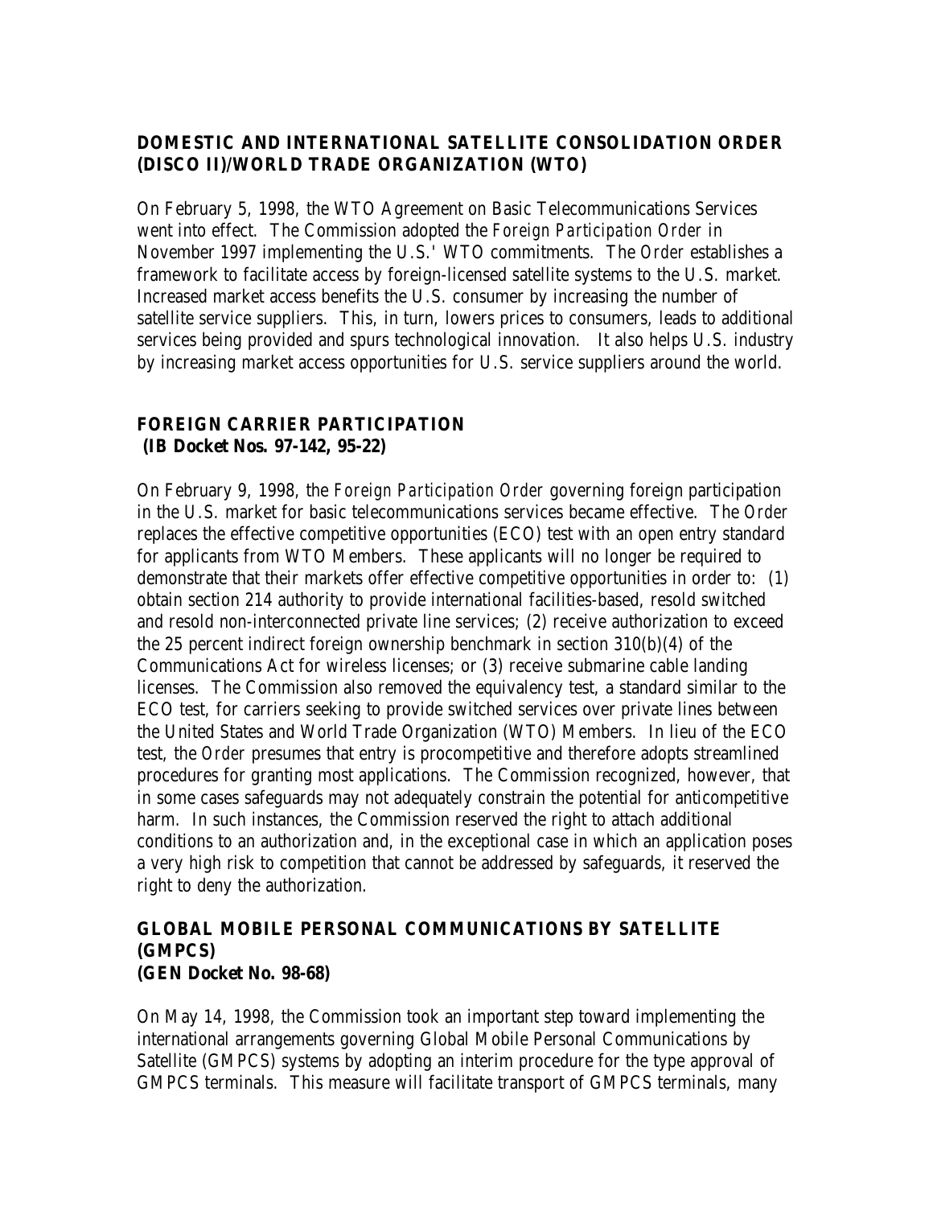## DOMESTIC AND INTERNATIONAL SATELLITE CONSOLIDATION ORDER (DISCO II)/WORLD TRADE ORGANIZATION (WTO)

On February 5, 1998, the WTO Agreement on Basic Telecommunications Services went into effect. The Commission adopted the *Foreign Participation Order* in November 1997 implementing the U.S.' WTO commitments. The *Order* establishes a framework to facilitate access by foreign-licensed satellite systems to the U.S. market. Increased market access benefits the U.S. consumer by increasing the number of satellite service suppliers. This, in turn, lowers prices to consumers, leads to additional services being provided and spurs technological innovation. It also helps U.S. industry by increasing market access opportunities for U.S. service suppliers around the world.

## FOREIGN CARRIER PARTICIPATION
**(IB Docket Nos. 97-142, 95-22)**

On February 9, 1998, the *Foreign Participation Order* governing foreign participation in the U.S. market for basic telecommunications services became effective. The *Order* replaces the effective competitive opportunities (ECO) test with an open entry standard for applicants from WTO Members. These applicants will no longer be required to demonstrate that their markets offer effective competitive opportunities in order to: (1) obtain section 214 authority to provide international facilities-based, resold switched and resold non-interconnected private line services; (2) receive authorization to exceed the 25 percent indirect foreign ownership benchmark in section 310(b)(4) of the Communications Act for wireless licenses; or (3) receive submarine cable landing licenses. The Commission also removed the equivalency test, a standard similar to the ECO test, for carriers seeking to provide switched services over private lines between the United States and World Trade Organization (WTO) Members. In lieu of the ECO test, the *Order* presumes that entry is procompetitive and therefore adopts streamlined procedures for granting most applications. The Commission recognized, however, that in some cases safeguards may not adequately constrain the potential for anticompetitive harm. In such instances, the Commission reserved the right to attach additional conditions to an authorization and, in the exceptional case in which an application poses a very high risk to competition that cannot be addressed by safeguards, it reserved the right to deny the authorization.

## GLOBAL MOBILE PERSONAL COMMUNICATIONS BY SATELLITE (GMPCS)
**(GEN Docket No. 98-68)**

On May 14, 1998, the Commission took an important step toward implementing the international arrangements governing Global Mobile Personal Communications by Satellite (GMPCS) systems by adopting an interim procedure for the type approval of GMPCS terminals. This measure will facilitate transport of GMPCS terminals, many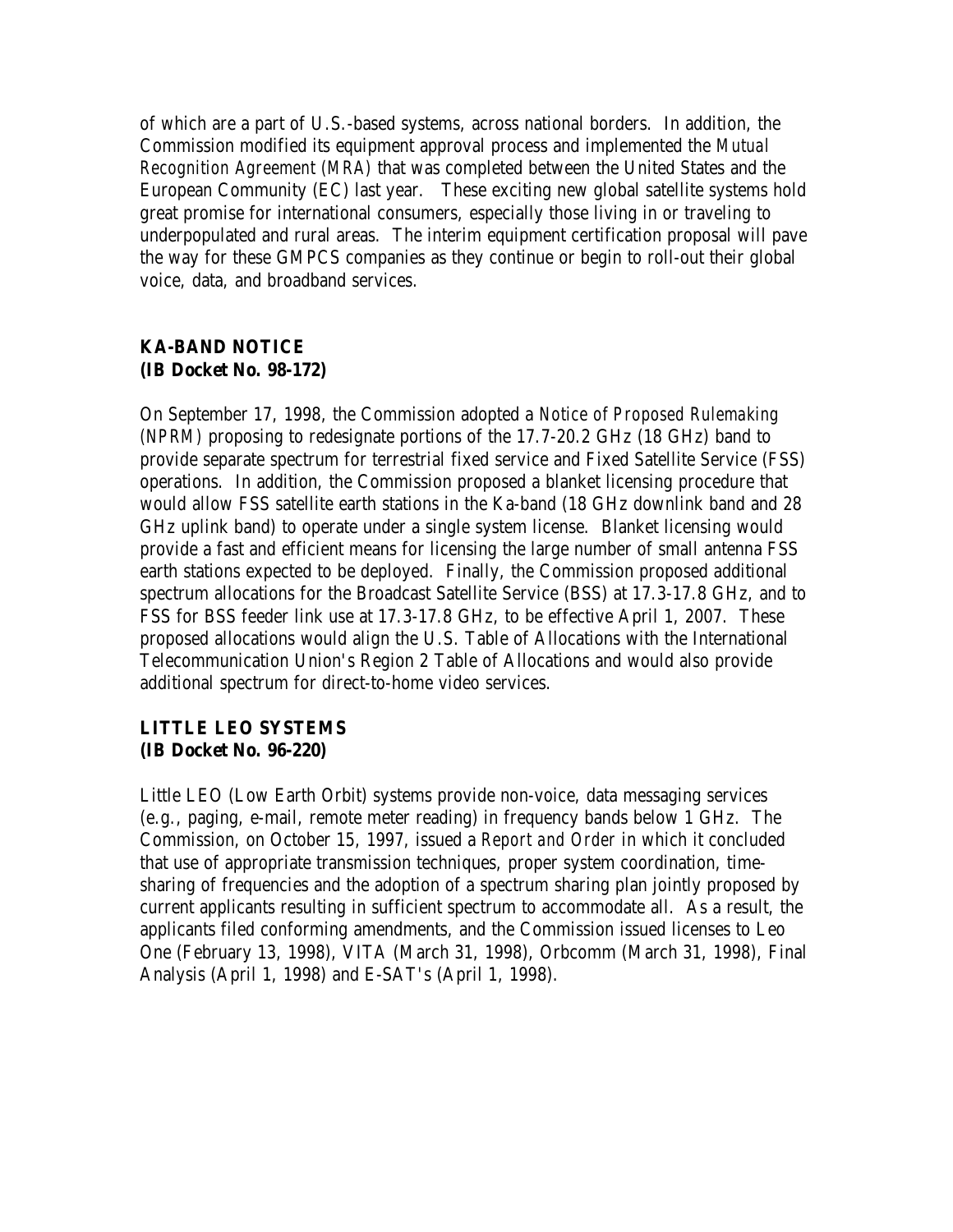of which are a part of U.S.-based systems, across national borders. In addition, the Commission modified its equipment approval process and implemented the *Mutual Recognition Agreement (MRA)* that was completed between the United States and the European Community (EC) last year. These exciting new global satellite systems hold great promise for international consumers, especially those living in or traveling to underpopulated and rural areas. The interim equipment certification proposal will pave the way for these GMPCS companies as they continue or begin to roll-out their global voice, data, and broadband services.

**KA-BAND NOTICE**
**(IB Docket No. 98-172)**

On September 17, 1998, the Commission adopted a *Notice of Proposed Rulemaking (NPRM)* proposing to redesignate portions of the 17.7-20.2 GHz (18 GHz) band to provide separate spectrum for terrestrial fixed service and Fixed Satellite Service (FSS) operations. In addition, the Commission proposed a blanket licensing procedure that would allow FSS satellite earth stations in the Ka-band (18 GHz downlink band and 28 GHz uplink band) to operate under a single system license. Blanket licensing would provide a fast and efficient means for licensing the large number of small antenna FSS earth stations expected to be deployed. Finally, the Commission proposed additional spectrum allocations for the Broadcast Satellite Service (BSS) at 17.3-17.8 GHz, and to FSS for BSS feeder link use at 17.3-17.8 GHz, to be effective April 1, 2007. These proposed allocations would align the U.S. Table of Allocations with the International Telecommunication Union's Region 2 Table of Allocations and would also provide additional spectrum for direct-to-home video services.

**LITTLE LEO SYSTEMS**
**(IB Docket No. 96-220)**

Little LEO (Low Earth Orbit) systems provide non-voice, data messaging services (e.g., paging, e-mail, remote meter reading) in frequency bands below 1 GHz. The Commission, on October 15, 1997, issued a *Report and Order* in which it concluded that use of appropriate transmission techniques, proper system coordination, time-sharing of frequencies and the adoption of a spectrum sharing plan jointly proposed by current applicants resulting in sufficient spectrum to accommodate all. As a result, the applicants filed conforming amendments, and the Commission issued licenses to Leo One (February 13, 1998), VITA (March 31, 1998), Orbcomm (March 31, 1998), Final Analysis (April 1, 1998) and E-SAT's (April 1, 1998).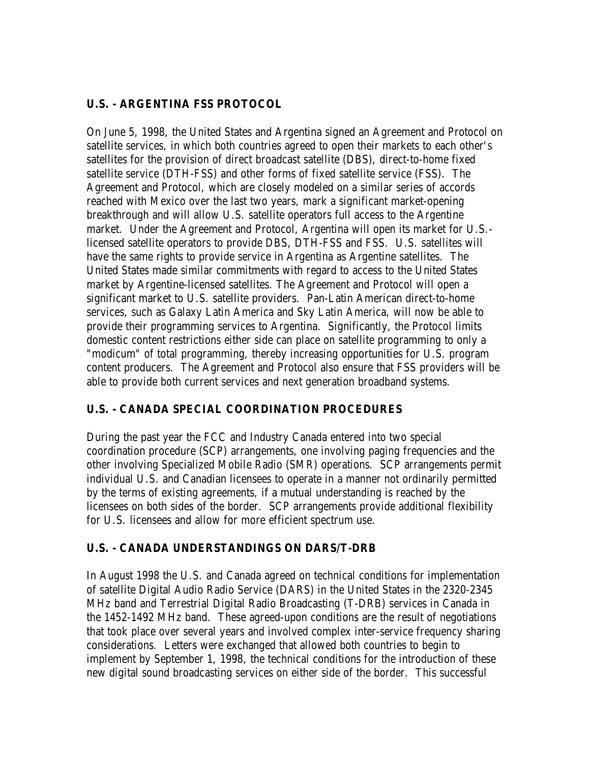## U.S. - ARGENTINA FSS PROTOCOL

On June 5, 1998, the United States and Argentina signed an Agreement and Protocol on satellite services, in which both countries agreed to open their markets to each other's satellites for the provision of direct broadcast satellite (DBS), direct-to-home fixed satellite service (DTH-FSS) and other forms of fixed satellite service (FSS). The Agreement and Protocol, which are closely modeled on a similar series of accords reached with Mexico over the last two years, mark a significant market-opening breakthrough and will allow U.S. satellite operators full access to the Argentine market. Under the Agreement and Protocol, Argentina will open its market for U.S.-licensed satellite operators to provide DBS, DTH-FSS and FSS. U.S. satellites will have the same rights to provide service in Argentina as Argentine satellites. The United States made similar commitments with regard to access to the United States market by Argentine-licensed satellites. The Agreement and Protocol will open a significant market to U.S. satellite providers. Pan-Latin American direct-to-home services, such as Galaxy Latin America and Sky Latin America, will now be able to provide their programming services to Argentina. Significantly, the Protocol limits domestic content restrictions either side can place on satellite programming to only a "modicum" of total programming, thereby increasing opportunities for U.S. program content producers. The Agreement and Protocol also ensure that FSS providers will be able to provide both current services and next generation broadband systems.

## U.S. - CANADA SPECIAL COORDINATION PROCEDURES

During the past year the FCC and Industry Canada entered into two special coordination procedure (SCP) arrangements, one involving paging frequencies and the other involving Specialized Mobile Radio (SMR) operations. SCP arrangements permit individual U.S. and Canadian licensees to operate in a manner not ordinarily permitted by the terms of existing agreements, if a mutual understanding is reached by the licensees on both sides of the border. SCP arrangements provide additional flexibility for U.S. licensees and allow for more efficient spectrum use.

## U.S. - CANADA UNDERSTANDINGS ON DARS/T-DRB

In August 1998 the U.S. and Canada agreed on technical conditions for implementation of satellite Digital Audio Radio Service (DARS) in the United States in the 2320-2345 MHz band and Terrestrial Digital Radio Broadcasting (T-DRB) services in Canada in the 1452-1492 MHz band. These agreed-upon conditions are the result of negotiations that took place over several years and involved complex inter-service frequency sharing considerations. Letters were exchanged that allowed both countries to begin to implement by September 1, 1998, the technical conditions for the introduction of these new digital sound broadcasting services on either side of the border. This successful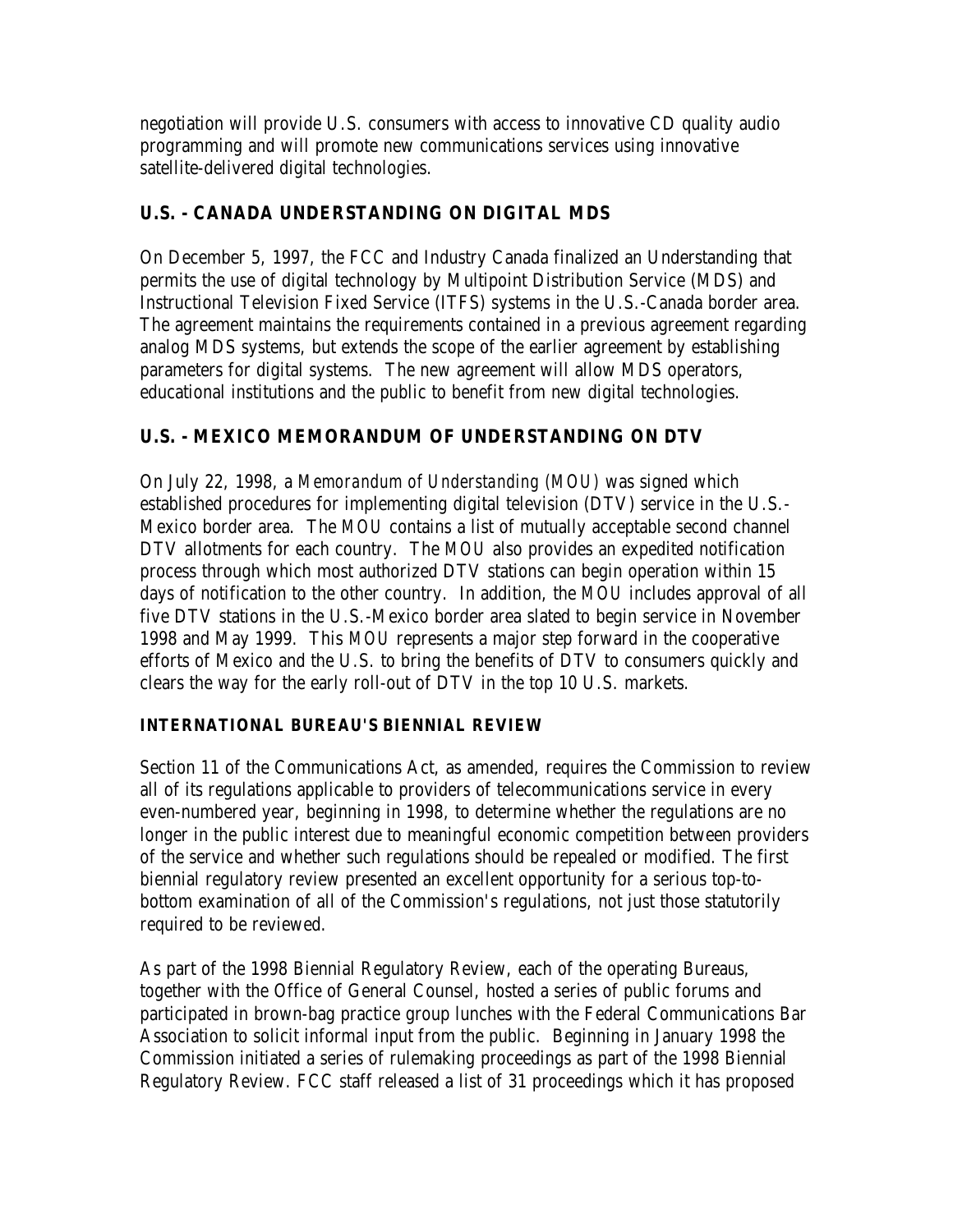negotiation will provide U.S. consumers with access to innovative CD quality audio programming and will promote new communications services using innovative satellite-delivered digital technologies.

## U.S. - CANADA UNDERSTANDING ON DIGITAL MDS

On December 5, 1997, the FCC and Industry Canada finalized an Understanding that permits the use of digital technology by Multipoint Distribution Service (MDS) and Instructional Television Fixed Service (ITFS) systems in the U.S.-Canada border area. The agreement maintains the requirements contained in a previous agreement regarding analog MDS systems, but extends the scope of the earlier agreement by establishing parameters for digital systems. The new agreement will allow MDS operators, educational institutions and the public to benefit from new digital technologies.

## U.S. - MEXICO MEMORANDUM OF UNDERSTANDING ON DTV

On July 22, 1998, a *Memorandum of Understanding (MOU)* was signed which established procedures for implementing digital television (DTV) service in the U.S.-Mexico border area. The *MOU* contains a list of mutually acceptable second channel DTV allotments for each country. The *MOU* also provides an expedited notification process through which most authorized DTV stations can begin operation within 15 days of notification to the other country. In addition, the *MOU* includes approval of all five DTV stations in the U.S.-Mexico border area slated to begin service in November 1998 and May 1999. This *MOU* represents a major step forward in the cooperative efforts of Mexico and the U.S. to bring the benefits of DTV to consumers quickly and clears the way for the early roll-out of DTV in the top 10 U.S. markets.

## INTERNATIONAL BUREAU'S BIENNIAL REVIEW

Section 11 of the Communications Act, as amended, requires the Commission to review all of its regulations applicable to providers of telecommunications service in every even-numbered year, beginning in 1998, to determine whether the regulations are no longer in the public interest due to meaningful economic competition between providers of the service and whether such regulations should be repealed or modified. The first biennial regulatory review presented an excellent opportunity for a serious top-to-bottom examination of all of the Commission's regulations, not just those statutorily required to be reviewed.

As part of the 1998 Biennial Regulatory Review, each of the operating Bureaus, together with the Office of General Counsel, hosted a series of public forums and participated in brown-bag practice group lunches with the Federal Communications Bar Association to solicit informal input from the public. Beginning in January 1998 the Commission initiated a series of rulemaking proceedings as part of the 1998 Biennial Regulatory Review. FCC staff released a list of 31 proceedings which it has proposed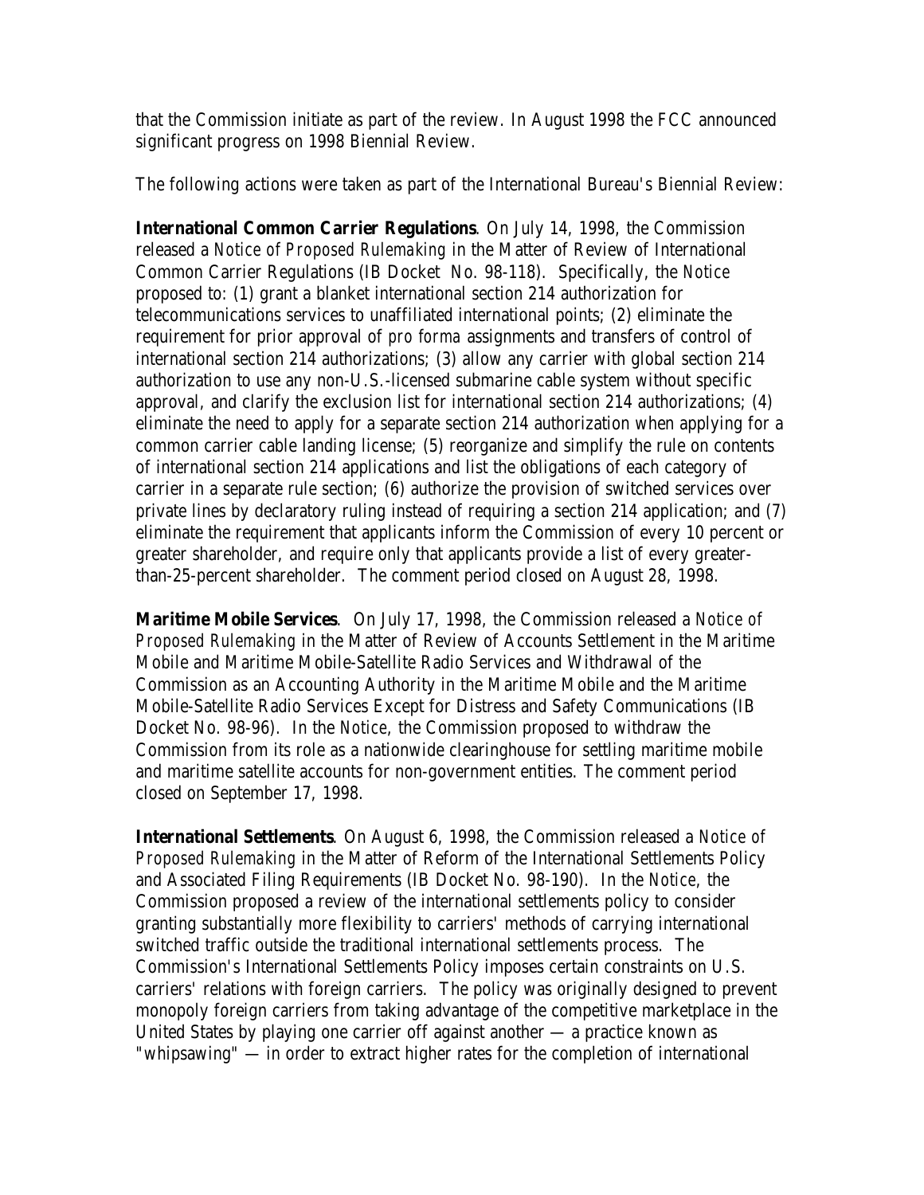that the Commission initiate as part of the review. In August 1998 the FCC announced significant progress on 1998 Biennial Review.

The following actions were taken as part of the International Bureau's Biennial Review:

**International Common Carrier Regulations**. On July 14, 1998, the Commission released a *Notice of Proposed Rulemaking* in the Matter of Review of International Common Carrier Regulations (IB Docket No. 98-118). Specifically, the *Notice* proposed to: (1) grant a blanket international section 214 authorization for telecommunications services to unaffiliated international points; (2) eliminate the requirement for prior approval of *pro forma* assignments and transfers of control of international section 214 authorizations; (3) allow any carrier with global section 214 authorization to use any non-U.S.-licensed submarine cable system without specific approval, and clarify the exclusion list for international section 214 authorizations; (4) eliminate the need to apply for a separate section 214 authorization when applying for a common carrier cable landing license; (5) reorganize and simplify the rule on contents of international section 214 applications and list the obligations of each category of carrier in a separate rule section; (6) authorize the provision of switched services over private lines by declaratory ruling instead of requiring a section 214 application; and (7) eliminate the requirement that applicants inform the Commission of every 10 percent or greater shareholder, and require only that applicants provide a list of every greater-than-25-percent shareholder. The comment period closed on August 28, 1998.

**Maritime Mobile Services**. On July 17, 1998, the Commission released a *Notice of Proposed Rulemaking* in the Matter of Review of Accounts Settlement in the Maritime Mobile and Maritime Mobile-Satellite Radio Services and Withdrawal of the Commission as an Accounting Authority in the Maritime Mobile and the Maritime Mobile-Satellite Radio Services Except for Distress and Safety Communications (IB Docket No. 98-96). In the *Notice*, the Commission proposed to withdraw the Commission from its role as a nationwide clearinghouse for settling maritime mobile and maritime satellite accounts for non-government entities. The comment period closed on September 17, 1998.

**International Settlements**. On August 6, 1998, the Commission released a *Notice of Proposed Rulemaking* in the Matter of Reform of the International Settlements Policy and Associated Filing Requirements (IB Docket No. 98-190). In the *Notice*, the Commission proposed a review of the international settlements policy to consider granting substantially more flexibility to carriers' methods of carrying international switched traffic outside the traditional international settlements process. The Commission's International Settlements Policy imposes certain constraints on U.S. carriers' relations with foreign carriers. The policy was originally designed to prevent monopoly foreign carriers from taking advantage of the competitive marketplace in the United States by playing one carrier off against another — a practice known as "whipsawing" — in order to extract higher rates for the completion of international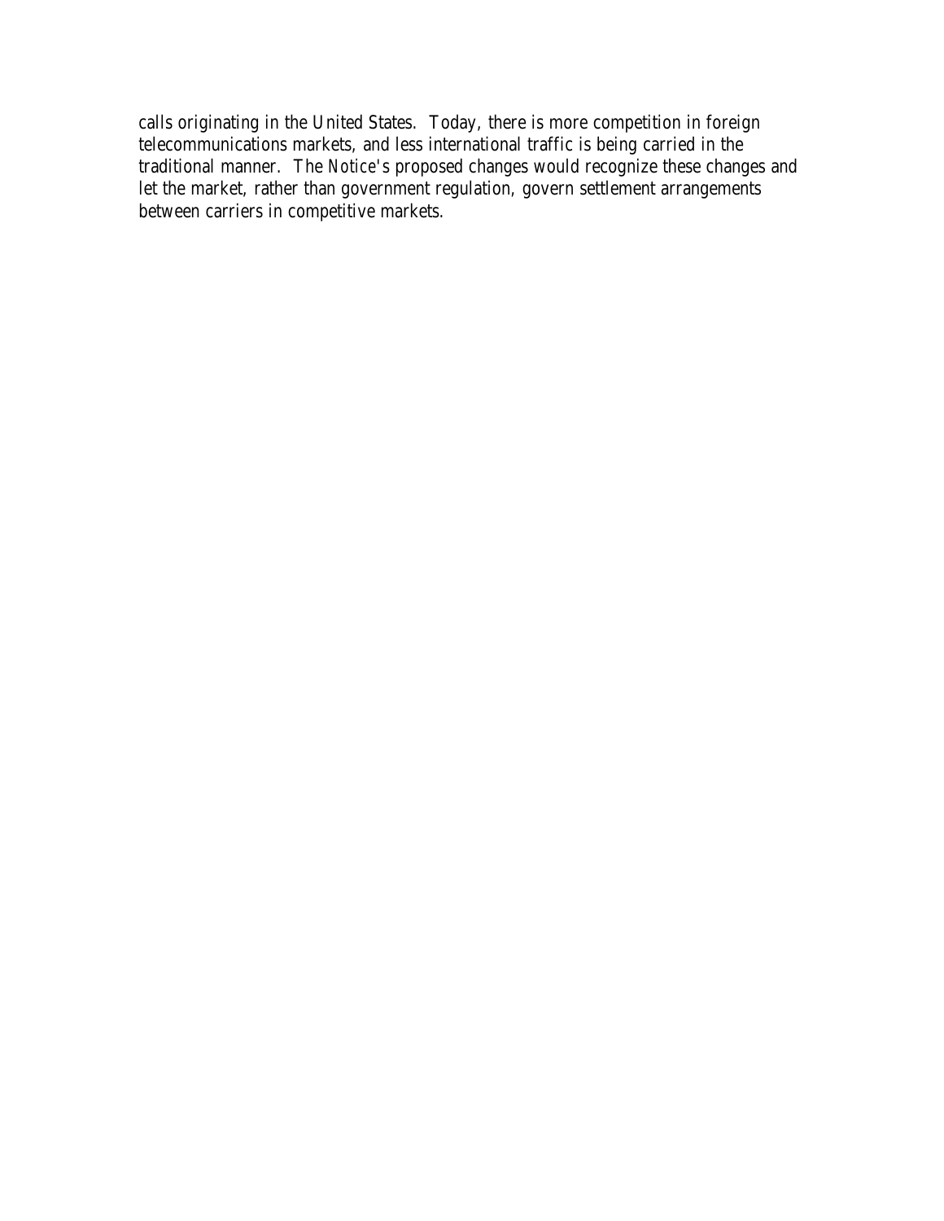calls originating in the United States. Today, there is more competition in foreign telecommunications markets, and less international traffic is being carried in the traditional manner. The *Notice*'s proposed changes would recognize these changes and let the market, rather than government regulation, govern settlement arrangements between carriers in competitive markets.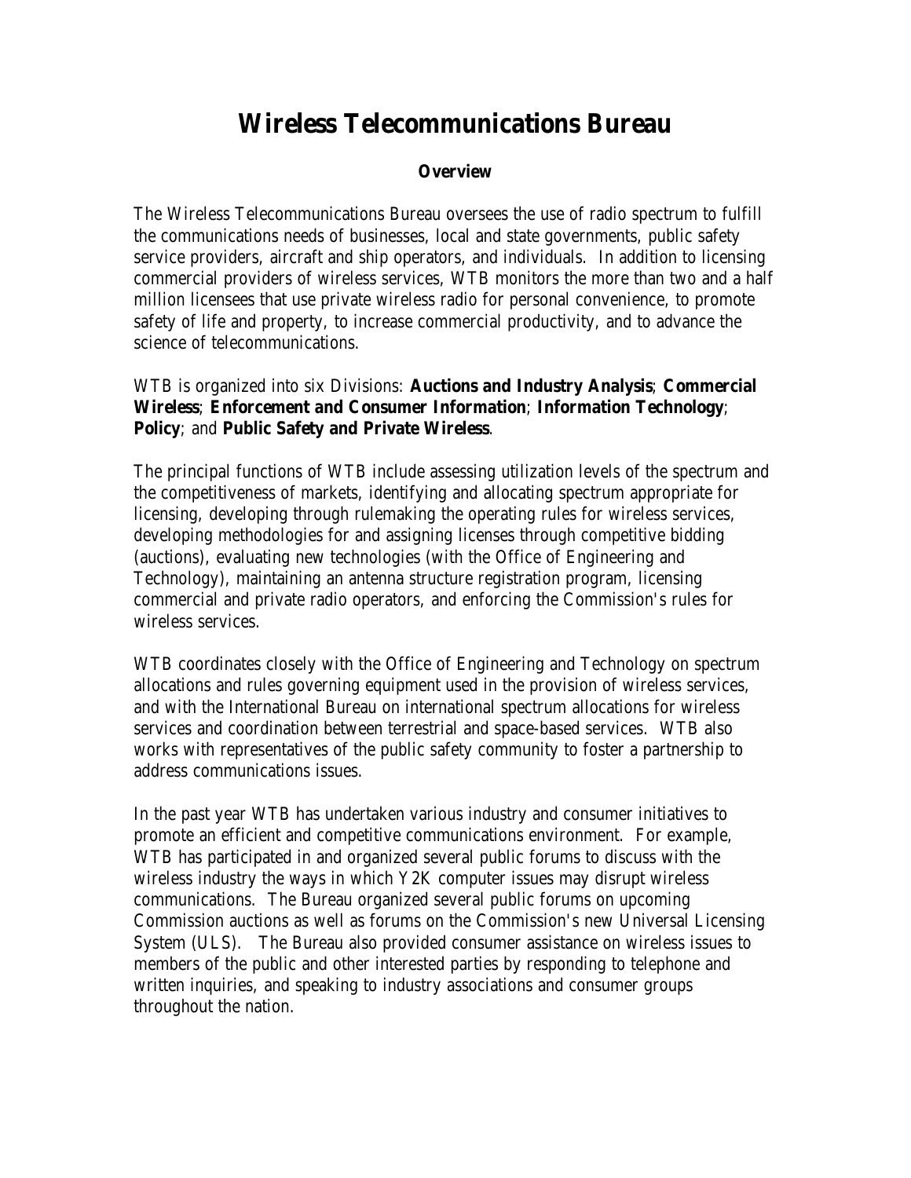# Wireless Telecommunications Bureau

**Overview**

The Wireless Telecommunications Bureau oversees the use of radio spectrum to fulfill the communications needs of businesses, local and state governments, public safety service providers, aircraft and ship operators, and individuals. In addition to licensing commercial providers of wireless services, WTB monitors the more than two and a half million licensees that use private wireless radio for personal convenience, to promote safety of life and property, to increase commercial productivity, and to advance the science of telecommunications.

WTB is organized into six Divisions: **Auctions and Industry Analysis**; **Commercial Wireless**; **Enforcement and Consumer Information**; **Information Technology**; **Policy**; and **Public Safety and Private Wireless**.

The principal functions of WTB include assessing utilization levels of the spectrum and the competitiveness of markets, identifying and allocating spectrum appropriate for licensing, developing through rulemaking the operating rules for wireless services, developing methodologies for and assigning licenses through competitive bidding (auctions), evaluating new technologies (with the Office of Engineering and Technology), maintaining an antenna structure registration program, licensing commercial and private radio operators, and enforcing the Commission's rules for wireless services.

WTB coordinates closely with the Office of Engineering and Technology on spectrum allocations and rules governing equipment used in the provision of wireless services, and with the International Bureau on international spectrum allocations for wireless services and coordination between terrestrial and space-based services. WTB also works with representatives of the public safety community to foster a partnership to address communications issues.

In the past year WTB has undertaken various industry and consumer initiatives to promote an efficient and competitive communications environment. For example, WTB has participated in and organized several public forums to discuss with the wireless industry the ways in which Y2K computer issues may disrupt wireless communications. The Bureau organized several public forums on upcoming Commission auctions as well as forums on the Commission's new Universal Licensing System (ULS). The Bureau also provided consumer assistance on wireless issues to members of the public and other interested parties by responding to telephone and written inquiries, and speaking to industry associations and consumer groups throughout the nation.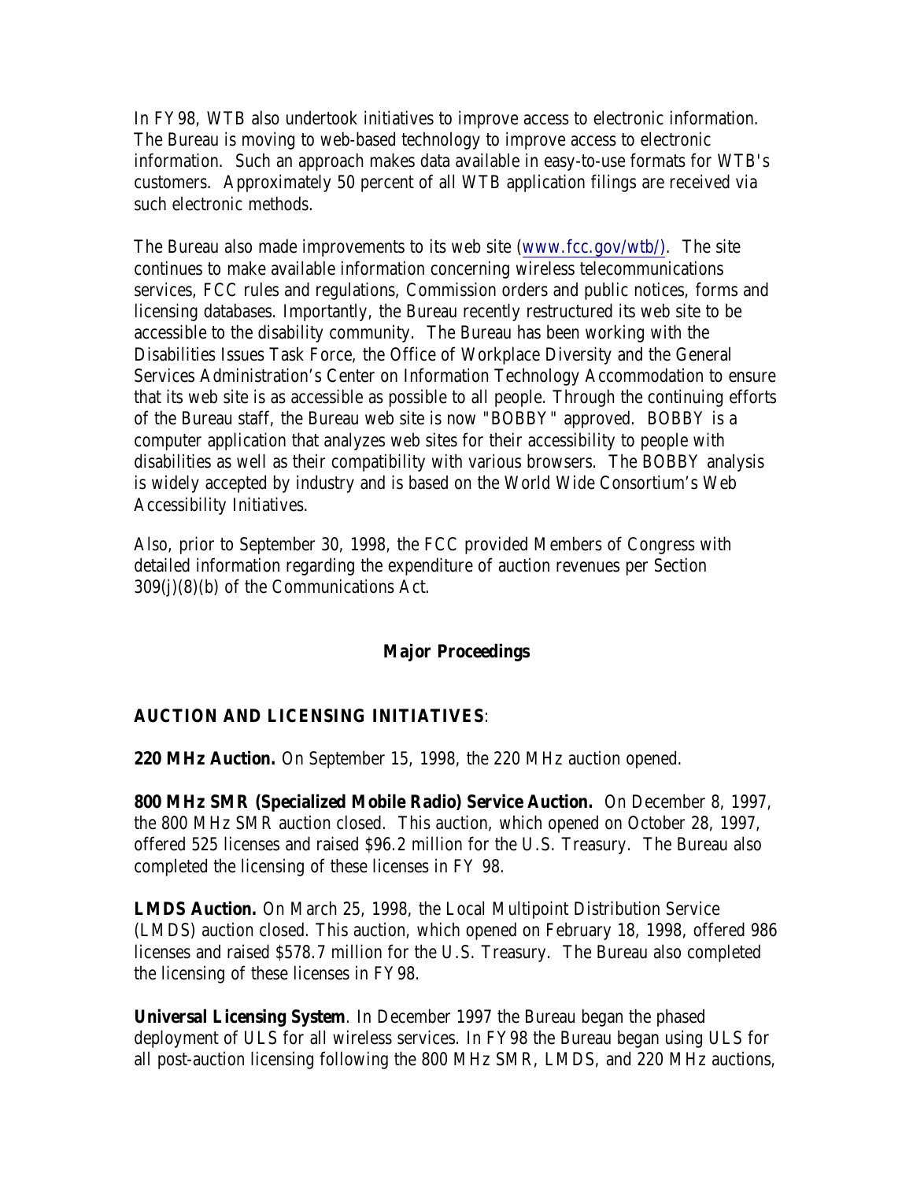In FY98, WTB also undertook initiatives to improve access to electronic information. The Bureau is moving to web-based technology to improve access to electronic information. Such an approach makes data available in easy-to-use formats for WTB's customers. Approximately 50 percent of all WTB application filings are received via such electronic methods.

The Bureau also made improvements to its web site (www.fcc.gov/wtb/). The site continues to make available information concerning wireless telecommunications services, FCC rules and regulations, Commission orders and public notices, forms and licensing databases. Importantly, the Bureau recently restructured its web site to be accessible to the disability community. The Bureau has been working with the Disabilities Issues Task Force, the Office of Workplace Diversity and the General Services Administration's Center on Information Technology Accommodation to ensure that its web site is as accessible as possible to all people. Through the continuing efforts of the Bureau staff, the Bureau web site is now "BOBBY" approved. BOBBY is a computer application that analyzes web sites for their accessibility to people with disabilities as well as their compatibility with various browsers. The BOBBY analysis is widely accepted by industry and is based on the World Wide Consortium's Web Accessibility Initiatives.

Also, prior to September 30, 1998, the FCC provided Members of Congress with detailed information regarding the expenditure of auction revenues per Section 309(j)(8)(b) of the Communications Act.

## Major Proceedings

### AUCTION AND LICENSING INITIATIVES:

**220 MHz Auction.** On September 15, 1998, the 220 MHz auction opened.

**800 MHz SMR (Specialized Mobile Radio) Service Auction.** On December 8, 1997, the 800 MHz SMR auction closed. This auction, which opened on October 28, 1997, offered 525 licenses and raised $96.2 million for the U.S. Treasury. The Bureau also completed the licensing of these licenses in FY 98.

**LMDS Auction.** On March 25, 1998, the Local Multipoint Distribution Service (LMDS) auction closed. This auction, which opened on February 18, 1998, offered 986 licenses and raised $578.7 million for the U.S. Treasury. The Bureau also completed the licensing of these licenses in FY98.

**Universal Licensing System**. In December 1997 the Bureau began the phased deployment of ULS for all wireless services. In FY98 the Bureau began using ULS for all post-auction licensing following the 800 MHz SMR, LMDS, and 220 MHz auctions,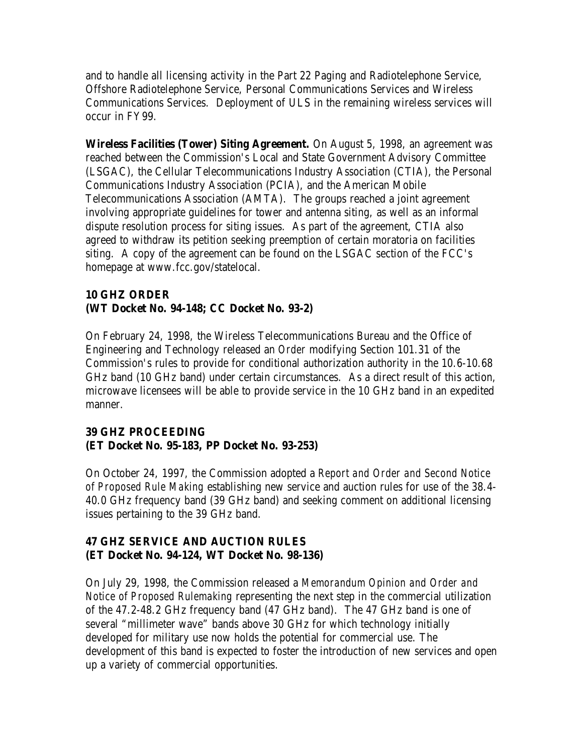and to handle all licensing activity in the Part 22 Paging and Radiotelephone Service, Offshore Radiotelephone Service, Personal Communications Services and Wireless Communications Services. Deployment of ULS in the remaining wireless services will occur in FY99.

**Wireless Facilities (Tower) Siting Agreement.** On August 5, 1998, an agreement was reached between the Commission's Local and State Government Advisory Committee (LSGAC), the Cellular Telecommunications Industry Association (CTIA), the Personal Communications Industry Association (PCIA), and the American Mobile Telecommunications Association (AMTA). The groups reached a joint agreement involving appropriate guidelines for tower and antenna siting, as well as an informal dispute resolution process for siting issues. As part of the agreement, CTIA also agreed to withdraw its petition seeking preemption of certain moratoria on facilities siting. A copy of the agreement can be found on the LSGAC section of the FCC's homepage at www.fcc.gov/statelocal.

### 10 GHZ ORDER
### (WT Docket No. 94-148; CC Docket No. 93-2)

On February 24, 1998, the Wireless Telecommunications Bureau and the Office of Engineering and Technology released an *Order* modifying Section 101.31 of the Commission's rules to provide for conditional authorization authority in the 10.6-10.68 GHz band (10 GHz band) under certain circumstances. As a direct result of this action, microwave licensees will be able to provide service in the 10 GHz band in an expedited manner.

### 39 GHZ PROCEEDING
### (ET Docket No. 95-183, PP Docket No. 93-253)

On October 24, 1997, the Commission adopted a *Report and Order and Second Notice of Proposed Rule Making* establishing new service and auction rules for use of the 38.4-40.0 GHz frequency band (39 GHz band) and seeking comment on additional licensing issues pertaining to the 39 GHz band.

### 47 GHZ SERVICE AND AUCTION RULES
### (ET Docket No. 94-124, WT Docket No. 98-136)

On July 29, 1998, the Commission released a *Memorandum Opinion and Order and Notice of Proposed Rulemaking* representing the next step in the commercial utilization of the 47.2-48.2 GHz frequency band (47 GHz band). The 47 GHz band is one of several "millimeter wave" bands above 30 GHz for which technology initially developed for military use now holds the potential for commercial use. The development of this band is expected to foster the introduction of new services and open up a variety of commercial opportunities.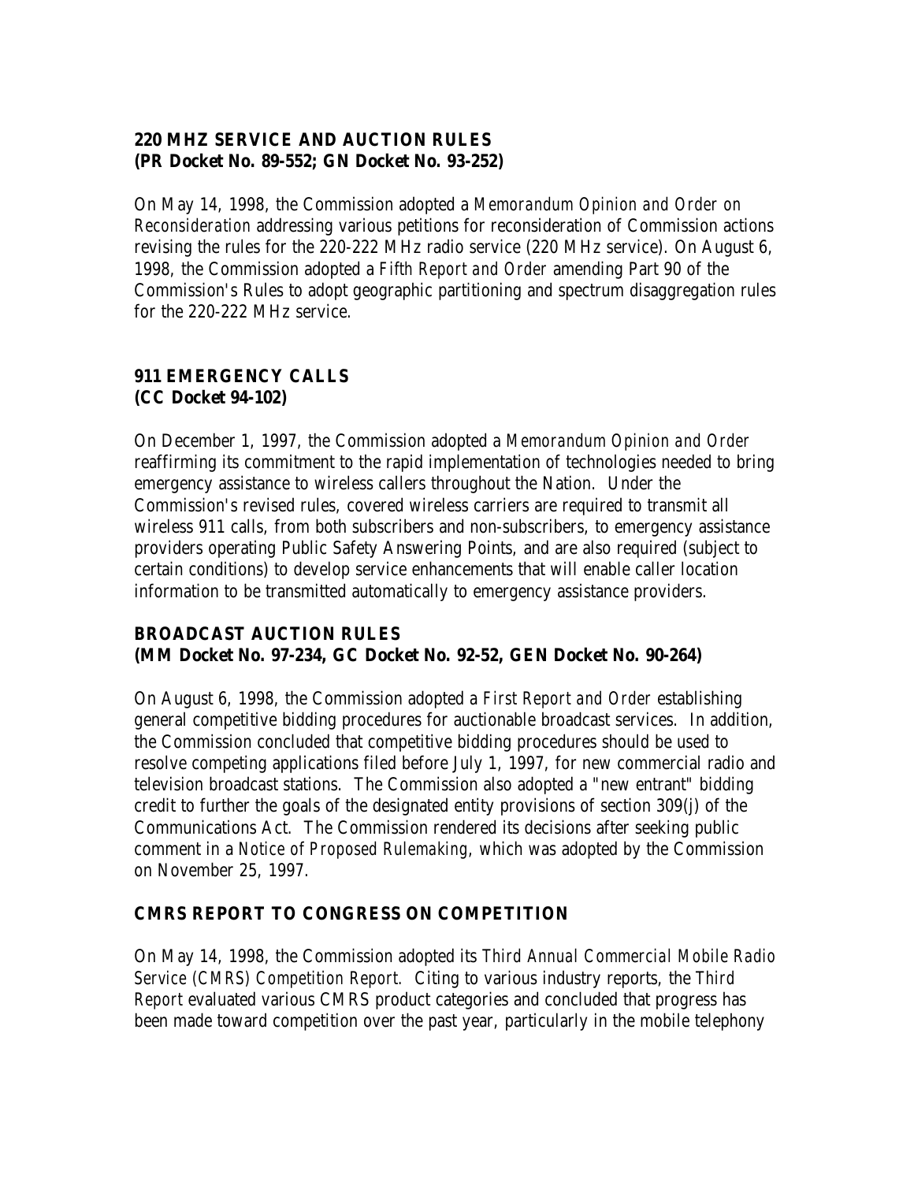**220 MHZ SERVICE AND AUCTION RULES**
**(PR Docket No. 89-552; GN Docket No. 93-252)**

On May 14, 1998, the Commission adopted a *Memorandum Opinion and Order on Reconsideration* addressing various petitions for reconsideration of Commission actions revising the rules for the 220-222 MHz radio service (220 MHz service). On August 6, 1998, the Commission adopted a *Fifth Report and Order* amending Part 90 of the Commission's Rules to adopt geographic partitioning and spectrum disaggregation rules for the 220-222 MHz service.

**911 EMERGENCY CALLS**
**(CC Docket 94-102)**

On December 1, 1997, the Commission adopted a *Memorandum Opinion and Order* reaffirming its commitment to the rapid implementation of technologies needed to bring emergency assistance to wireless callers throughout the Nation. Under the Commission's revised rules, covered wireless carriers are required to transmit all wireless 911 calls, from both subscribers and non-subscribers, to emergency assistance providers operating Public Safety Answering Points, and are also required (subject to certain conditions) to develop service enhancements that will enable caller location information to be transmitted automatically to emergency assistance providers.

**BROADCAST AUCTION RULES**
**(MM Docket No. 97-234, GC Docket No. 92-52, GEN Docket No. 90-264)**

On August 6, 1998, the Commission adopted a *First Report and Order* establishing general competitive bidding procedures for auctionable broadcast services. In addition, the Commission concluded that competitive bidding procedures should be used to resolve competing applications filed before July 1, 1997, for new commercial radio and television broadcast stations. The Commission also adopted a "new entrant" bidding credit to further the goals of the designated entity provisions of section 309(j) of the Communications Act. The Commission rendered its decisions after seeking public comment in a *Notice of Proposed Rulemaking*, which was adopted by the Commission on November 25, 1997.

**CMRS REPORT TO CONGRESS ON COMPETITION**

On May 14, 1998, the Commission adopted its *Third Annual Commercial Mobile Radio Service (CMRS) Competition Report.* Citing to various industry reports, the *Third Report* evaluated various CMRS product categories and concluded that progress has been made toward competition over the past year, particularly in the mobile telephony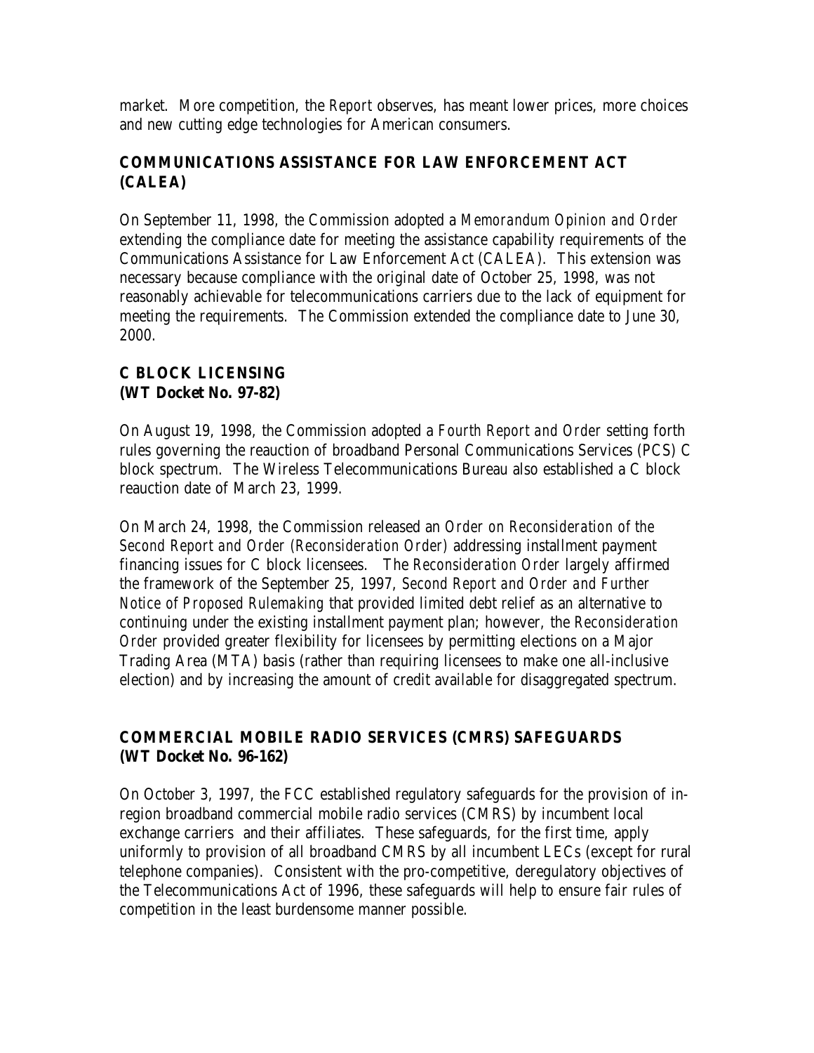market. More competition, the *Report* observes, has meant lower prices, more choices and new cutting edge technologies for American consumers.

## COMMUNICATIONS ASSISTANCE FOR LAW ENFORCEMENT ACT (CALEA)

On September 11, 1998, the Commission adopted a *Memorandum Opinion and Order* extending the compliance date for meeting the assistance capability requirements of the Communications Assistance for Law Enforcement Act (CALEA). This extension was necessary because compliance with the original date of October 25, 1998, was not reasonably achievable for telecommunications carriers due to the lack of equipment for meeting the requirements. The Commission extended the compliance date to June 30, 2000.

## C BLOCK LICENSING
**(WT Docket No. 97-82)**

On August 19, 1998, the Commission adopted a *Fourth Report and Order* setting forth rules governing the reauction of broadband Personal Communications Services (PCS) C block spectrum. The Wireless Telecommunications Bureau also established a C block reauction date of March 23, 1999.

On March 24, 1998, the Commission released an *Order on Reconsideration of the Second Report and Order (Reconsideration Order)* addressing installment payment financing issues for C block licensees. The *Reconsideration Order* largely affirmed the framework of the September 25, 1997, *Second Report and Order and Further Notice of Proposed Rulemaking* that provided limited debt relief as an alternative to continuing under the existing installment payment plan; however, the *Reconsideration Order* provided greater flexibility for licensees by permitting elections on a Major Trading Area (MTA) basis (rather than requiring licensees to make one all-inclusive election) and by increasing the amount of credit available for disaggregated spectrum.

## COMMERCIAL MOBILE RADIO SERVICES (CMRS) SAFEGUARDS
**(WT Docket No. 96-162)**

On October 3, 1997, the FCC established regulatory safeguards for the provision of in-region broadband commercial mobile radio services (CMRS) by incumbent local exchange carriers and their affiliates. These safeguards, for the first time, apply uniformly to provision of all broadband CMRS by all incumbent LECs (except for rural telephone companies). Consistent with the pro-competitive, deregulatory objectives of the Telecommunications Act of 1996, these safeguards will help to ensure fair rules of competition in the least burdensome manner possible.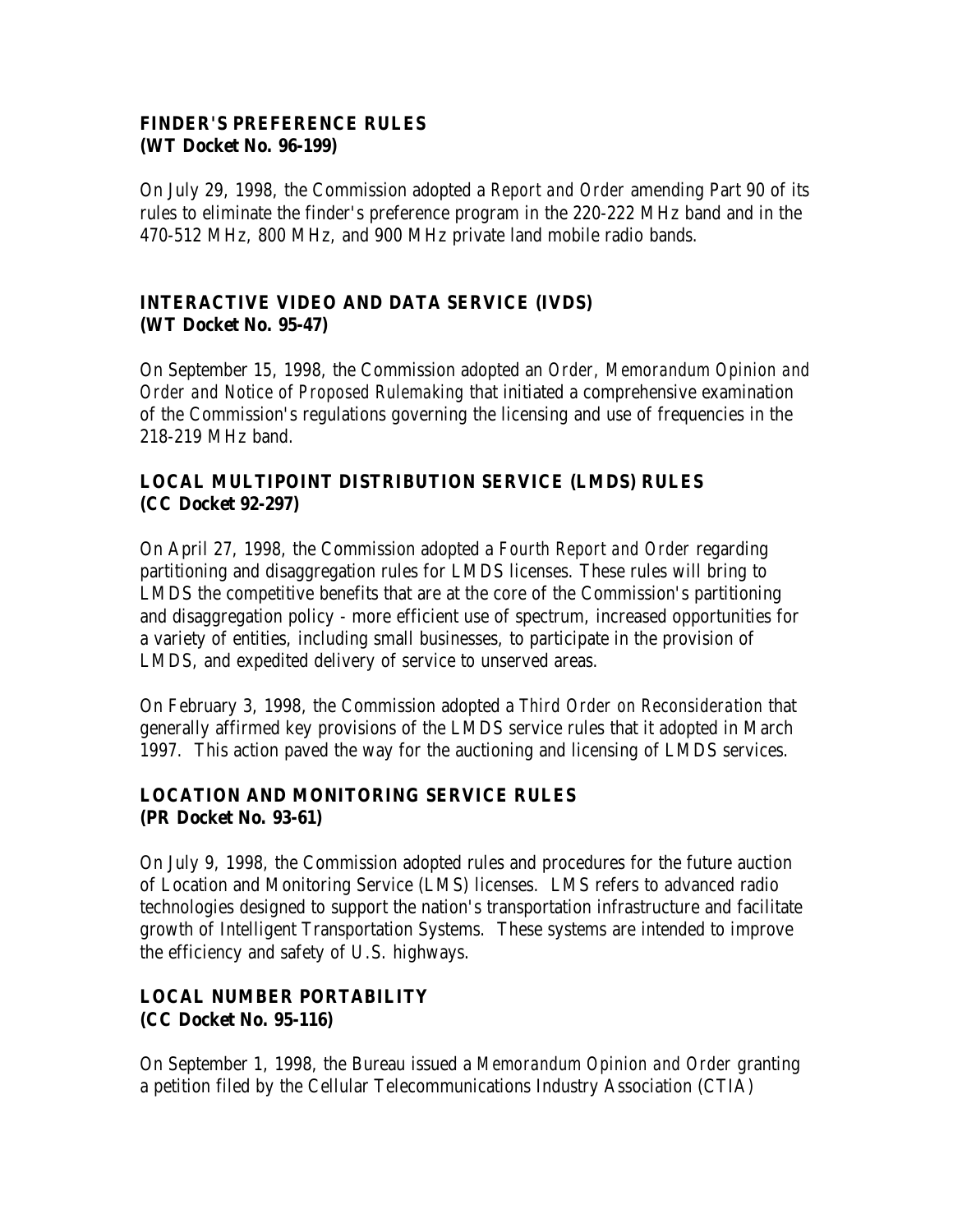## FINDER'S PREFERENCE RULES
**(WT Docket No. 96-199)**

On July 29, 1998, the Commission adopted a *Report and Order* amending Part 90 of its rules to eliminate the finder's preference program in the 220-222 MHz band and in the 470-512 MHz, 800 MHz, and 900 MHz private land mobile radio bands.

## INTERACTIVE VIDEO AND DATA SERVICE (IVDS)
**(WT Docket No. 95-47)**

On September 15, 1998, the Commission adopted an *Order, Memorandum Opinion and Order and Notice of Proposed Rulemaking* that initiated a comprehensive examination of the Commission's regulations governing the licensing and use of frequencies in the 218-219 MHz band.

## LOCAL MULTIPOINT DISTRIBUTION SERVICE (LMDS) RULES
**(CC Docket 92-297)**

On April 27, 1998, the Commission adopted a *Fourth Report and Order* regarding partitioning and disaggregation rules for LMDS licenses. These rules will bring to LMDS the competitive benefits that are at the core of the Commission's partitioning and disaggregation policy - more efficient use of spectrum, increased opportunities for a variety of entities, including small businesses, to participate in the provision of LMDS, and expedited delivery of service to unserved areas.

On February 3, 1998, the Commission adopted a *Third Order on Reconsideration* that generally affirmed key provisions of the LMDS service rules that it adopted in March 1997. This action paved the way for the auctioning and licensing of LMDS services.

## LOCATION AND MONITORING SERVICE RULES
**(PR Docket No. 93-61)**

On July 9, 1998, the Commission adopted rules and procedures for the future auction of Location and Monitoring Service (LMS) licenses. LMS refers to advanced radio technologies designed to support the nation's transportation infrastructure and facilitate growth of Intelligent Transportation Systems. These systems are intended to improve the efficiency and safety of U.S. highways.

## LOCAL NUMBER PORTABILITY
**(CC Docket No. 95-116)**

On September 1, 1998, the Bureau issued a *Memorandum Opinion and Order* granting a petition filed by the Cellular Telecommunications Industry Association (CTIA)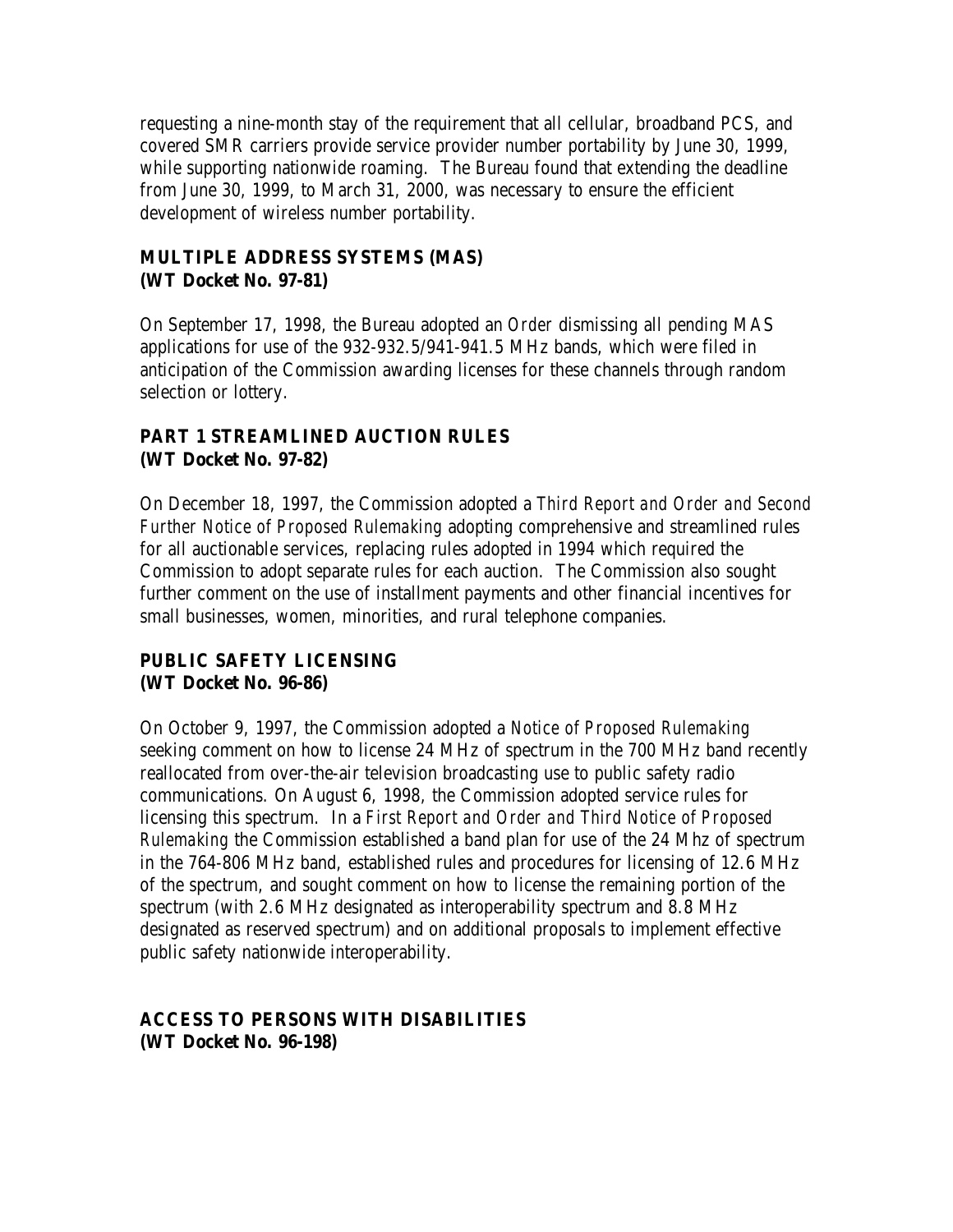requesting a nine-month stay of the requirement that all cellular, broadband PCS, and covered SMR carriers provide service provider number portability by June 30, 1999, while supporting nationwide roaming. The Bureau found that extending the deadline from June 30, 1999, to March 31, 2000, was necessary to ensure the efficient development of wireless number portability.

**MULTIPLE ADDRESS SYSTEMS (MAS)**
**(WT Docket No. 97-81)**

On September 17, 1998, the Bureau adopted an *Order* dismissing all pending MAS applications for use of the 932-932.5/941-941.5 MHz bands, which were filed in anticipation of the Commission awarding licenses for these channels through random selection or lottery.

**PART 1 STREAMLINED AUCTION RULES**
**(WT Docket No. 97-82)**

On December 18, 1997, the Commission adopted a *Third Report and Order and Second Further Notice of Proposed Rulemaking* adopting comprehensive and streamlined rules for all auctionable services, replacing rules adopted in 1994 which required the Commission to adopt separate rules for each auction. The Commission also sought further comment on the use of installment payments and other financial incentives for small businesses, women, minorities, and rural telephone companies.

**PUBLIC SAFETY LICENSING**
**(WT Docket No. 96-86)**

On October 9, 1997, the Commission adopted a *Notice of Proposed Rulemaking* seeking comment on how to license 24 MHz of spectrum in the 700 MHz band recently reallocated from over-the-air television broadcasting use to public safety radio communications. On August 6, 1998, the Commission adopted service rules for licensing this spectrum. In a *First Report and Order and Third Notice of Proposed Rulemaking* the Commission established a band plan for use of the 24 Mhz of spectrum in the 764-806 MHz band, established rules and procedures for licensing of 12.6 MHz of the spectrum, and sought comment on how to license the remaining portion of the spectrum (with 2.6 MHz designated as interoperability spectrum and 8.8 MHz designated as reserved spectrum) and on additional proposals to implement effective public safety nationwide interoperability.

**ACCESS TO PERSONS WITH DISABILITIES**
**(WT Docket No. 96-198)**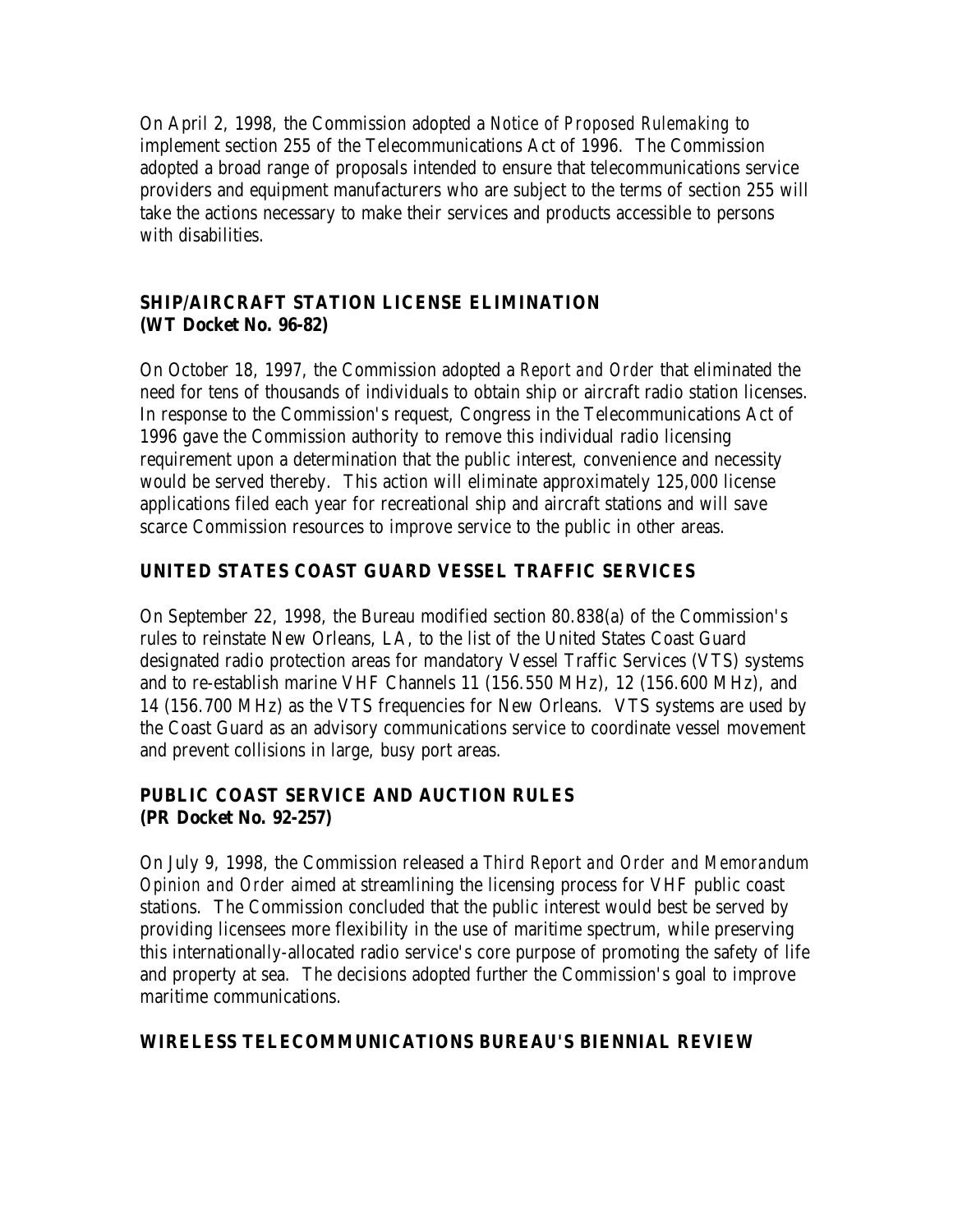On April 2, 1998, the Commission adopted a *Notice of Proposed Rulemaking* to implement section 255 of the Telecommunications Act of 1996. The Commission adopted a broad range of proposals intended to ensure that telecommunications service providers and equipment manufacturers who are subject to the terms of section 255 will take the actions necessary to make their services and products accessible to persons with disabilities.

### SHIP/AIRCRAFT STATION LICENSE ELIMINATION
### (WT Docket No. 96-82)

On October 18, 1997, the Commission adopted a *Report and Order* that eliminated the need for tens of thousands of individuals to obtain ship or aircraft radio station licenses. In response to the Commission's request, Congress in the Telecommunications Act of 1996 gave the Commission authority to remove this individual radio licensing requirement upon a determination that the public interest, convenience and necessity would be served thereby. This action will eliminate approximately 125,000 license applications filed each year for recreational ship and aircraft stations and will save scarce Commission resources to improve service to the public in other areas.

### UNITED STATES COAST GUARD VESSEL TRAFFIC SERVICES

On September 22, 1998, the Bureau modified section 80.838(a) of the Commission's rules to reinstate New Orleans, LA, to the list of the United States Coast Guard designated radio protection areas for mandatory Vessel Traffic Services (VTS) systems and to re-establish marine VHF Channels 11 (156.550 MHz), 12 (156.600 MHz), and 14 (156.700 MHz) as the VTS frequencies for New Orleans. VTS systems are used by the Coast Guard as an advisory communications service to coordinate vessel movement and prevent collisions in large, busy port areas.

### PUBLIC COAST SERVICE AND AUCTION RULES
### (PR Docket No. 92-257)

On July 9, 1998, the Commission released a *Third Report and Order and Memorandum Opinion and Order* aimed at streamlining the licensing process for VHF public coast stations. The Commission concluded that the public interest would best be served by providing licensees more flexibility in the use of maritime spectrum, while preserving this internationally-allocated radio service's core purpose of promoting the safety of life and property at sea. The decisions adopted further the Commission's goal to improve maritime communications.

### WIRELESS TELECOMMUNICATIONS BUREAU'S BIENNIAL REVIEW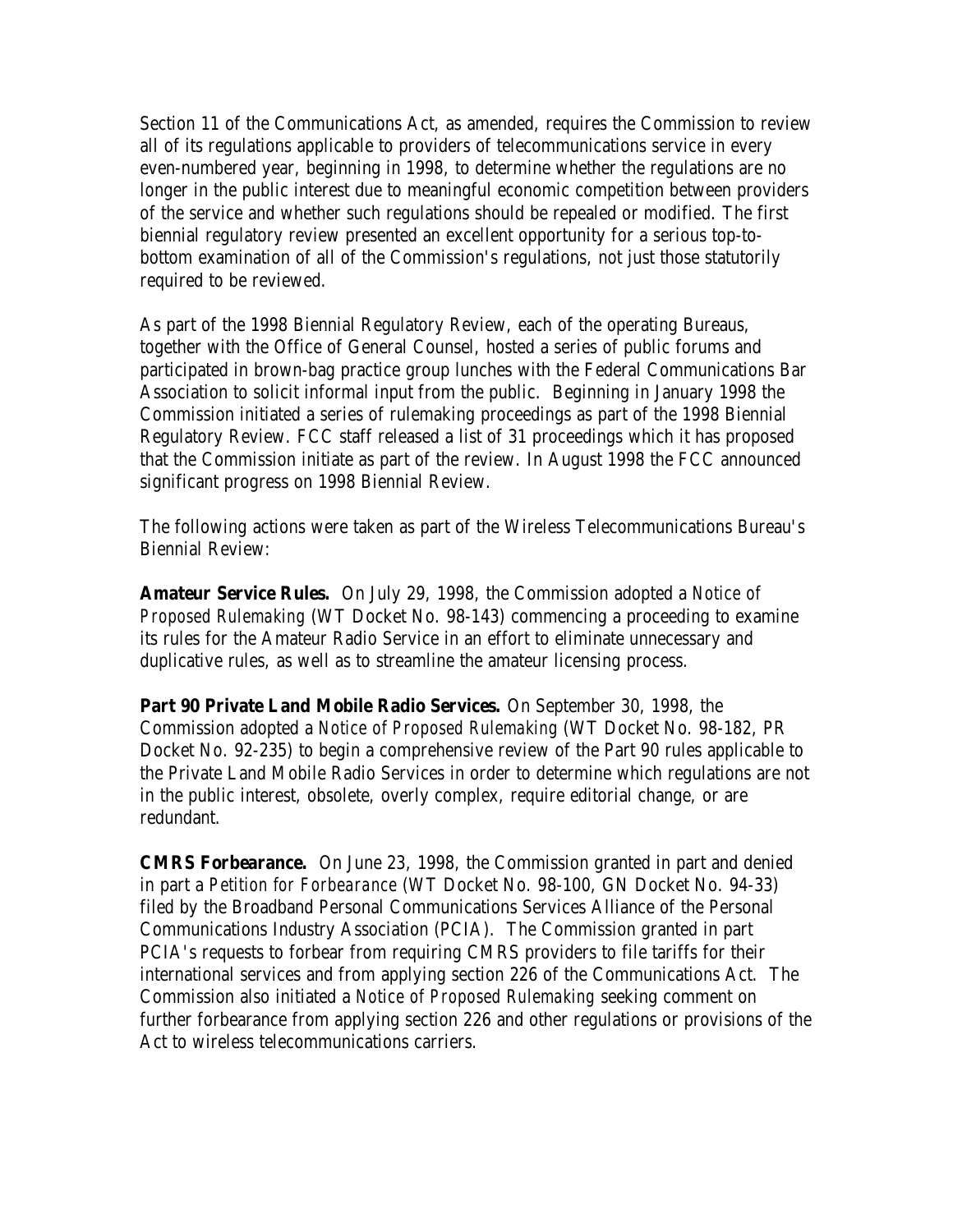Section 11 of the Communications Act, as amended, requires the Commission to review all of its regulations applicable to providers of telecommunications service in every even-numbered year, beginning in 1998, to determine whether the regulations are no longer in the public interest due to meaningful economic competition between providers of the service and whether such regulations should be repealed or modified. The first biennial regulatory review presented an excellent opportunity for a serious top-to-bottom examination of all of the Commission's regulations, not just those statutorily required to be reviewed.

As part of the 1998 Biennial Regulatory Review, each of the operating Bureaus, together with the Office of General Counsel, hosted a series of public forums and participated in brown-bag practice group lunches with the Federal Communications Bar Association to solicit informal input from the public. Beginning in January 1998 the Commission initiated a series of rulemaking proceedings as part of the 1998 Biennial Regulatory Review. FCC staff released a list of 31 proceedings which it has proposed that the Commission initiate as part of the review. In August 1998 the FCC announced significant progress on 1998 Biennial Review.

The following actions were taken as part of the Wireless Telecommunications Bureau's Biennial Review:

**Amateur Service Rules.** On July 29, 1998, the Commission adopted a *Notice of Proposed Rulemaking* (WT Docket No. 98-143) commencing a proceeding to examine its rules for the Amateur Radio Service in an effort to eliminate unnecessary and duplicative rules, as well as to streamline the amateur licensing process.

**Part 90 Private Land Mobile Radio Services.** On September 30, 1998, the Commission adopted a *Notice of Proposed Rulemaking* (WT Docket No. 98-182, PR Docket No. 92-235) to begin a comprehensive review of the Part 90 rules applicable to the Private Land Mobile Radio Services in order to determine which regulations are not in the public interest, obsolete, overly complex, require editorial change, or are redundant.

**CMRS Forbearance.** On June 23, 1998, the Commission granted in part and denied in part a *Petition for Forbearance* (WT Docket No. 98-100, GN Docket No. 94-33) filed by the Broadband Personal Communications Services Alliance of the Personal Communications Industry Association (PCIA). The Commission granted in part PCIA's requests to forbear from requiring CMRS providers to file tariffs for their international services and from applying section 226 of the Communications Act. The Commission also initiated a *Notice of Proposed Rulemaking* seeking comment on further forbearance from applying section 226 and other regulations or provisions of the Act to wireless telecommunications carriers.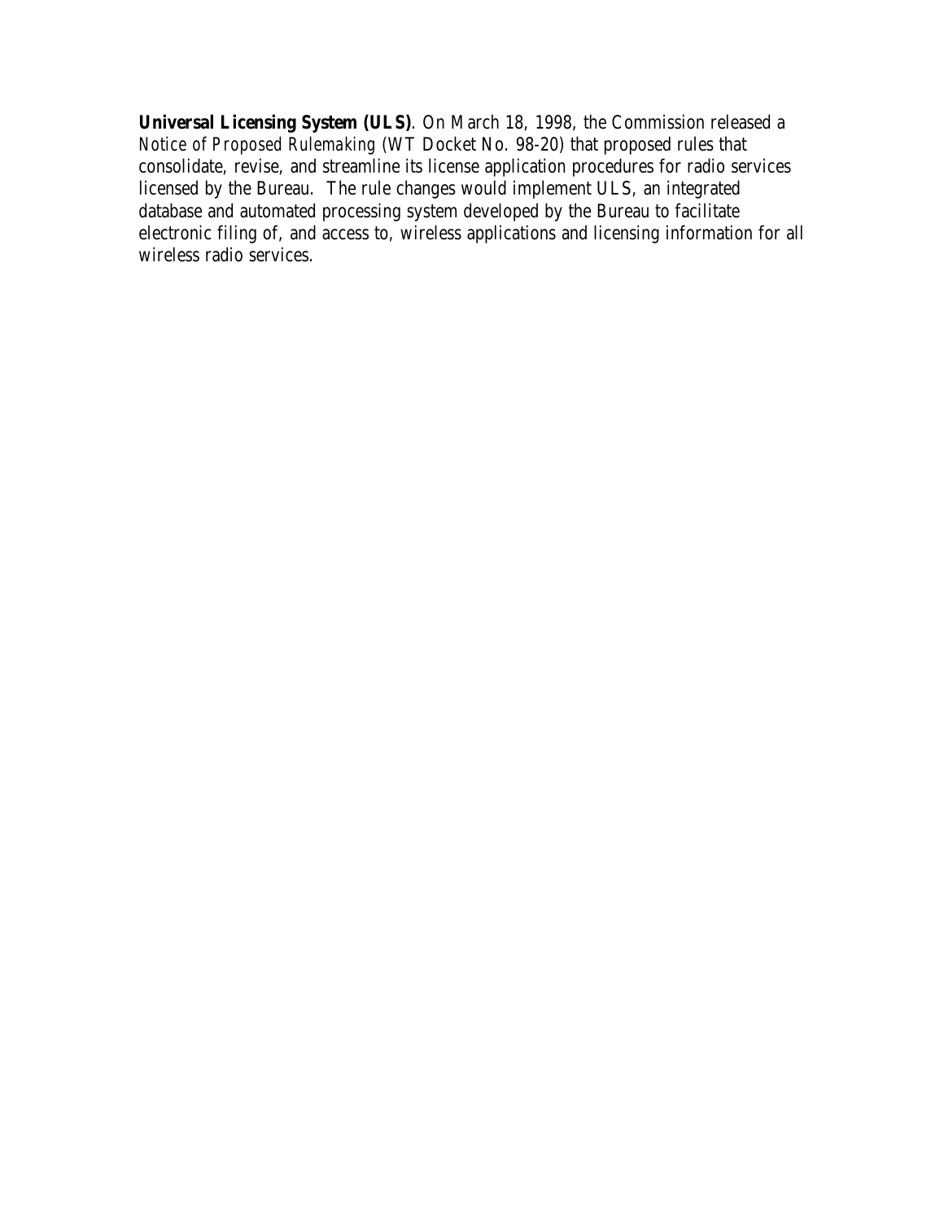**Universal Licensing System (ULS)**. On March 18, 1998, the Commission released a *Notice of Proposed Rulemaking* (WT Docket No. 98-20) that proposed rules that consolidate, revise, and streamline its license application procedures for radio services licensed by the Bureau. The rule changes would implement ULS, an integrated database and automated processing system developed by the Bureau to facilitate electronic filing of, and access to, wireless applications and licensing information for all wireless radio services.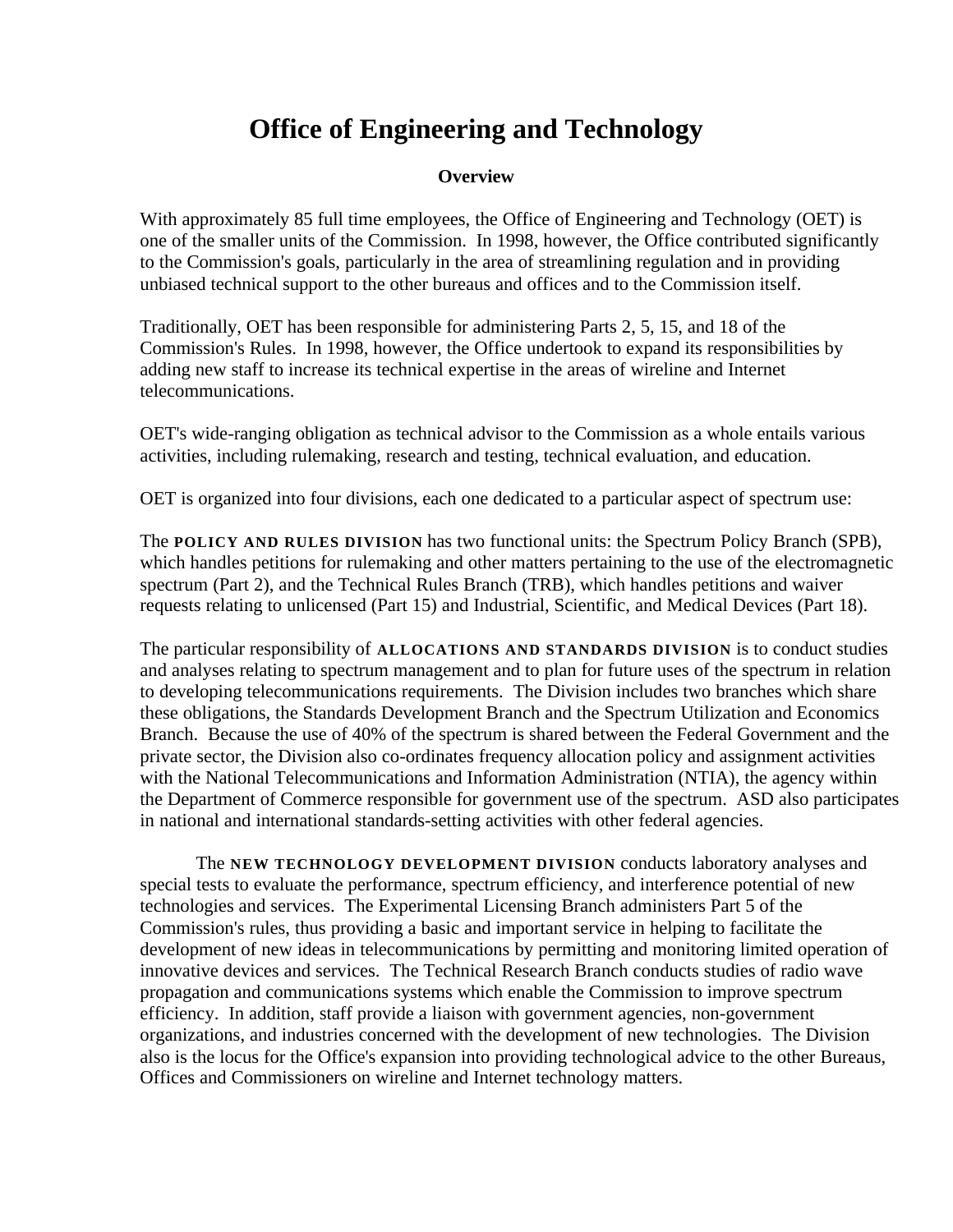# Office of Engineering and Technology

### Overview

With approximately 85 full time employees, the Office of Engineering and Technology (OET) is one of the smaller units of the Commission. In 1998, however, the Office contributed significantly to the Commission's goals, particularly in the area of streamlining regulation and in providing unbiased technical support to the other bureaus and offices and to the Commission itself.

Traditionally, OET has been responsible for administering Parts 2, 5, 15, and 18 of the Commission's Rules. In 1998, however, the Office undertook to expand its responsibilities by adding new staff to increase its technical expertise in the areas of wireline and Internet telecommunications.

OET's wide-ranging obligation as technical advisor to the Commission as a whole entails various activities, including rulemaking, research and testing, technical evaluation, and education.

OET is organized into four divisions, each one dedicated to a particular aspect of spectrum use:

The **POLICY AND RULES DIVISION** has two functional units: the Spectrum Policy Branch (SPB), which handles petitions for rulemaking and other matters pertaining to the use of the electromagnetic spectrum (Part 2), and the Technical Rules Branch (TRB), which handles petitions and waiver requests relating to unlicensed (Part 15) and Industrial, Scientific, and Medical Devices (Part 18).

The particular responsibility of **ALLOCATIONS AND STANDARDS DIVISION** is to conduct studies and analyses relating to spectrum management and to plan for future uses of the spectrum in relation to developing telecommunications requirements. The Division includes two branches which share these obligations, the Standards Development Branch and the Spectrum Utilization and Economics Branch. Because the use of 40% of the spectrum is shared between the Federal Government and the private sector, the Division also co-ordinates frequency allocation policy and assignment activities with the National Telecommunications and Information Administration (NTIA), the agency within the Department of Commerce responsible for government use of the spectrum. ASD also participates in national and international standards-setting activities with other federal agencies.

The **NEW TECHNOLOGY DEVELOPMENT DIVISION** conducts laboratory analyses and special tests to evaluate the performance, spectrum efficiency, and interference potential of new technologies and services. The Experimental Licensing Branch administers Part 5 of the Commission's rules, thus providing a basic and important service in helping to facilitate the development of new ideas in telecommunications by permitting and monitoring limited operation of innovative devices and services. The Technical Research Branch conducts studies of radio wave propagation and communications systems which enable the Commission to improve spectrum efficiency. In addition, staff provide a liaison with government agencies, non-government organizations, and industries concerned with the development of new technologies. The Division also is the locus for the Office's expansion into providing technological advice to the other Bureaus, Offices and Commissioners on wireline and Internet technology matters.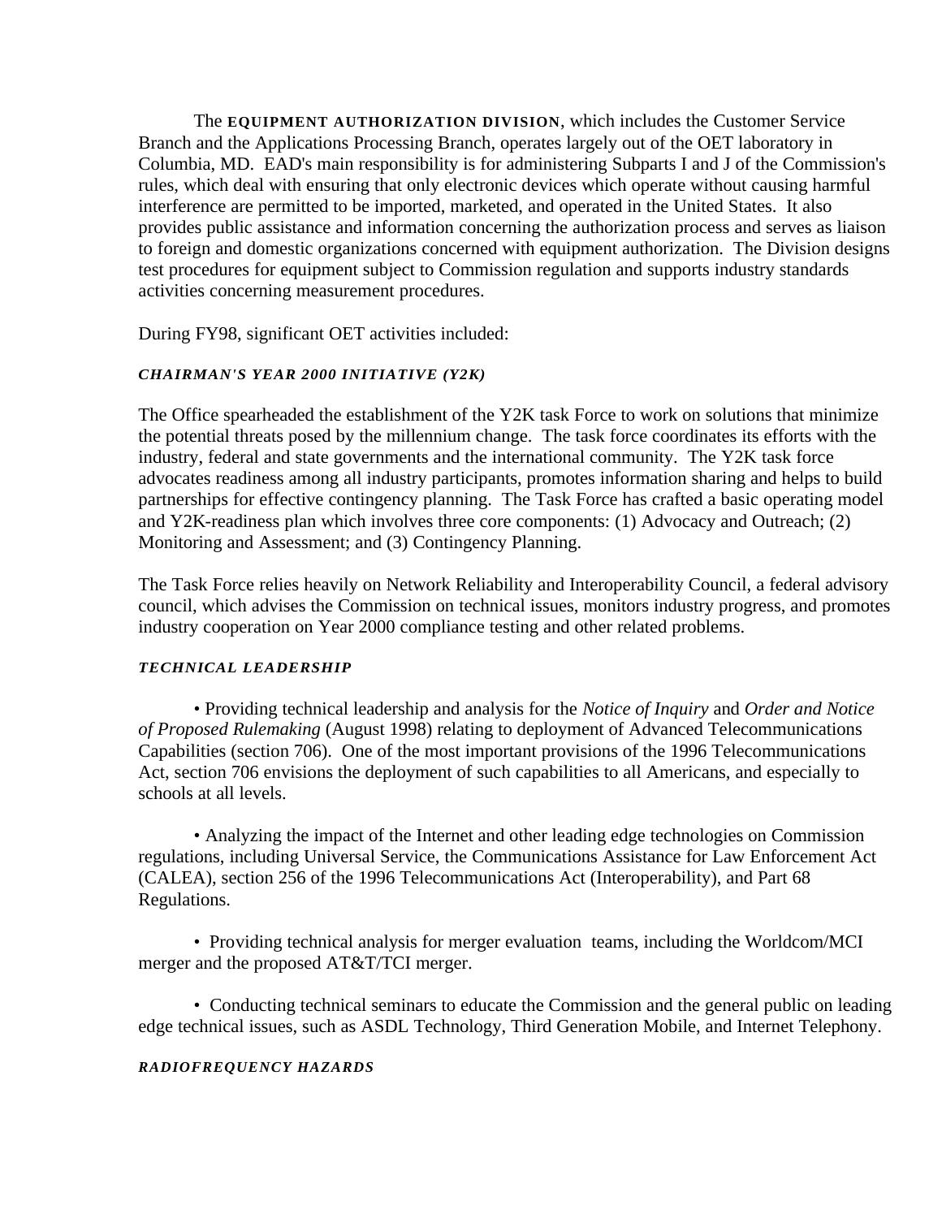The **EQUIPMENT AUTHORIZATION DIVISION**, which includes the Customer Service Branch and the Applications Processing Branch, operates largely out of the OET laboratory in Columbia, MD. EAD's main responsibility is for administering Subparts I and J of the Commission's rules, which deal with ensuring that only electronic devices which operate without causing harmful interference are permitted to be imported, marketed, and operated in the United States. It also provides public assistance and information concerning the authorization process and serves as liaison to foreign and domestic organizations concerned with equipment authorization. The Division designs test procedures for equipment subject to Commission regulation and supports industry standards activities concerning measurement procedures.

During FY98, significant OET activities included:

***CHAIRMAN'S YEAR 2000 INITIATIVE (Y2K)***

The Office spearheaded the establishment of the Y2K task Force to work on solutions that minimize the potential threats posed by the millennium change. The task force coordinates its efforts with the industry, federal and state governments and the international community. The Y2K task force advocates readiness among all industry participants, promotes information sharing and helps to build partnerships for effective contingency planning. The Task Force has crafted a basic operating model and Y2K-readiness plan which involves three core components: (1) Advocacy and Outreach; (2) Monitoring and Assessment; and (3) Contingency Planning.

The Task Force relies heavily on Network Reliability and Interoperability Council, a federal advisory council, which advises the Commission on technical issues, monitors industry progress, and promotes industry cooperation on Year 2000 compliance testing and other related problems.

***TECHNICAL LEADERSHIP***

• Providing technical leadership and analysis for the *Notice of Inquiry* and *Order and Notice of Proposed Rulemaking* (August 1998) relating to deployment of Advanced Telecommunications Capabilities (section 706). One of the most important provisions of the 1996 Telecommunications Act, section 706 envisions the deployment of such capabilities to all Americans, and especially to schools at all levels.

• Analyzing the impact of the Internet and other leading edge technologies on Commission regulations, including Universal Service, the Communications Assistance for Law Enforcement Act (CALEA), section 256 of the 1996 Telecommunications Act (Interoperability), and Part 68 Regulations.

• Providing technical analysis for merger evaluation teams, including the Worldcom/MCI merger and the proposed AT&T/TCI merger.

• Conducting technical seminars to educate the Commission and the general public on leading edge technical issues, such as ASDL Technology, Third Generation Mobile, and Internet Telephony.

***RADIOFREQUENCY HAZARDS***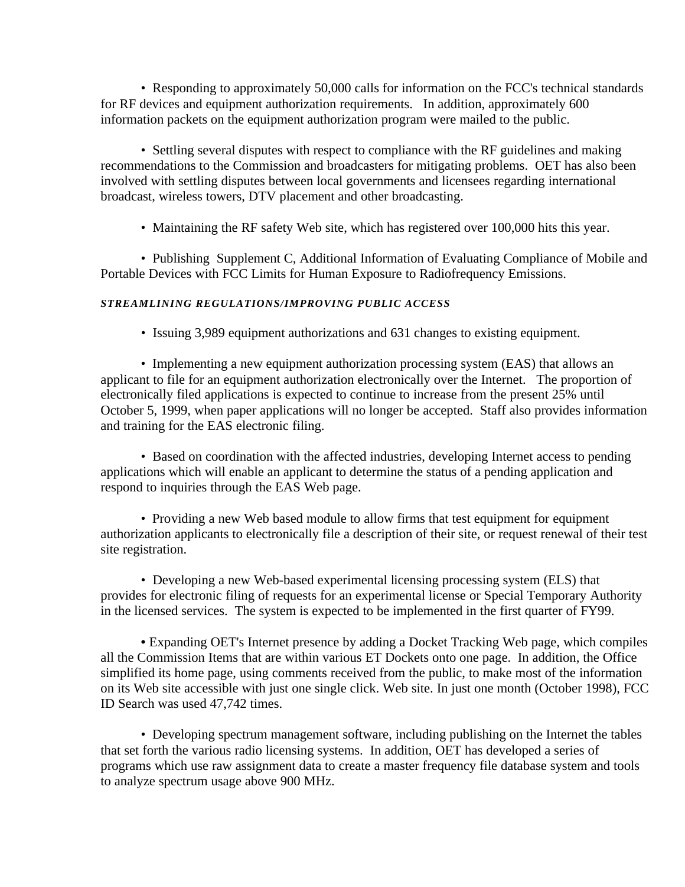- Responding to approximately 50,000 calls for information on the FCC's technical standards for RF devices and equipment authorization requirements. In addition, approximately 600 information packets on the equipment authorization program were mailed to the public.

- Settling several disputes with respect to compliance with the RF guidelines and making recommendations to the Commission and broadcasters for mitigating problems. OET has also been involved with settling disputes between local governments and licensees regarding international broadcast, wireless towers, DTV placement and other broadcasting.

- Maintaining the RF safety Web site, which has registered over 100,000 hits this year.

- Publishing Supplement C, Additional Information of Evaluating Compliance of Mobile and Portable Devices with FCC Limits for Human Exposure to Radiofrequency Emissions.

***STREAMLINING REGULATIONS/IMPROVING PUBLIC ACCESS***

- Issuing 3,989 equipment authorizations and 631 changes to existing equipment.

- Implementing a new equipment authorization processing system (EAS) that allows an applicant to file for an equipment authorization electronically over the Internet. The proportion of electronically filed applications is expected to continue to increase from the present 25% until October 5, 1999, when paper applications will no longer be accepted. Staff also provides information and training for the EAS electronic filing.

- Based on coordination with the affected industries, developing Internet access to pending applications which will enable an applicant to determine the status of a pending application and respond to inquiries through the EAS Web page.

- Providing a new Web based module to allow firms that test equipment for equipment authorization applicants to electronically file a description of their site, or request renewal of their test site registration.

- Developing a new Web-based experimental licensing processing system (ELS) that provides for electronic filing of requests for an experimental license or Special Temporary Authority in the licensed services. The system is expected to be implemented in the first quarter of FY99.

- Expanding OET's Internet presence by adding a Docket Tracking Web page, which compiles all the Commission Items that are within various ET Dockets onto one page. In addition, the Office simplified its home page, using comments received from the public, to make most of the information on its Web site accessible with just one single click. Web site. In just one month (October 1998), FCC ID Search was used 47,742 times.

- Developing spectrum management software, including publishing on the Internet the tables that set forth the various radio licensing systems. In addition, OET has developed a series of programs which use raw assignment data to create a master frequency file database system and tools to analyze spectrum usage above 900 MHz.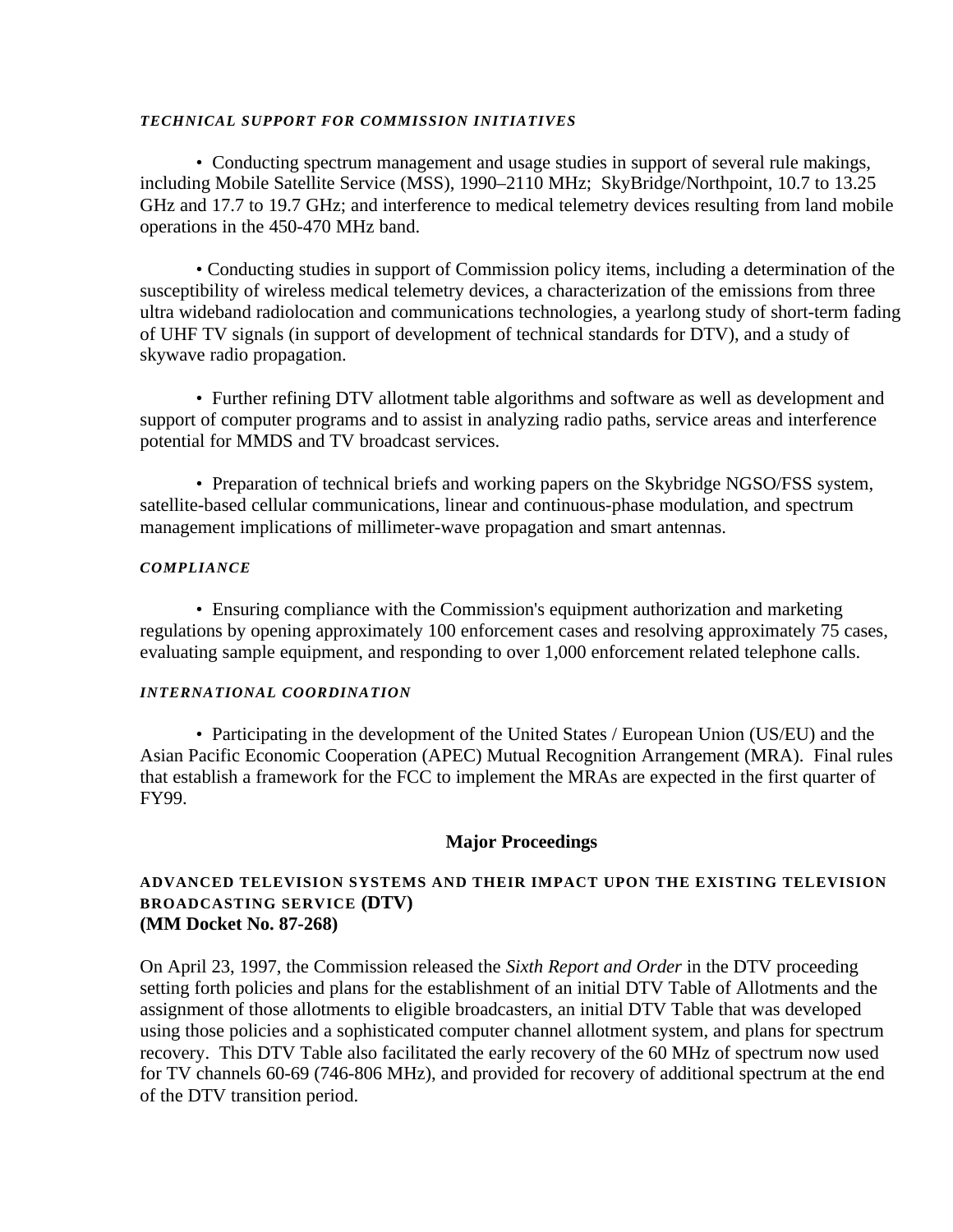***TECHNICAL SUPPORT FOR COMMISSION INITIATIVES***

• Conducting spectrum management and usage studies in support of several rule makings, including Mobile Satellite Service (MSS), 1990–2110 MHz; SkyBridge/Northpoint, 10.7 to 13.25 GHz and 17.7 to 19.7 GHz; and interference to medical telemetry devices resulting from land mobile operations in the 450-470 MHz band.

• Conducting studies in support of Commission policy items, including a determination of the susceptibility of wireless medical telemetry devices, a characterization of the emissions from three ultra wideband radiolocation and communications technologies, a yearlong study of short-term fading of UHF TV signals (in support of development of technical standards for DTV), and a study of skywave radio propagation.

• Further refining DTV allotment table algorithms and software as well as development and support of computer programs and to assist in analyzing radio paths, service areas and interference potential for MMDS and TV broadcast services.

• Preparation of technical briefs and working papers on the Skybridge NGSO/FSS system, satellite-based cellular communications, linear and continuous-phase modulation, and spectrum management implications of millimeter-wave propagation and smart antennas.

***COMPLIANCE***

• Ensuring compliance with the Commission's equipment authorization and marketing regulations by opening approximately 100 enforcement cases and resolving approximately 75 cases, evaluating sample equipment, and responding to over 1,000 enforcement related telephone calls.

***INTERNATIONAL COORDINATION***

• Participating in the development of the United States / European Union (US/EU) and the Asian Pacific Economic Cooperation (APEC) Mutual Recognition Arrangement (MRA). Final rules that establish a framework for the FCC to implement the MRAs are expected in the first quarter of FY99.

## Major Proceedings

**ADVANCED TELEVISION SYSTEMS AND THEIR IMPACT UPON THE EXISTING TELEVISION BROADCASTING SERVICE (DTV)**
**(MM Docket No. 87-268)**

On April 23, 1997, the Commission released the *Sixth Report and Order* in the DTV proceeding setting forth policies and plans for the establishment of an initial DTV Table of Allotments and the assignment of those allotments to eligible broadcasters, an initial DTV Table that was developed using those policies and a sophisticated computer channel allotment system, and plans for spectrum recovery. This DTV Table also facilitated the early recovery of the 60 MHz of spectrum now used for TV channels 60-69 (746-806 MHz), and provided for recovery of additional spectrum at the end of the DTV transition period.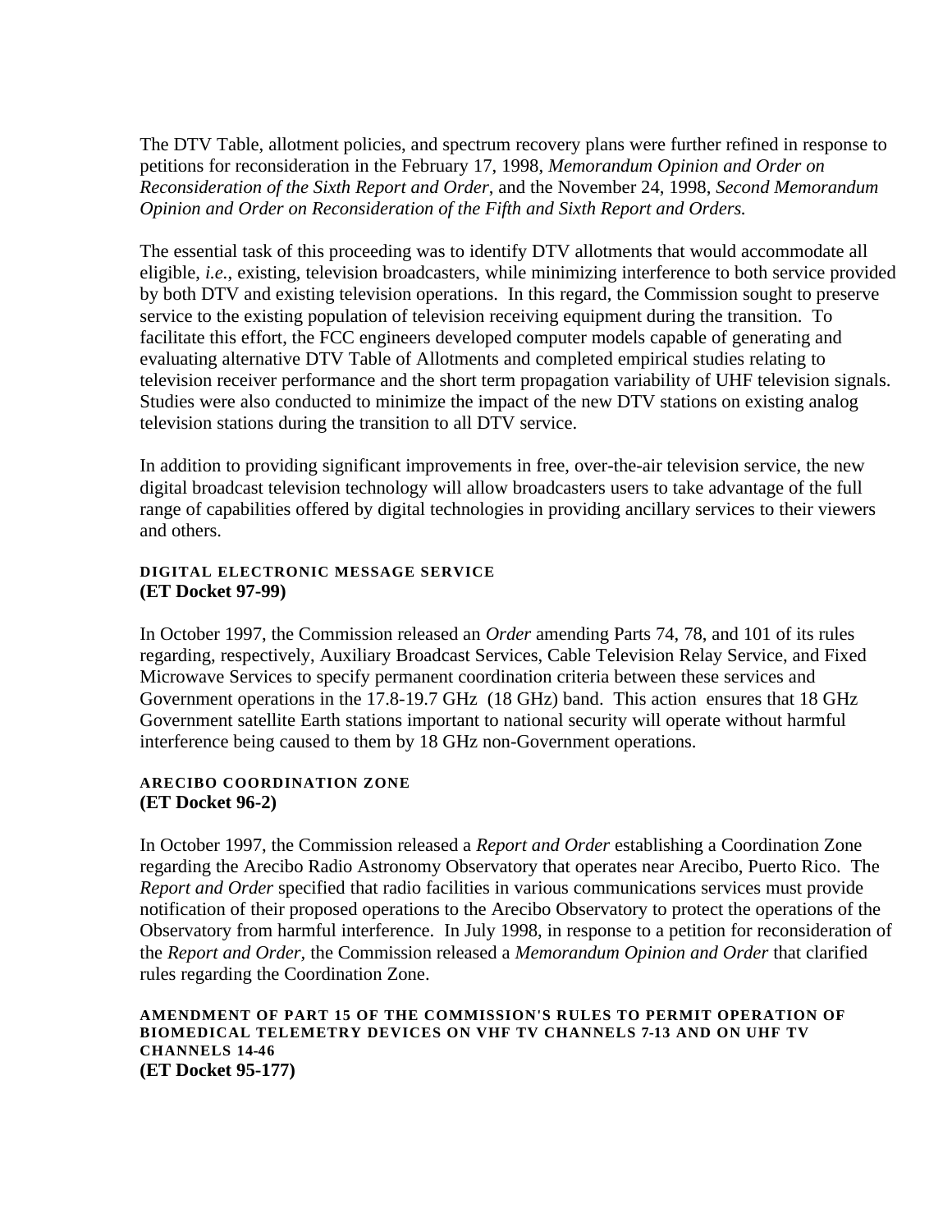The DTV Table, allotment policies, and spectrum recovery plans were further refined in response to petitions for reconsideration in the February 17, 1998, *Memorandum Opinion and Order on Reconsideration of the Sixth Report and Order*, and the November 24, 1998, *Second Memorandum Opinion and Order on Reconsideration of the Fifth and Sixth Report and Orders.*

The essential task of this proceeding was to identify DTV allotments that would accommodate all eligible, *i.e.*, existing, television broadcasters, while minimizing interference to both service provided by both DTV and existing television operations. In this regard, the Commission sought to preserve service to the existing population of television receiving equipment during the transition. To facilitate this effort, the FCC engineers developed computer models capable of generating and evaluating alternative DTV Table of Allotments and completed empirical studies relating to television receiver performance and the short term propagation variability of UHF television signals. Studies were also conducted to minimize the impact of the new DTV stations on existing analog television stations during the transition to all DTV service.

In addition to providing significant improvements in free, over-the-air television service, the new digital broadcast television technology will allow broadcasters users to take advantage of the full range of capabilities offered by digital technologies in providing ancillary services to their viewers and others.

### DIGITAL ELECTRONIC MESSAGE SERVICE
**(ET Docket 97-99)**

In October 1997, the Commission released an *Order* amending Parts 74, 78, and 101 of its rules regarding, respectively, Auxiliary Broadcast Services, Cable Television Relay Service, and Fixed Microwave Services to specify permanent coordination criteria between these services and Government operations in the 17.8-19.7 GHz (18 GHz) band. This action ensures that 18 GHz Government satellite Earth stations important to national security will operate without harmful interference being caused to them by 18 GHz non-Government operations.

### ARECIBO COORDINATION ZONE
**(ET Docket 96-2)**

In October 1997, the Commission released a *Report and Order* establishing a Coordination Zone regarding the Arecibo Radio Astronomy Observatory that operates near Arecibo, Puerto Rico. The *Report and Order* specified that radio facilities in various communications services must provide notification of their proposed operations to the Arecibo Observatory to protect the operations of the Observatory from harmful interference. In July 1998, in response to a petition for reconsideration of the *Report and Order,* the Commission released a *Memorandum Opinion and Order* that clarified rules regarding the Coordination Zone.

### AMENDMENT OF PART 15 OF THE COMMISSION'S RULES TO PERMIT OPERATION OF BIOMEDICAL TELEMETRY DEVICES ON VHF TV CHANNELS 7-13 AND ON UHF TV CHANNELS 14-46
**(ET Docket 95-177)**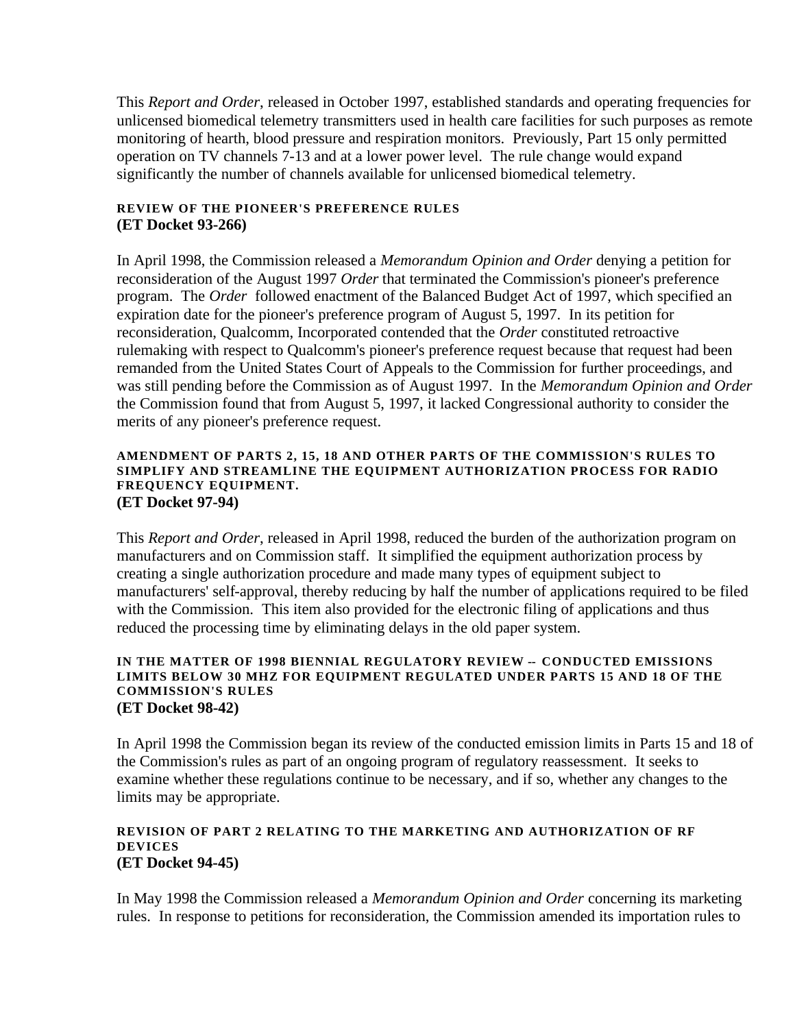This *Report and Order*, released in October 1997, established standards and operating frequencies for unlicensed biomedical telemetry transmitters used in health care facilities for such purposes as remote monitoring of hearth, blood pressure and respiration monitors. Previously, Part 15 only permitted operation on TV channels 7-13 and at a lower power level. The rule change would expand significantly the number of channels available for unlicensed biomedical telemetry.

#### REVIEW OF THE PIONEER'S PREFERENCE RULES
**(ET Docket 93-266)**

In April 1998, the Commission released a *Memorandum Opinion and Order* denying a petition for reconsideration of the August 1997 *Order* that terminated the Commission's pioneer's preference program. The *Order* followed enactment of the Balanced Budget Act of 1997, which specified an expiration date for the pioneer's preference program of August 5, 1997. In its petition for reconsideration, Qualcomm, Incorporated contended that the *Order* constituted retroactive rulemaking with respect to Qualcomm's pioneer's preference request because that request had been remanded from the United States Court of Appeals to the Commission for further proceedings, and was still pending before the Commission as of August 1997. In the *Memorandum Opinion and Order* the Commission found that from August 5, 1997, it lacked Congressional authority to consider the merits of any pioneer's preference request.

#### AMENDMENT OF PARTS 2, 15, 18 AND OTHER PARTS OF THE COMMISSION'S RULES TO SIMPLIFY AND STREAMLINE THE EQUIPMENT AUTHORIZATION PROCESS FOR RADIO FREQUENCY EQUIPMENT.
**(ET Docket 97-94)**

This *Report and Order*, released in April 1998, reduced the burden of the authorization program on manufacturers and on Commission staff. It simplified the equipment authorization process by creating a single authorization procedure and made many types of equipment subject to manufacturers' self-approval, thereby reducing by half the number of applications required to be filed with the Commission. This item also provided for the electronic filing of applications and thus reduced the processing time by eliminating delays in the old paper system.

#### IN THE MATTER OF 1998 BIENNIAL REGULATORY REVIEW -- CONDUCTED EMISSIONS LIMITS BELOW 30 MHZ FOR EQUIPMENT REGULATED UNDER PARTS 15 AND 18 OF THE COMMISSION'S RULES
**(ET Docket 98-42)**

In April 1998 the Commission began its review of the conducted emission limits in Parts 15 and 18 of the Commission's rules as part of an ongoing program of regulatory reassessment. It seeks to examine whether these regulations continue to be necessary, and if so, whether any changes to the limits may be appropriate.

#### REVISION OF PART 2 RELATING TO THE MARKETING AND AUTHORIZATION OF RF DEVICES
**(ET Docket 94-45)**

In May 1998 the Commission released a *Memorandum Opinion and Order* concerning its marketing rules. In response to petitions for reconsideration, the Commission amended its importation rules to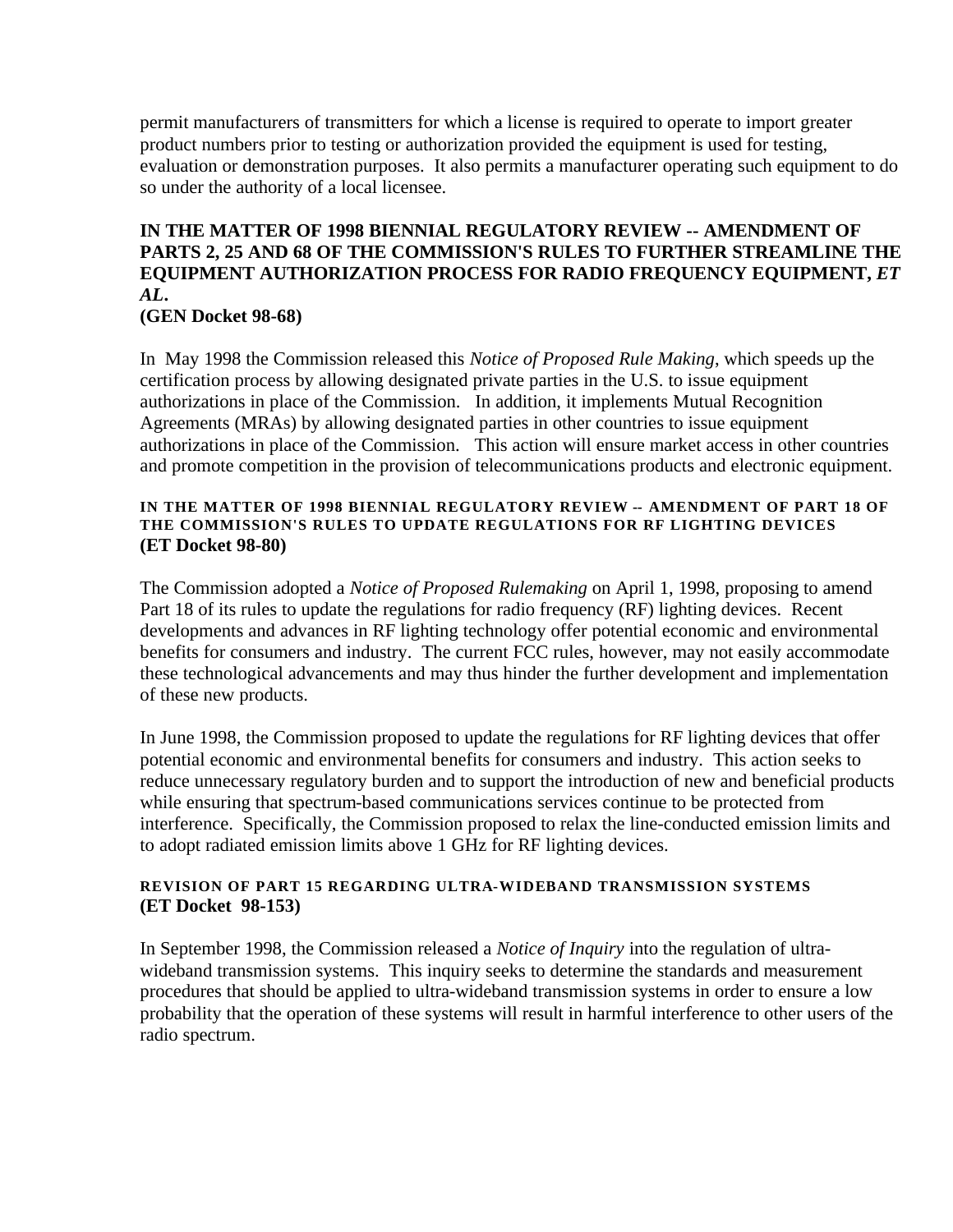permit manufacturers of transmitters for which a license is required to operate to import greater product numbers prior to testing or authorization provided the equipment is used for testing, evaluation or demonstration purposes. It also permits a manufacturer operating such equipment to do so under the authority of a local licensee.

**IN THE MATTER OF 1998 BIENNIAL REGULATORY REVIEW -- AMENDMENT OF PARTS 2, 25 AND 68 OF THE COMMISSION'S RULES TO FURTHER STREAMLINE THE EQUIPMENT AUTHORIZATION PROCESS FOR RADIO FREQUENCY EQUIPMENT, *ET AL*.**
**(GEN Docket 98-68)**

In May 1998 the Commission released this *Notice of Proposed Rule Making*, which speeds up the certification process by allowing designated private parties in the U.S. to issue equipment authorizations in place of the Commission. In addition, it implements Mutual Recognition Agreements (MRAs) by allowing designated parties in other countries to issue equipment authorizations in place of the Commission. This action will ensure market access in other countries and promote competition in the provision of telecommunications products and electronic equipment.

**IN THE MATTER OF 1998 BIENNIAL REGULATORY REVIEW -- AMENDMENT OF PART 18 OF THE COMMISSION'S RULES TO UPDATE REGULATIONS FOR RF LIGHTING DEVICES**
**(ET Docket 98-80)**

The Commission adopted a *Notice of Proposed Rulemaking* on April 1, 1998, proposing to amend Part 18 of its rules to update the regulations for radio frequency (RF) lighting devices. Recent developments and advances in RF lighting technology offer potential economic and environmental benefits for consumers and industry. The current FCC rules, however, may not easily accommodate these technological advancements and may thus hinder the further development and implementation of these new products.

In June 1998, the Commission proposed to update the regulations for RF lighting devices that offer potential economic and environmental benefits for consumers and industry. This action seeks to reduce unnecessary regulatory burden and to support the introduction of new and beneficial products while ensuring that spectrum-based communications services continue to be protected from interference. Specifically, the Commission proposed to relax the line-conducted emission limits and to adopt radiated emission limits above 1 GHz for RF lighting devices.

**REVISION OF PART 15 REGARDING ULTRA-WIDEBAND TRANSMISSION SYSTEMS**
**(ET Docket 98-153)**

In September 1998, the Commission released a *Notice of Inquiry* into the regulation of ultra-wideband transmission systems. This inquiry seeks to determine the standards and measurement procedures that should be applied to ultra-wideband transmission systems in order to ensure a low probability that the operation of these systems will result in harmful interference to other users of the radio spectrum.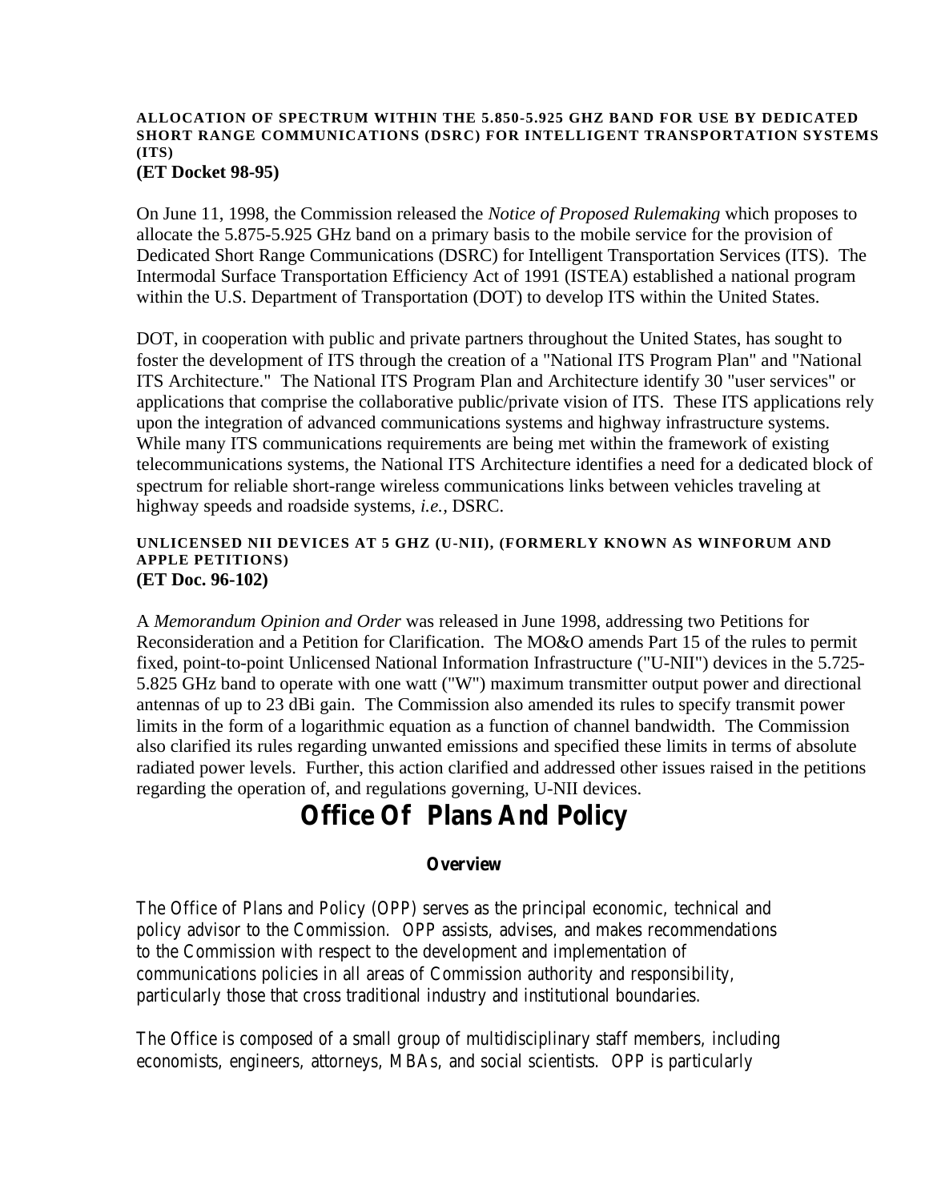#### ALLOCATION OF SPECTRUM WITHIN THE 5.850-5.925 GHZ BAND FOR USE BY DEDICATED SHORT RANGE COMMUNICATIONS (DSRC) FOR INTELLIGENT TRANSPORTATION SYSTEMS (ITS)
**(ET Docket 98-95)**

On June 11, 1998, the Commission released the *Notice of Proposed Rulemaking* which proposes to allocate the 5.875-5.925 GHz band on a primary basis to the mobile service for the provision of Dedicated Short Range Communications (DSRC) for Intelligent Transportation Services (ITS). The Intermodal Surface Transportation Efficiency Act of 1991 (ISTEA) established a national program within the U.S. Department of Transportation (DOT) to develop ITS within the United States.

DOT, in cooperation with public and private partners throughout the United States, has sought to foster the development of ITS through the creation of a "National ITS Program Plan" and "National ITS Architecture." The National ITS Program Plan and Architecture identify 30 "user services" or applications that comprise the collaborative public/private vision of ITS. These ITS applications rely upon the integration of advanced communications systems and highway infrastructure systems. While many ITS communications requirements are being met within the framework of existing telecommunications systems, the National ITS Architecture identifies a need for a dedicated block of spectrum for reliable short-range wireless communications links between vehicles traveling at highway speeds and roadside systems, *i.e.*, DSRC.

#### UNLICENSED NII DEVICES AT 5 GHZ (U-NII), (FORMERLY KNOWN AS WINFORUM AND APPLE PETITIONS)
**(ET Doc. 96-102)**

A *Memorandum Opinion and Order* was released in June 1998, addressing two Petitions for Reconsideration and a Petition for Clarification. The MO&O amends Part 15 of the rules to permit fixed, point-to-point Unlicensed National Information Infrastructure ("U-NII") devices in the 5.725-5.825 GHz band to operate with one watt ("W") maximum transmitter output power and directional antennas of up to 23 dBi gain. The Commission also amended its rules to specify transmit power limits in the form of a logarithmic equation as a function of channel bandwidth. The Commission also clarified its rules regarding unwanted emissions and specified these limits in terms of absolute radiated power levels. Further, this action clarified and addressed other issues raised in the petitions regarding the operation of, and regulations governing, U-NII devices.

# Office Of Plans And Policy

### Overview

The Office of Plans and Policy (OPP) serves as the principal economic, technical and policy advisor to the Commission. OPP assists, advises, and makes recommendations to the Commission with respect to the development and implementation of communications policies in all areas of Commission authority and responsibility, particularly those that cross traditional industry and institutional boundaries.

The Office is composed of a small group of multidisciplinary staff members, including economists, engineers, attorneys, MBAs, and social scientists. OPP is particularly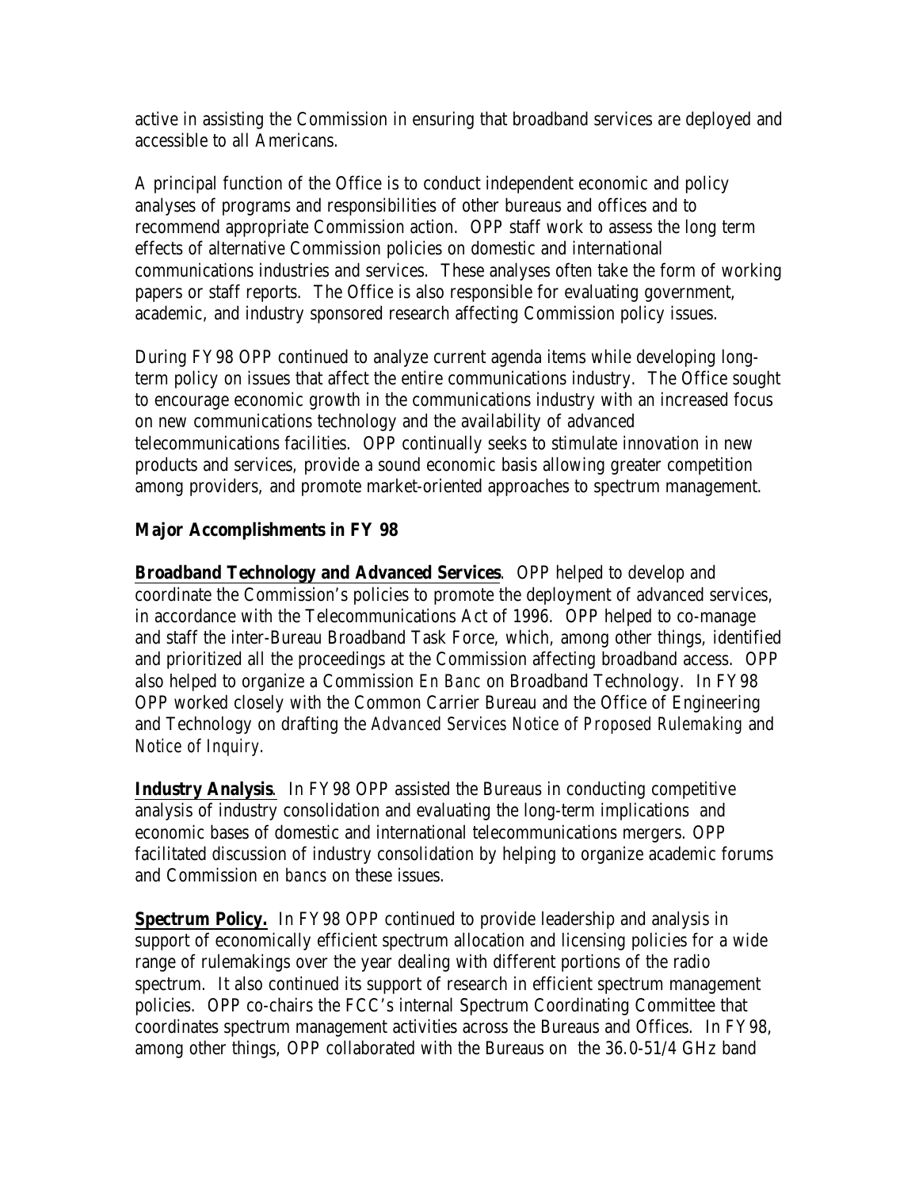active in assisting the Commission in ensuring that broadband services are deployed and accessible to all Americans.

A principal function of the Office is to conduct independent economic and policy analyses of programs and responsibilities of other bureaus and offices and to recommend appropriate Commission action. OPP staff work to assess the long term effects of alternative Commission policies on domestic and international communications industries and services. These analyses often take the form of working papers or staff reports. The Office is also responsible for evaluating government, academic, and industry sponsored research affecting Commission policy issues.

During FY98 OPP continued to analyze current agenda items while developing long-term policy on issues that affect the entire communications industry. The Office sought to encourage economic growth in the communications industry with an increased focus on new communications technology and the availability of advanced telecommunications facilities. OPP continually seeks to stimulate innovation in new products and services, provide a sound economic basis allowing greater competition among providers, and promote market-oriented approaches to spectrum management.

**Major Accomplishments in FY 98**

**Broadband Technology and Advanced Services**. OPP helped to develop and coordinate the Commission's policies to promote the deployment of advanced services, in accordance with the Telecommunications Act of 1996. OPP helped to co-manage and staff the inter-Bureau Broadband Task Force, which, among other things, identified and prioritized all the proceedings at the Commission affecting broadband access. OPP also helped to organize a Commission *En Banc* on Broadband Technology. In FY98 OPP worked closely with the Common Carrier Bureau and the Office of Engineering and Technology on drafting the *Advanced Services Notice of Proposed Rulemaking* and *Notice of Inquiry*.

**Industry Analysis**. In FY98 OPP assisted the Bureaus in conducting competitive analysis of industry consolidation and evaluating the long-term implications and economic bases of domestic and international telecommunications mergers. OPP facilitated discussion of industry consolidation by helping to organize academic forums and Commission *en bancs* on these issues.

**Spectrum Policy.** In FY98 OPP continued to provide leadership and analysis in support of economically efficient spectrum allocation and licensing policies for a wide range of rulemakings over the year dealing with different portions of the radio spectrum. It also continued its support of research in efficient spectrum management policies. OPP co-chairs the FCC's internal Spectrum Coordinating Committee that coordinates spectrum management activities across the Bureaus and Offices. In FY98, among other things, OPP collaborated with the Bureaus on the 36.0-51/4 GHz band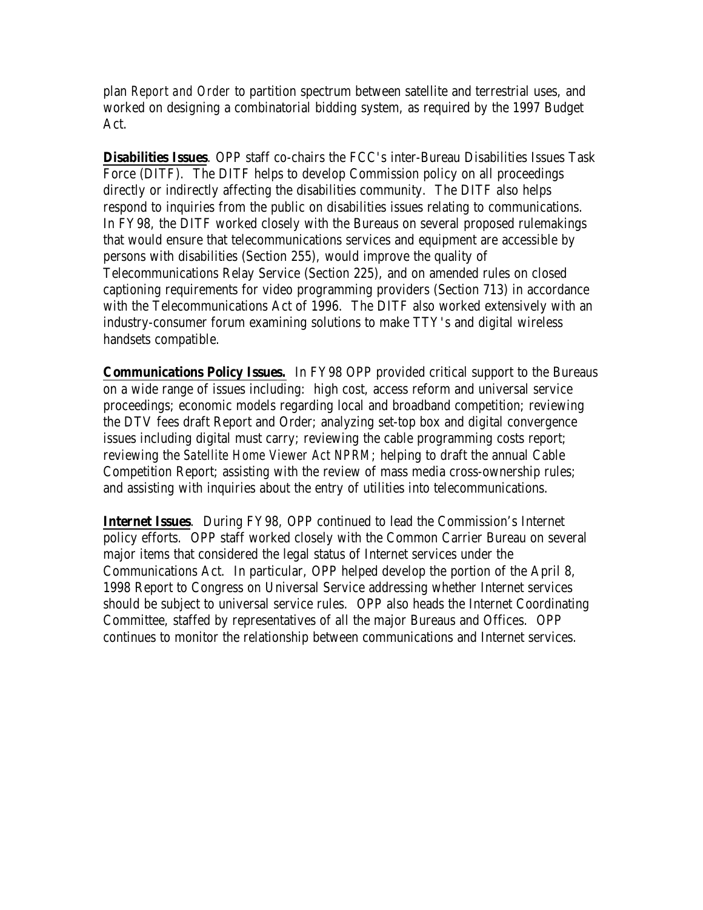plan *Report and Order* to partition spectrum between satellite and terrestrial uses, and worked on designing a combinatorial bidding system, as required by the 1997 Budget Act.

**Disabilities Issues**. OPP staff co-chairs the FCC's inter-Bureau Disabilities Issues Task Force (DITF). The DITF helps to develop Commission policy on all proceedings directly or indirectly affecting the disabilities community. The DITF also helps respond to inquiries from the public on disabilities issues relating to communications. In FY98, the DITF worked closely with the Bureaus on several proposed rulemakings that would ensure that telecommunications services and equipment are accessible by persons with disabilities (Section 255), would improve the quality of Telecommunications Relay Service (Section 225), and on amended rules on closed captioning requirements for video programming providers (Section 713) in accordance with the Telecommunications Act of 1996. The DITF also worked extensively with an industry-consumer forum examining solutions to make TTY's and digital wireless handsets compatible.

**Communications Policy Issues.** In FY98 OPP provided critical support to the Bureaus on a wide range of issues including: high cost, access reform and universal service proceedings; economic models regarding local and broadband competition; reviewing the DTV fees draft Report and Order; analyzing set-top box and digital convergence issues including digital must carry; reviewing the cable programming costs report; reviewing the *Satellite Home Viewer Act NPRM*; helping to draft the annual Cable Competition Report; assisting with the review of mass media cross-ownership rules; and assisting with inquiries about the entry of utilities into telecommunications.

**Internet Issues**. During FY98, OPP continued to lead the Commission's Internet policy efforts. OPP staff worked closely with the Common Carrier Bureau on several major items that considered the legal status of Internet services under the Communications Act. In particular, OPP helped develop the portion of the April 8, 1998 Report to Congress on Universal Service addressing whether Internet services should be subject to universal service rules. OPP also heads the Internet Coordinating Committee, staffed by representatives of all the major Bureaus and Offices. OPP continues to monitor the relationship between communications and Internet services.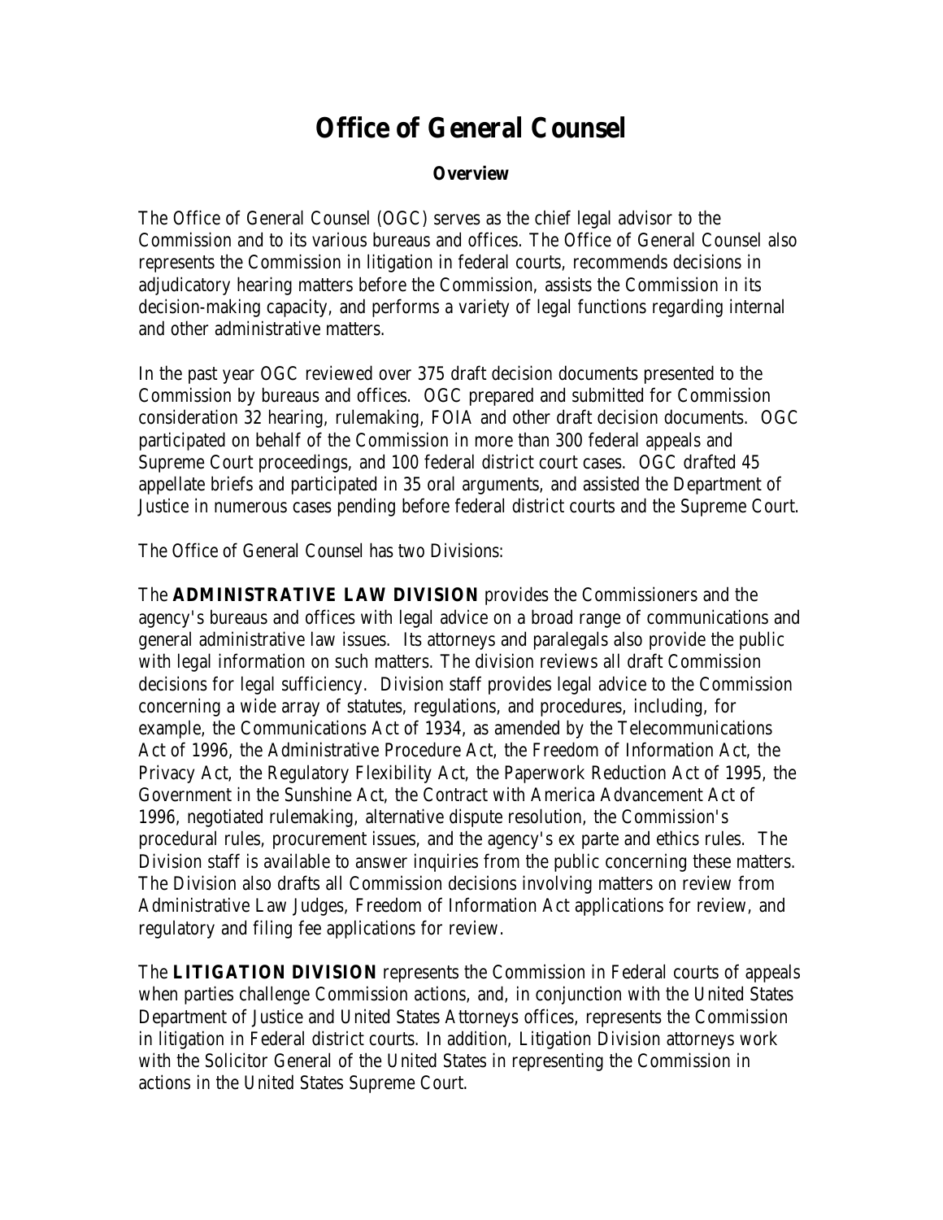# Office of General Counsel

### Overview

The Office of General Counsel (OGC) serves as the chief legal advisor to the Commission and to its various bureaus and offices. The Office of General Counsel also represents the Commission in litigation in federal courts, recommends decisions in adjudicatory hearing matters before the Commission, assists the Commission in its decision-making capacity, and performs a variety of legal functions regarding internal and other administrative matters.

In the past year OGC reviewed over 375 draft decision documents presented to the Commission by bureaus and offices. OGC prepared and submitted for Commission consideration 32 hearing, rulemaking, FOIA and other draft decision documents. OGC participated on behalf of the Commission in more than 300 federal appeals and Supreme Court proceedings, and 100 federal district court cases. OGC drafted 45 appellate briefs and participated in 35 oral arguments, and assisted the Department of Justice in numerous cases pending before federal district courts and the Supreme Court.

The Office of General Counsel has two Divisions:

The **ADMINISTRATIVE LAW DIVISION** provides the Commissioners and the agency's bureaus and offices with legal advice on a broad range of communications and general administrative law issues. Its attorneys and paralegals also provide the public with legal information on such matters. The division reviews all draft Commission decisions for legal sufficiency. Division staff provides legal advice to the Commission concerning a wide array of statutes, regulations, and procedures, including, for example, the Communications Act of 1934, as amended by the Telecommunications Act of 1996, the Administrative Procedure Act, the Freedom of Information Act, the Privacy Act, the Regulatory Flexibility Act, the Paperwork Reduction Act of 1995, the Government in the Sunshine Act, the Contract with America Advancement Act of 1996, negotiated rulemaking, alternative dispute resolution, the Commission's procedural rules, procurement issues, and the agency's ex parte and ethics rules. The Division staff is available to answer inquiries from the public concerning these matters. The Division also drafts all Commission decisions involving matters on review from Administrative Law Judges, Freedom of Information Act applications for review, and regulatory and filing fee applications for review.

The **LITIGATION DIVISION** represents the Commission in Federal courts of appeals when parties challenge Commission actions, and, in conjunction with the United States Department of Justice and United States Attorneys offices, represents the Commission in litigation in Federal district courts. In addition, Litigation Division attorneys work with the Solicitor General of the United States in representing the Commission in actions in the United States Supreme Court.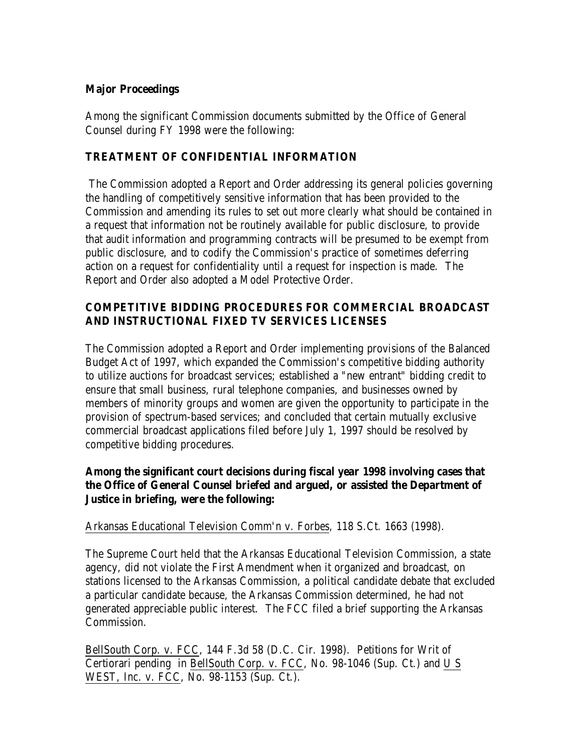**Major Proceedings**

Among the significant Commission documents submitted by the Office of General Counsel during FY 1998 were the following:

### TREATMENT OF CONFIDENTIAL INFORMATION

The Commission adopted a Report and Order addressing its general policies governing the handling of competitively sensitive information that has been provided to the Commission and amending its rules to set out more clearly what should be contained in a request that information not be routinely available for public disclosure, to provide that audit information and programming contracts will be presumed to be exempt from public disclosure, and to codify the Commission's practice of sometimes deferring action on a request for confidentiality until a request for inspection is made. The Report and Order also adopted a Model Protective Order.

### COMPETITIVE BIDDING PROCEDURES FOR COMMERCIAL BROADCAST AND INSTRUCTIONAL FIXED TV SERVICES LICENSES

The Commission adopted a Report and Order implementing provisions of the Balanced Budget Act of 1997, which expanded the Commission's competitive bidding authority to utilize auctions for broadcast services; established a "new entrant" bidding credit to ensure that small business, rural telephone companies, and businesses owned by members of minority groups and women are given the opportunity to participate in the provision of spectrum-based services; and concluded that certain mutually exclusive commercial broadcast applications filed before July 1, 1997 should be resolved by competitive bidding procedures.

**Among the significant court decisions during fiscal year 1998 involving cases that the Office of General Counsel briefed and argued, or assisted the Department of Justice in briefing, were the following:**

Arkansas Educational Television Comm'n v. Forbes, 118 S.Ct. 1663 (1998).

The Supreme Court held that the Arkansas Educational Television Commission, a state agency, did not violate the First Amendment when it organized and broadcast, on stations licensed to the Arkansas Commission, a political candidate debate that excluded a particular candidate because, the Arkansas Commission determined, he had not generated appreciable public interest. The FCC filed a brief supporting the Arkansas Commission.

BellSouth Corp. v. FCC, 144 F.3d 58 (D.C. Cir. 1998). Petitions for Writ of Certiorari pending in BellSouth Corp. v. FCC, No. 98-1046 (Sup. Ct.) and U S WEST, Inc. v. FCC, No. 98-1153 (Sup. Ct.).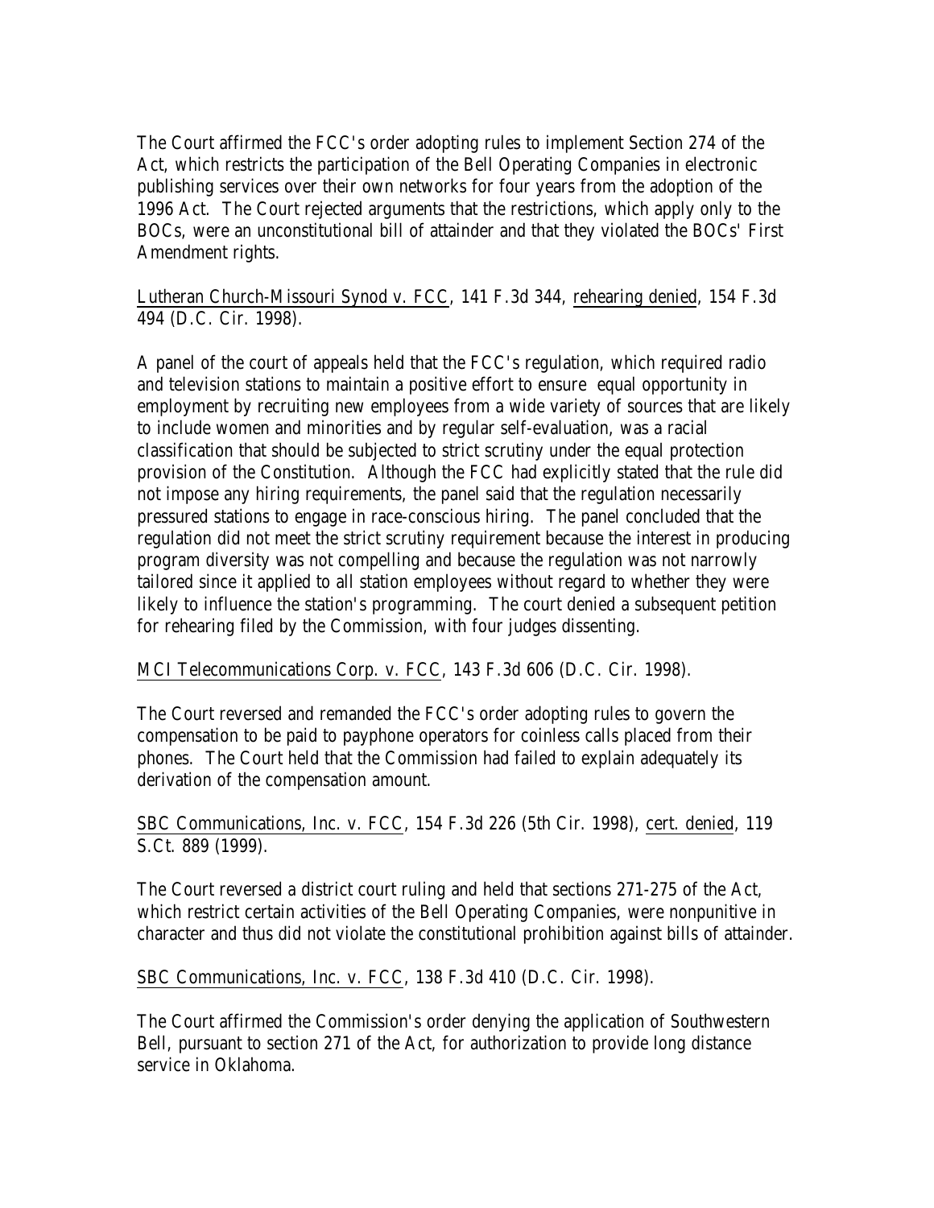The Court affirmed the FCC's order adopting rules to implement Section 274 of the Act, which restricts the participation of the Bell Operating Companies in electronic publishing services over their own networks for four years from the adoption of the 1996 Act. The Court rejected arguments that the restrictions, which apply only to the BOCs, were an unconstitutional bill of attainder and that they violated the BOCs' First Amendment rights.

Lutheran Church-Missouri Synod v. FCC, 141 F.3d 344, rehearing denied, 154 F.3d 494 (D.C. Cir. 1998).

A panel of the court of appeals held that the FCC's regulation, which required radio and television stations to maintain a positive effort to ensure equal opportunity in employment by recruiting new employees from a wide variety of sources that are likely to include women and minorities and by regular self-evaluation, was a racial classification that should be subjected to strict scrutiny under the equal protection provision of the Constitution. Although the FCC had explicitly stated that the rule did not impose any hiring requirements, the panel said that the regulation necessarily pressured stations to engage in race-conscious hiring. The panel concluded that the regulation did not meet the strict scrutiny requirement because the interest in producing program diversity was not compelling and because the regulation was not narrowly tailored since it applied to all station employees without regard to whether they were likely to influence the station's programming. The court denied a subsequent petition for rehearing filed by the Commission, with four judges dissenting.

MCI Telecommunications Corp. v. FCC, 143 F.3d 606 (D.C. Cir. 1998).

The Court reversed and remanded the FCC's order adopting rules to govern the compensation to be paid to payphone operators for coinless calls placed from their phones. The Court held that the Commission had failed to explain adequately its derivation of the compensation amount.

SBC Communications, Inc. v. FCC, 154 F.3d 226 (5th Cir. 1998), cert. denied, 119 S.Ct. 889 (1999).

The Court reversed a district court ruling and held that sections 271-275 of the Act, which restrict certain activities of the Bell Operating Companies, were nonpunitive in character and thus did not violate the constitutional prohibition against bills of attainder.

SBC Communications, Inc. v. FCC, 138 F.3d 410 (D.C. Cir. 1998).

The Court affirmed the Commission's order denying the application of Southwestern Bell, pursuant to section 271 of the Act, for authorization to provide long distance service in Oklahoma.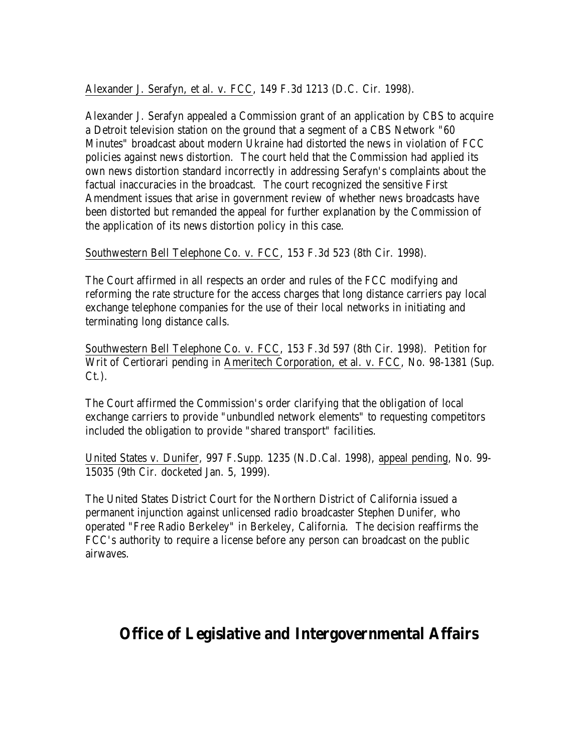Alexander J. Serafyn, et al. v. FCC, 149 F.3d 1213 (D.C. Cir. 1998).

Alexander J. Serafyn appealed a Commission grant of an application by CBS to acquire a Detroit television station on the ground that a segment of a CBS Network "60 Minutes" broadcast about modern Ukraine had distorted the news in violation of FCC policies against news distortion. The court held that the Commission had applied its own news distortion standard incorrectly in addressing Serafyn's complaints about the factual inaccuracies in the broadcast. The court recognized the sensitive First Amendment issues that arise in government review of whether news broadcasts have been distorted but remanded the appeal for further explanation by the Commission of the application of its news distortion policy in this case.

Southwestern Bell Telephone Co. v. FCC, 153 F.3d 523 (8th Cir. 1998).

The Court affirmed in all respects an order and rules of the FCC modifying and reforming the rate structure for the access charges that long distance carriers pay local exchange telephone companies for the use of their local networks in initiating and terminating long distance calls.

Southwestern Bell Telephone Co. v. FCC, 153 F.3d 597 (8th Cir. 1998). Petition for Writ of Certiorari pending in Ameritech Corporation, et al. v. FCC, No. 98-1381 (Sup. Ct.).

The Court affirmed the Commission's order clarifying that the obligation of local exchange carriers to provide "unbundled network elements" to requesting competitors included the obligation to provide "shared transport" facilities.

United States v. Dunifer, 997 F.Supp. 1235 (N.D.Cal. 1998), appeal pending, No. 99-15035 (9th Cir. docketed Jan. 5, 1999).

The United States District Court for the Northern District of California issued a permanent injunction against unlicensed radio broadcaster Stephen Dunifer, who operated "Free Radio Berkeley" in Berkeley, California. The decision reaffirms the FCC's authority to require a license before any person can broadcast on the public airwaves.

## Office of Legislative and Intergovernmental Affairs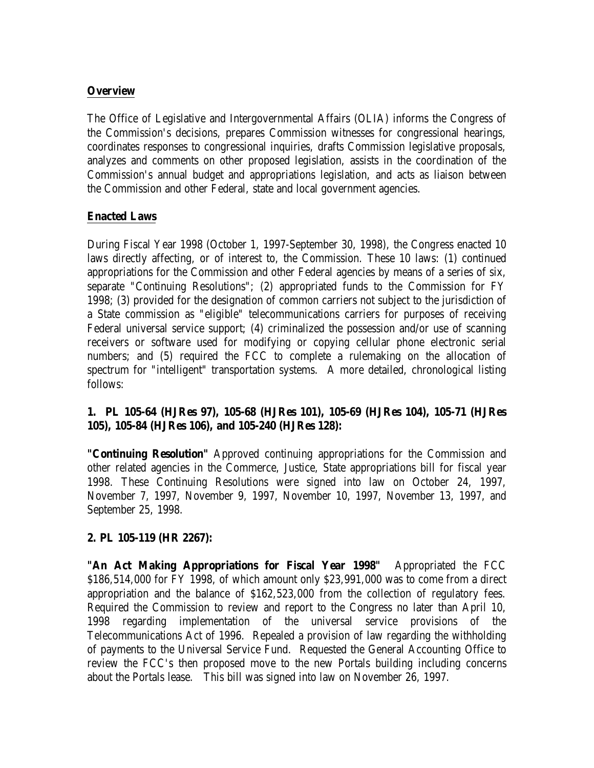## Overview

The Office of Legislative and Intergovernmental Affairs (OLIA) informs the Congress of the Commission's decisions, prepares Commission witnesses for congressional hearings, coordinates responses to congressional inquiries, drafts Commission legislative proposals, analyzes and comments on other proposed legislation, assists in the coordination of the Commission's annual budget and appropriations legislation, and acts as liaison between the Commission and other Federal, state and local government agencies.

## Enacted Laws

During Fiscal Year 1998 (October 1, 1997-September 30, 1998), the Congress enacted 10 laws directly affecting, or of interest to, the Commission. These 10 laws: (1) continued appropriations for the Commission and other Federal agencies by means of a series of six, separate "Continuing Resolutions"; (2) appropriated funds to the Commission for FY 1998; (3) provided for the designation of common carriers not subject to the jurisdiction of a State commission as "eligible" telecommunications carriers for purposes of receiving Federal universal service support; (4) criminalized the possession and/or use of scanning receivers or software used for modifying or copying cellular phone electronic serial numbers; and (5) required the FCC to complete a rulemaking on the allocation of spectrum for "intelligent" transportation systems. A more detailed, chronological listing follows:

**1. PL 105-64 (HJRes 97), 105-68 (HJRes 101), 105-69 (HJRes 104), 105-71 (HJRes 105), 105-84 (HJRes 106), and 105-240 (HJRes 128):**

**"Continuing Resolution"** Approved continuing appropriations for the Commission and other related agencies in the Commerce, Justice, State appropriations bill for fiscal year 1998. These Continuing Resolutions were signed into law on October 24, 1997, November 7, 1997, November 9, 1997, November 10, 1997, November 13, 1997, and September 25, 1998.

**2. PL 105-119 (HR 2267):**

**"An Act Making Appropriations for Fiscal Year 1998"** Appropriated the FCC $186,514,000 for FY 1998, of which amount only $23,991,000 was to come from a direct appropriation and the balance of $162,523,000 from the collection of regulatory fees. Required the Commission to review and report to the Congress no later than April 10, 1998 regarding implementation of the universal service provisions of the Telecommunications Act of 1996. Repealed a provision of law regarding the withholding of payments to the Universal Service Fund. Requested the General Accounting Office to review the FCC's then proposed move to the new Portals building including concerns about the Portals lease. This bill was signed into law on November 26, 1997.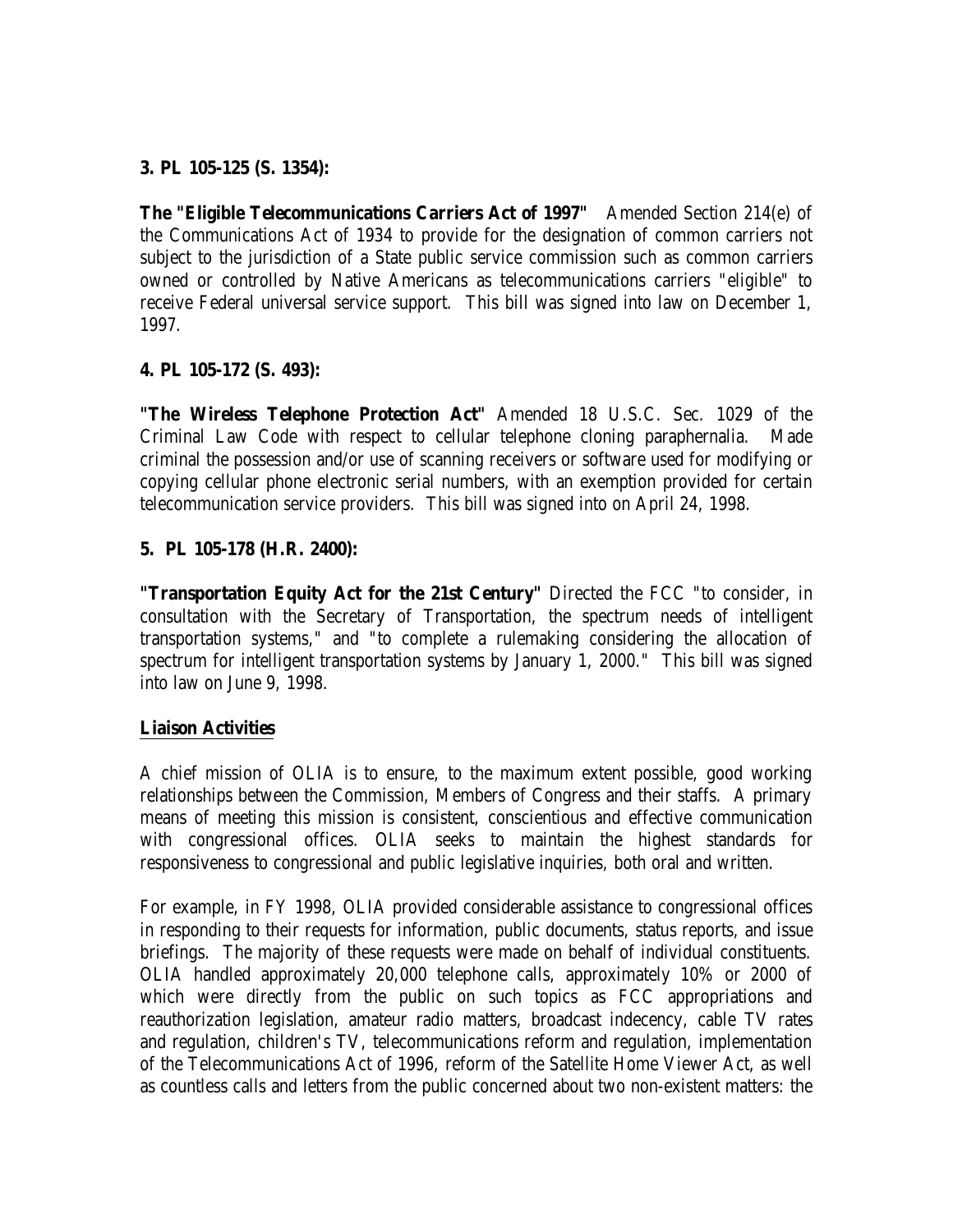**3. PL 105-125 (S. 1354):**

**The "Eligible Telecommunications Carriers Act of 1997"** Amended Section 214(e) of the Communications Act of 1934 to provide for the designation of common carriers not subject to the jurisdiction of a State public service commission such as common carriers owned or controlled by Native Americans as telecommunications carriers "eligible" to receive Federal universal service support. This bill was signed into law on December 1, 1997.

**4. PL 105-172 (S. 493):**

**"The Wireless Telephone Protection Act"** Amended 18 U.S.C. Sec. 1029 of the Criminal Law Code with respect to cellular telephone cloning paraphernalia. Made criminal the possession and/or use of scanning receivers or software used for modifying or copying cellular phone electronic serial numbers, with an exemption provided for certain telecommunication service providers. This bill was signed into on April 24, 1998.

**5. PL 105-178 (H.R. 2400):**

**"Transportation Equity Act for the 21st Century"** Directed the FCC "to consider, in consultation with the Secretary of Transportation, the spectrum needs of intelligent transportation systems," and "to complete a rulemaking considering the allocation of spectrum for intelligent transportation systems by January 1, 2000." This bill was signed into law on June 9, 1998.

**Liaison Activities**

A chief mission of OLIA is to ensure, to the maximum extent possible, good working relationships between the Commission, Members of Congress and their staffs. A primary means of meeting this mission is consistent, conscientious and effective communication with congressional offices. OLIA seeks to maintain the highest standards for responsiveness to congressional and public legislative inquiries, both oral and written.

For example, in FY 1998, OLIA provided considerable assistance to congressional offices in responding to their requests for information, public documents, status reports, and issue briefings. The majority of these requests were made on behalf of individual constituents. OLIA handled approximately 20,000 telephone calls, approximately 10% or 2000 of which were directly from the public on such topics as FCC appropriations and reauthorization legislation, amateur radio matters, broadcast indecency, cable TV rates and regulation, children's TV, telecommunications reform and regulation, implementation of the Telecommunications Act of 1996, reform of the Satellite Home Viewer Act, as well as countless calls and letters from the public concerned about two non-existent matters: the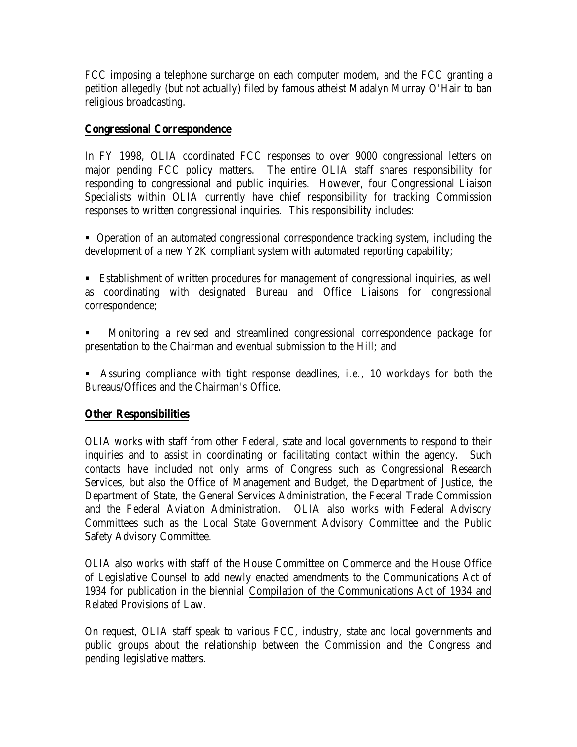FCC imposing a telephone surcharge on each computer modem, and the FCC granting a petition allegedly (but not actually) filed by famous atheist Madalyn Murray O'Hair to ban religious broadcasting.

## Congressional Correspondence

In FY 1998, OLIA coordinated FCC responses to over 9000 congressional letters on major pending FCC policy matters. The entire OLIA staff shares responsibility for responding to congressional and public inquiries. However, four Congressional Liaison Specialists within OLIA currently have chief responsibility for tracking Commission responses to written congressional inquiries. This responsibility includes:

- Operation of an automated congressional correspondence tracking system, including the development of a new Y2K compliant system with automated reporting capability;

- Establishment of written procedures for management of congressional inquiries, as well as coordinating with designated Bureau and Office Liaisons for congressional correspondence;

- Monitoring a revised and streamlined congressional correspondence package for presentation to the Chairman and eventual submission to the Hill; and

- Assuring compliance with tight response deadlines, i.e., 10 workdays for both the Bureaus/Offices and the Chairman's Office.

## Other Responsibilities

OLIA works with staff from other Federal, state and local governments to respond to their inquiries and to assist in coordinating or facilitating contact within the agency. Such contacts have included not only arms of Congress such as Congressional Research Services, but also the Office of Management and Budget, the Department of Justice, the Department of State, the General Services Administration, the Federal Trade Commission and the Federal Aviation Administration. OLIA also works with Federal Advisory Committees such as the Local State Government Advisory Committee and the Public Safety Advisory Committee.

OLIA also works with staff of the House Committee on Commerce and the House Office of Legislative Counsel to add newly enacted amendments to the Communications Act of 1934 for publication in the biennial Compilation of the Communications Act of 1934 and Related Provisions of Law.

On request, OLIA staff speak to various FCC, industry, state and local governments and public groups about the relationship between the Commission and the Congress and pending legislative matters.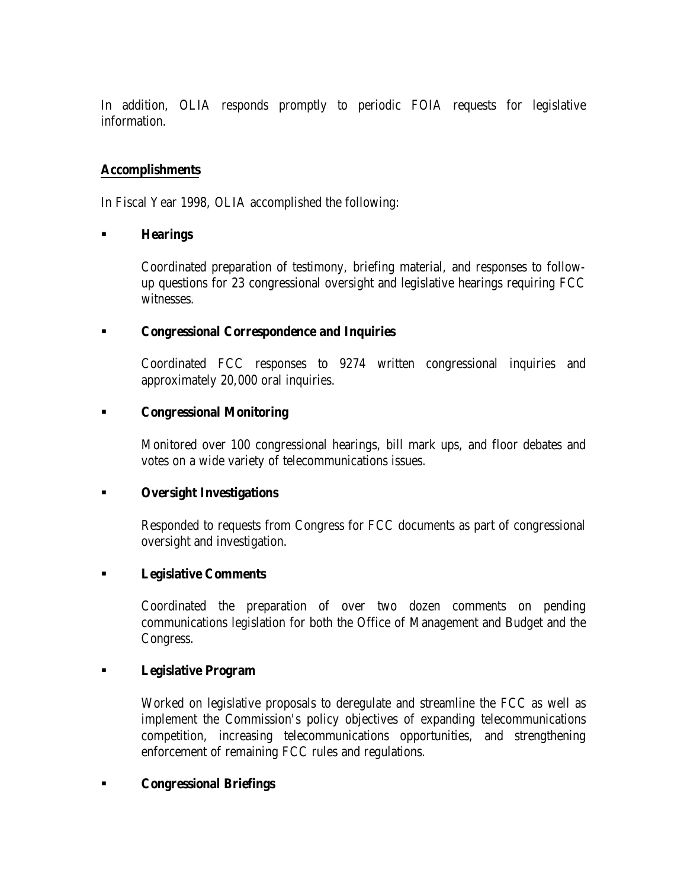In addition, OLIA responds promptly to periodic FOIA requests for legislative information.

**Accomplishments**

In Fiscal Year 1998, OLIA accomplished the following:

- **Hearings**

  Coordinated preparation of testimony, briefing material, and responses to follow-up questions for 23 congressional oversight and legislative hearings requiring FCC witnesses.

- **Congressional Correspondence and Inquiries**

  Coordinated FCC responses to 9274 written congressional inquiries and approximately 20,000 oral inquiries.

- **Congressional Monitoring**

  Monitored over 100 congressional hearings, bill mark ups, and floor debates and votes on a wide variety of telecommunications issues.

- **Oversight Investigations**

  Responded to requests from Congress for FCC documents as part of congressional oversight and investigation.

- **Legislative Comments**

  Coordinated the preparation of over two dozen comments on pending communications legislation for both the Office of Management and Budget and the Congress.

- **Legislative Program**

  Worked on legislative proposals to deregulate and streamline the FCC as well as implement the Commission's policy objectives of expanding telecommunications competition, increasing telecommunications opportunities, and strengthening enforcement of remaining FCC rules and regulations.

- **Congressional Briefings**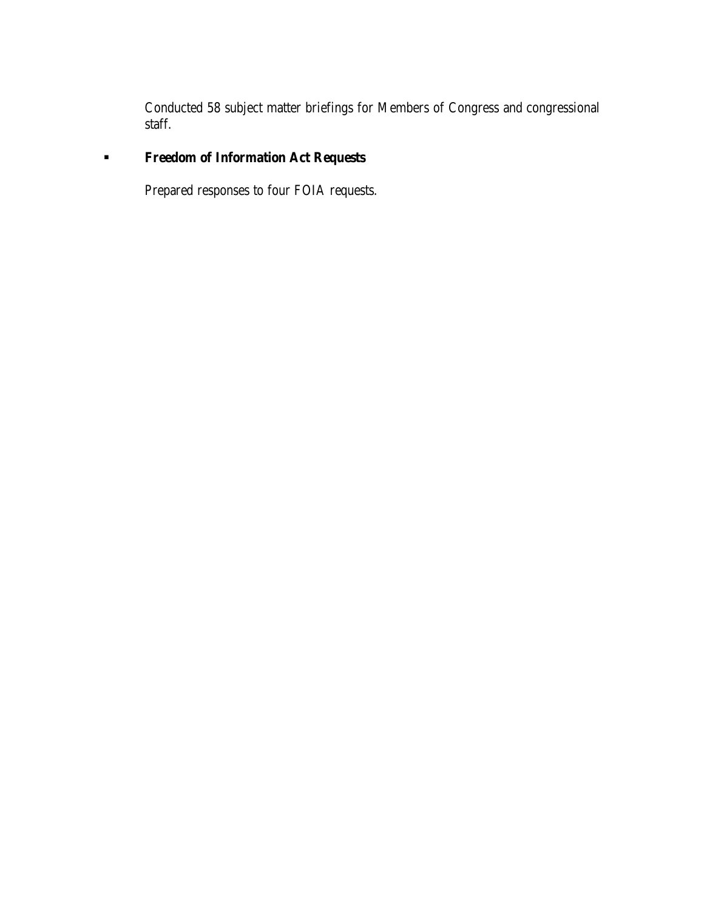Conducted 58 subject matter briefings for Members of Congress and congressional staff.

- **Freedom of Information Act Requests**

  Prepared responses to four FOIA requests.